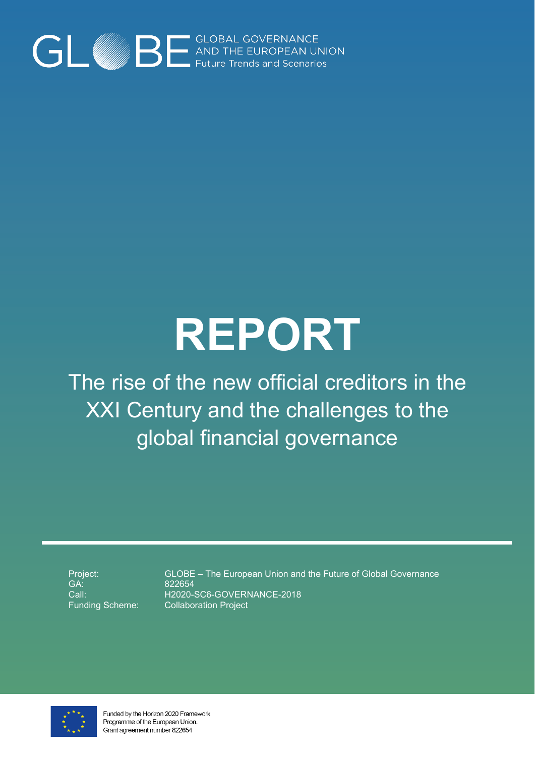GLOBE GLOBAL GOVERNANCE AND THE EUROPEAN UNION Future Trends and Scenarios

# REPORT

## The rise of the new official creditors in the XXI Century and the challenges to the global financial governance

| | |
|---|---|
| Project: | GLOBE – The European Union and the Future of Global Governance |
| GA: | 822654 |
| Call: | H2020-SC6-GOVERNANCE-2018 |
| Funding Scheme: | Collaboration Project |

Funded by the Horizon 2020 Framework Programme of the European Union. Grant agreement number 822654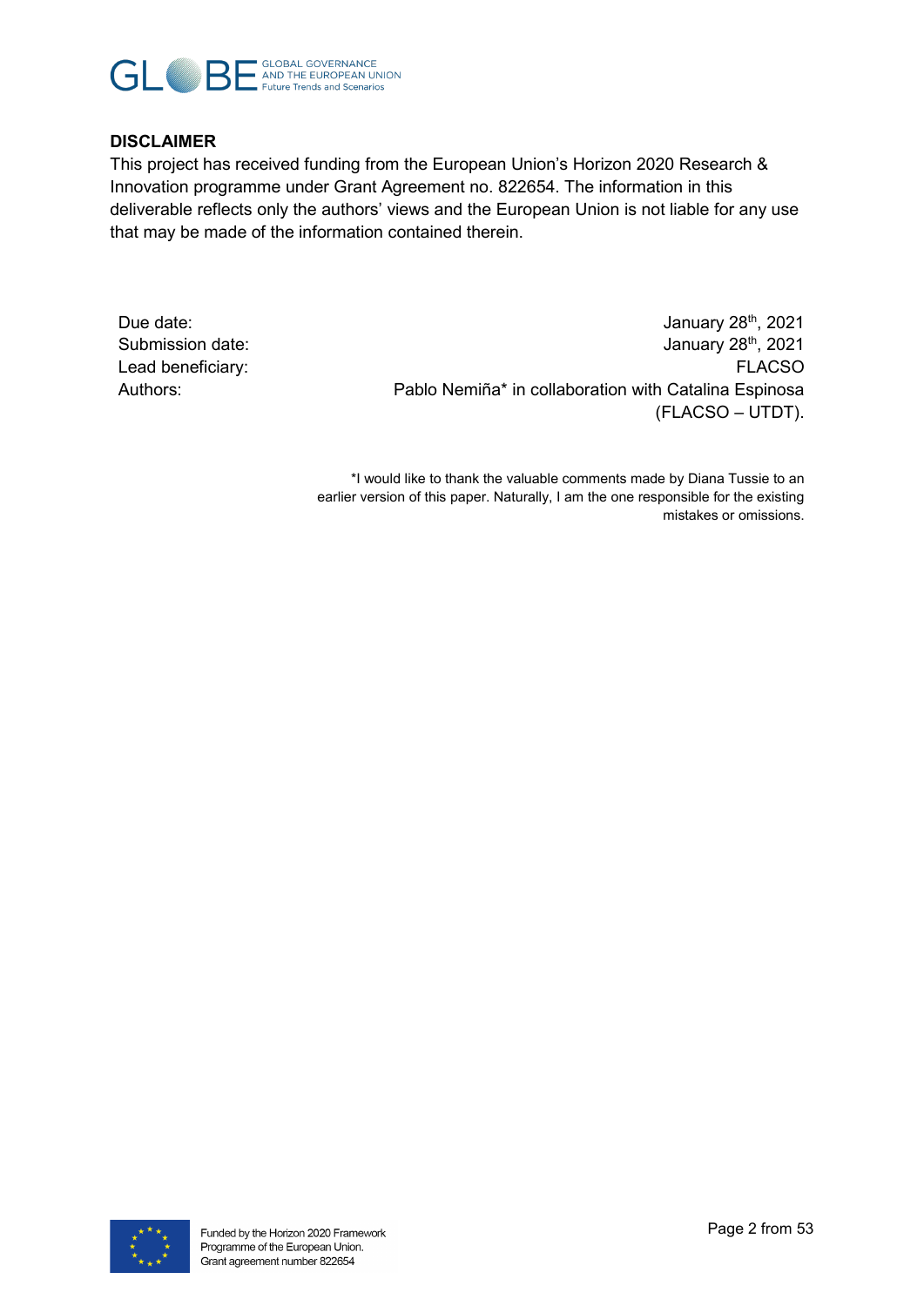**DISCLAIMER**

This project has received funding from the European Union's Horizon 2020 Research & Innovation programme under Grant Agreement no. 822654. The information in this deliverable reflects only the authors' views and the European Union is not liable for any use that may be made of the information contained therein.

| | |
|---|---|
| Due date: | January 28th, 2021 |
| Submission date: | January 28th, 2021 |
| Lead beneficiary: | FLACSO |
| Authors: | Pablo Nemiña* in collaboration with Catalina Espinosa (FLACSO – UTDT). |

*I would like to thank the valuable comments made by Diana Tussie to an earlier version of this paper. Naturally, I am the one responsible for the existing mistakes or omissions.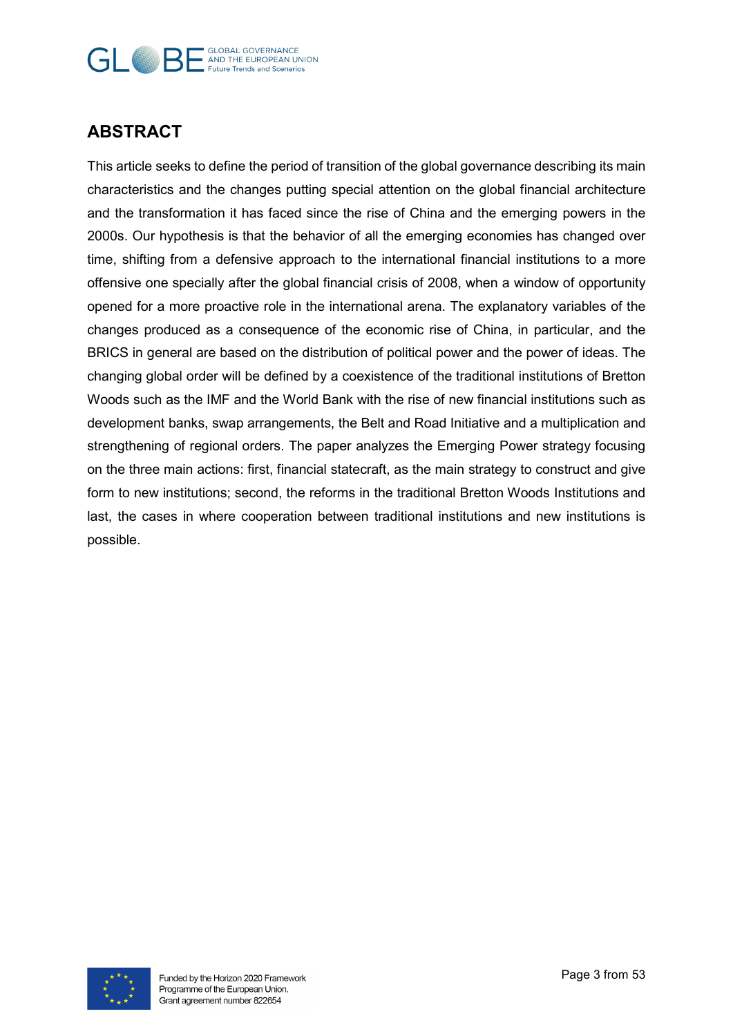## ABSTRACT

This article seeks to define the period of transition of the global governance describing its main characteristics and the changes putting special attention on the global financial architecture and the transformation it has faced since the rise of China and the emerging powers in the 2000s. Our hypothesis is that the behavior of all the emerging economies has changed over time, shifting from a defensive approach to the international financial institutions to a more offensive one specially after the global financial crisis of 2008, when a window of opportunity opened for a more proactive role in the international arena. The explanatory variables of the changes produced as a consequence of the economic rise of China, in particular, and the BRICS in general are based on the distribution of political power and the power of ideas. The changing global order will be defined by a coexistence of the traditional institutions of Bretton Woods such as the IMF and the World Bank with the rise of new financial institutions such as development banks, swap arrangements, the Belt and Road Initiative and a multiplication and strengthening of regional orders. The paper analyzes the Emerging Power strategy focusing on the three main actions: first, financial statecraft, as the main strategy to construct and give form to new institutions; second, the reforms in the traditional Bretton Woods Institutions and last, the cases in where cooperation between traditional institutions and new institutions is possible.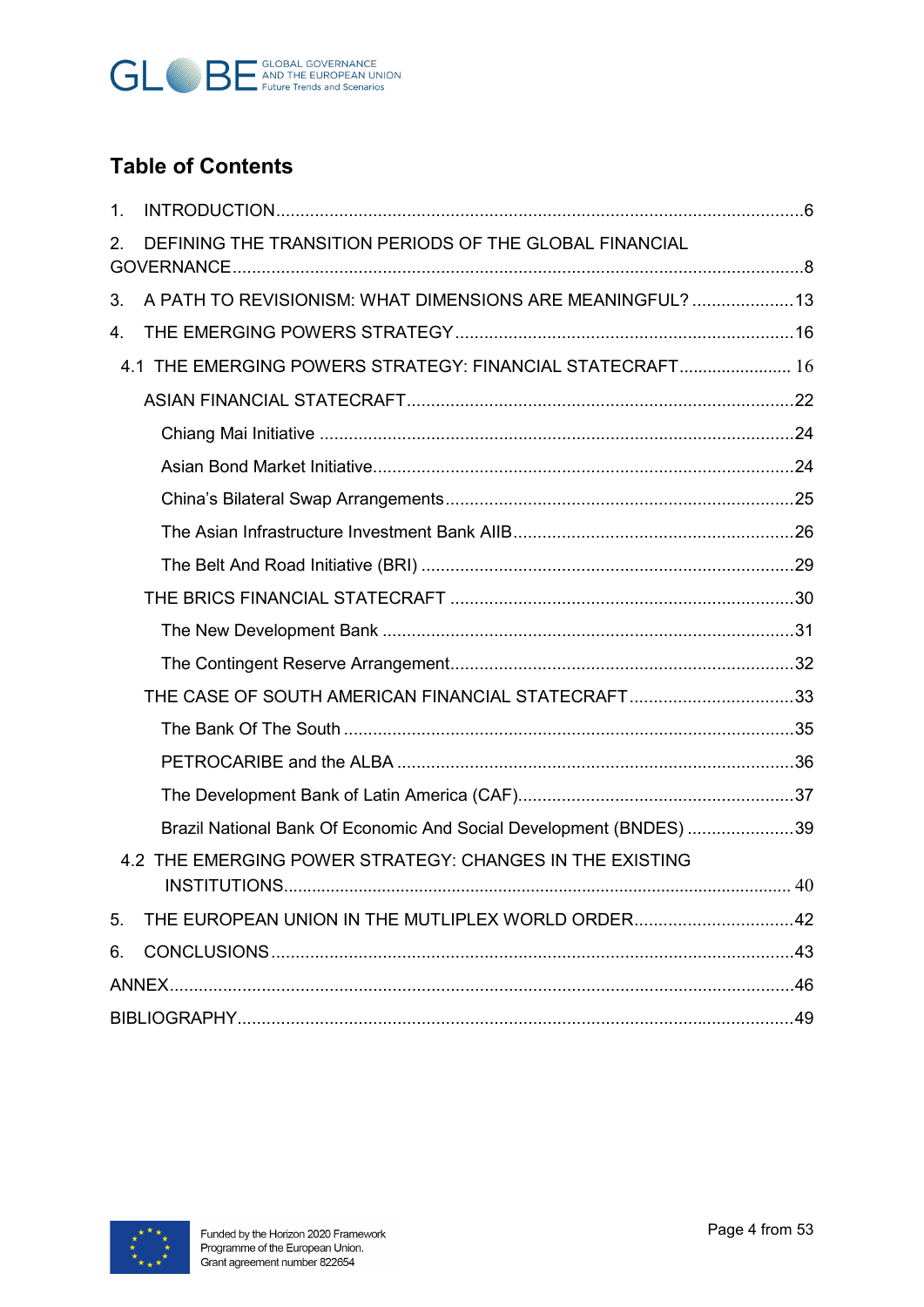## Table of Contents

1. INTRODUCTION ..... 6
2. DEFINING THE TRANSITION PERIODS OF THE GLOBAL FINANCIAL GOVERNANCE ..... 8
3. A PATH TO REVISIONISM: WHAT DIMENSIONS ARE MEANINGFUL? ..... 13
4. THE EMERGING POWERS STRATEGY ..... 16
   - 4.1 THE EMERGING POWERS STRATEGY: FINANCIAL STATECRAFT ..... 16
     - ASIAN FINANCIAL STATECRAFT ..... 22
       - Chiang Mai Initiative ..... 24
       - Asian Bond Market Initiative ..... 24
       - China's Bilateral Swap Arrangements ..... 25
       - The Asian Infrastructure Investment Bank AIIB ..... 26
       - The Belt And Road Initiative (BRI) ..... 29
     - THE BRICS FINANCIAL STATECRAFT ..... 30
       - The New Development Bank ..... 31
       - The Contingent Reserve Arrangement ..... 32
     - THE CASE OF SOUTH AMERICAN FINANCIAL STATECRAFT ..... 33
       - The Bank Of The South ..... 35
       - PETROCARIBE and the ALBA ..... 36
       - The Development Bank of Latin America (CAF) ..... 37
       - Brazil National Bank Of Economic And Social Development (BNDES) ..... 39
   - 4.2 THE EMERGING POWER STRATEGY: CHANGES IN THE EXISTING INSTITUTIONS ..... 40
5. THE EUROPEAN UNION IN THE MUTLIPLEX WORLD ORDER ..... 42
6. CONCLUSIONS ..... 43

ANNEX ..... 46

BIBLIOGRAPHY ..... 49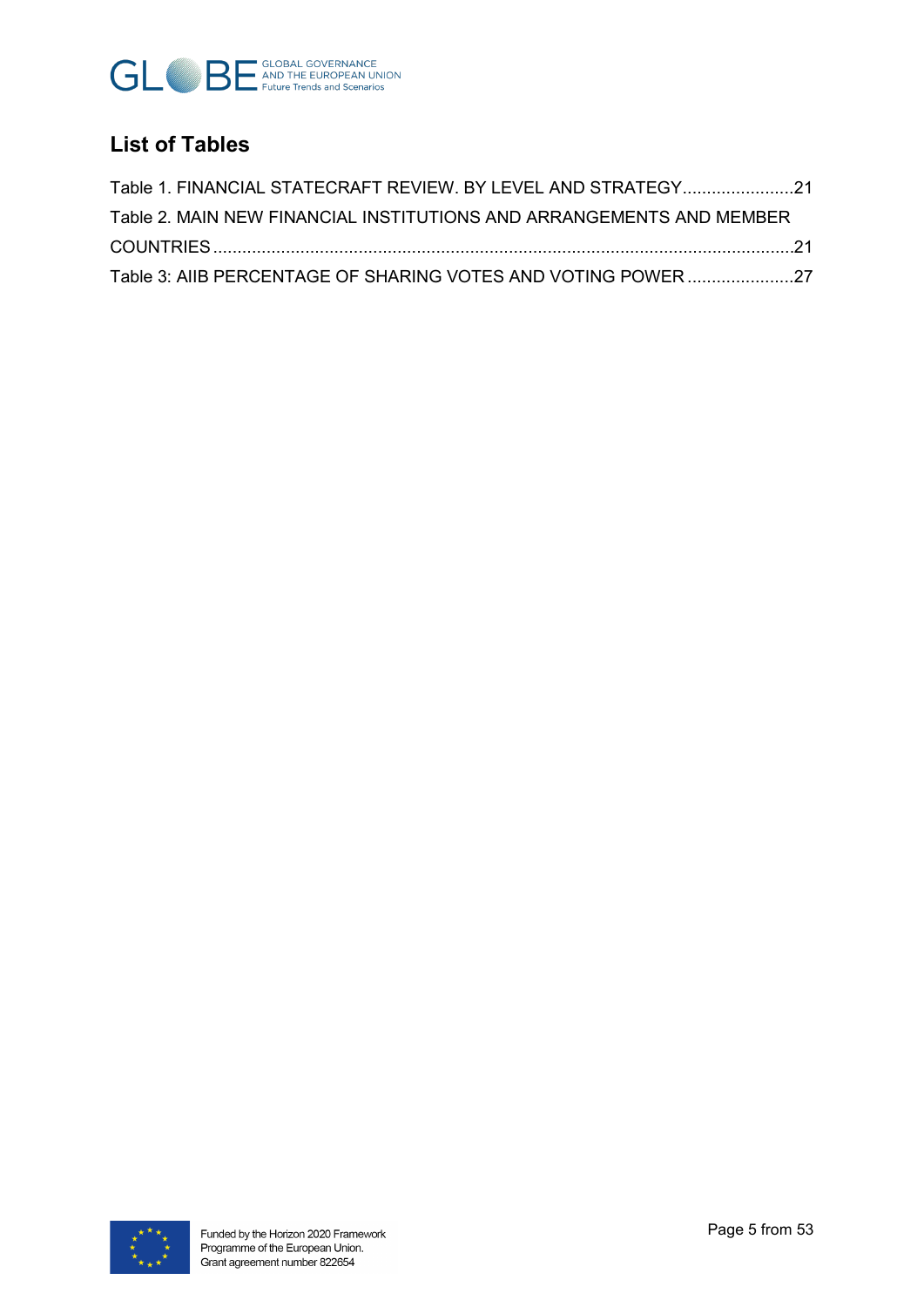## List of Tables

Table 1. FINANCIAL STATECRAFT REVIEW. BY LEVEL AND STRATEGY.......................21

Table 2. MAIN NEW FINANCIAL INSTITUTIONS AND ARRANGEMENTS AND MEMBER COUNTRIES.......................................................................................................................21

Table 3: AIIB PERCENTAGE OF SHARING VOTES AND VOTING POWER......................27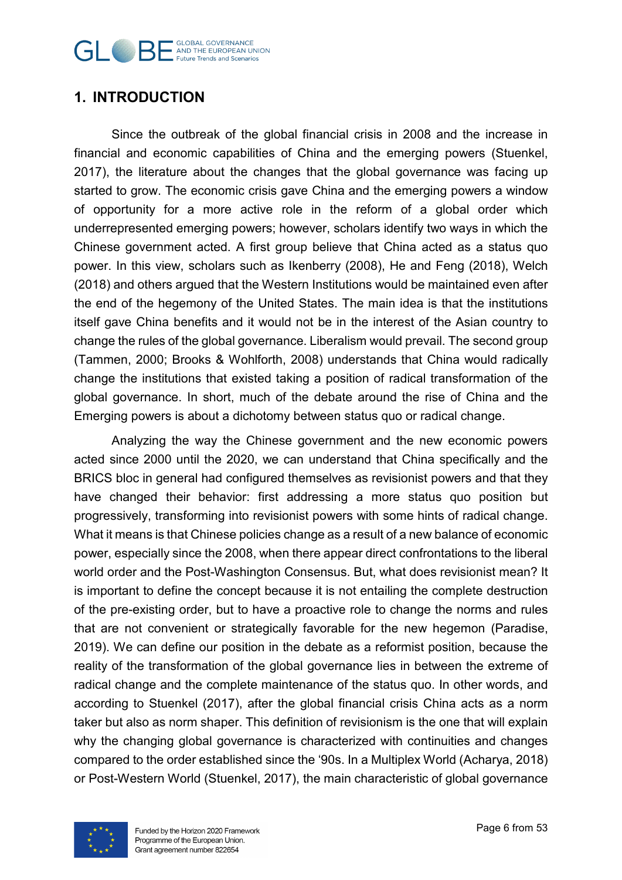# 1. INTRODUCTION

Since the outbreak of the global financial crisis in 2008 and the increase in financial and economic capabilities of China and the emerging powers (Stuenkel, 2017), the literature about the changes that the global governance was facing up started to grow. The economic crisis gave China and the emerging powers a window of opportunity for a more active role in the reform of a global order which underrepresented emerging powers; however, scholars identify two ways in which the Chinese government acted. A first group believe that China acted as a status quo power. In this view, scholars such as Ikenberry (2008), He and Feng (2018), Welch (2018) and others argued that the Western Institutions would be maintained even after the end of the hegemony of the United States. The main idea is that the institutions itself gave China benefits and it would not be in the interest of the Asian country to change the rules of the global governance. Liberalism would prevail. The second group (Tammen, 2000; Brooks & Wohlforth, 2008) understands that China would radically change the institutions that existed taking a position of radical transformation of the global governance. In short, much of the debate around the rise of China and the Emerging powers is about a dichotomy between status quo or radical change.

Analyzing the way the Chinese government and the new economic powers acted since 2000 until the 2020, we can understand that China specifically and the BRICS bloc in general had configured themselves as revisionist powers and that they have changed their behavior: first addressing a more status quo position but progressively, transforming into revisionist powers with some hints of radical change. What it means is that Chinese policies change as a result of a new balance of economic power, especially since the 2008, when there appear direct confrontations to the liberal world order and the Post-Washington Consensus. But, what does revisionist mean? It is important to define the concept because it is not entailing the complete destruction of the pre-existing order, but to have a proactive role to change the norms and rules that are not convenient or strategically favorable for the new hegemon (Paradise, 2019). We can define our position in the debate as a reformist position, because the reality of the transformation of the global governance lies in between the extreme of radical change and the complete maintenance of the status quo. In other words, and according to Stuenkel (2017), after the global financial crisis China acts as a norm taker but also as norm shaper. This definition of revisionism is the one that will explain why the changing global governance is characterized with continuities and changes compared to the order established since the '90s. In a Multiplex World (Acharya, 2018) or Post-Western World (Stuenkel, 2017), the main characteristic of global governance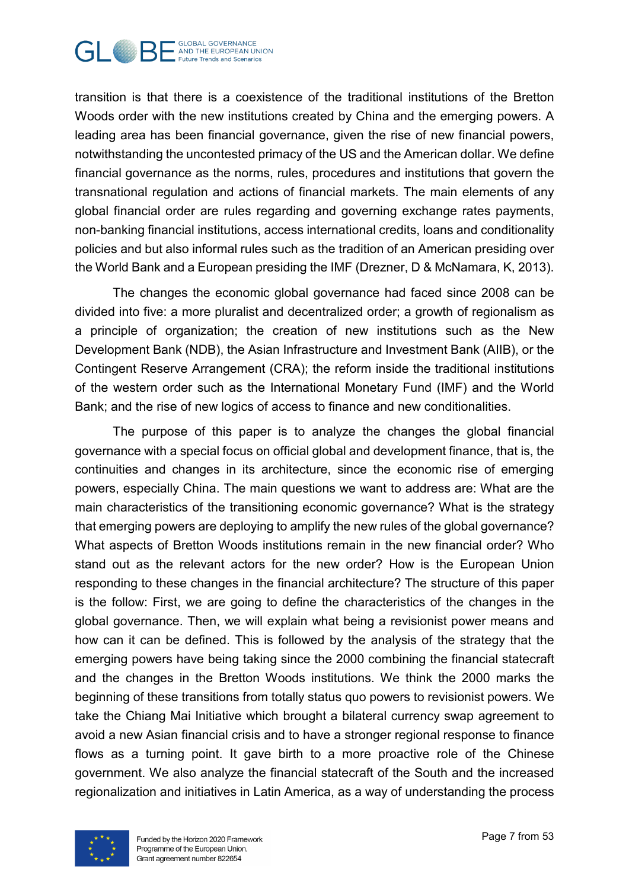transition is that there is a coexistence of the traditional institutions of the Bretton Woods order with the new institutions created by China and the emerging powers. A leading area has been financial governance, given the rise of new financial powers, notwithstanding the uncontested primacy of the US and the American dollar. We define financial governance as the norms, rules, procedures and institutions that govern the transnational regulation and actions of financial markets. The main elements of any global financial order are rules regarding and governing exchange rates payments, non-banking financial institutions, access international credits, loans and conditionality policies and but also informal rules such as the tradition of an American presiding over the World Bank and a European presiding the IMF (Drezner, D & McNamara, K, 2013).

The changes the economic global governance had faced since 2008 can be divided into five: a more pluralist and decentralized order; a growth of regionalism as a principle of organization; the creation of new institutions such as the New Development Bank (NDB), the Asian Infrastructure and Investment Bank (AIIB), or the Contingent Reserve Arrangement (CRA); the reform inside the traditional institutions of the western order such as the International Monetary Fund (IMF) and the World Bank; and the rise of new logics of access to finance and new conditionalities.

The purpose of this paper is to analyze the changes the global financial governance with a special focus on official global and development finance, that is, the continuities and changes in its architecture, since the economic rise of emerging powers, especially China. The main questions we want to address are: What are the main characteristics of the transitioning economic governance? What is the strategy that emerging powers are deploying to amplify the new rules of the global governance? What aspects of Bretton Woods institutions remain in the new financial order? Who stand out as the relevant actors for the new order? How is the European Union responding to these changes in the financial architecture? The structure of this paper is the follow: First, we are going to define the characteristics of the changes in the global governance. Then, we will explain what being a revisionist power means and how can it can be defined. This is followed by the analysis of the strategy that the emerging powers have being taking since the 2000 combining the financial statecraft and the changes in the Bretton Woods institutions. We think the 2000 marks the beginning of these transitions from totally status quo powers to revisionist powers. We take the Chiang Mai Initiative which brought a bilateral currency swap agreement to avoid a new Asian financial crisis and to have a stronger regional response to finance flows as a turning point. It gave birth to a more proactive role of the Chinese government. We also analyze the financial statecraft of the South and the increased regionalization and initiatives in Latin America, as a way of understanding the process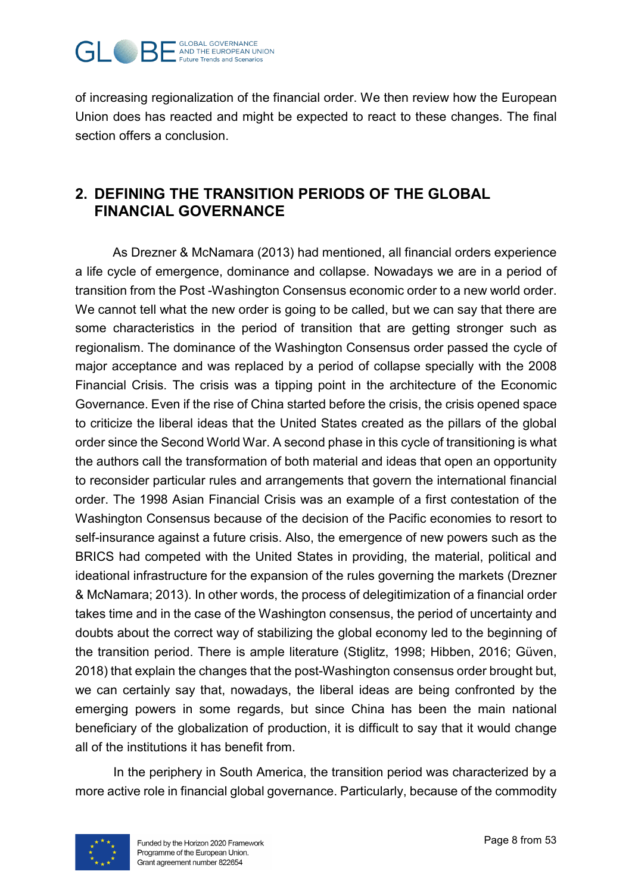of increasing regionalization of the financial order. We then review how the European Union does has reacted and might be expected to react to these changes. The final section offers a conclusion.

## 2. DEFINING THE TRANSITION PERIODS OF THE GLOBAL FINANCIAL GOVERNANCE

As Drezner & McNamara (2013) had mentioned, all financial orders experience a life cycle of emergence, dominance and collapse. Nowadays we are in a period of transition from the Post -Washington Consensus economic order to a new world order. We cannot tell what the new order is going to be called, but we can say that there are some characteristics in the period of transition that are getting stronger such as regionalism. The dominance of the Washington Consensus order passed the cycle of major acceptance and was replaced by a period of collapse specially with the 2008 Financial Crisis. The crisis was a tipping point in the architecture of the Economic Governance. Even if the rise of China started before the crisis, the crisis opened space to criticize the liberal ideas that the United States created as the pillars of the global order since the Second World War. A second phase in this cycle of transitioning is what the authors call the transformation of both material and ideas that open an opportunity to reconsider particular rules and arrangements that govern the international financial order. The 1998 Asian Financial Crisis was an example of a first contestation of the Washington Consensus because of the decision of the Pacific economies to resort to self-insurance against a future crisis. Also, the emergence of new powers such as the BRICS had competed with the United States in providing, the material, political and ideational infrastructure for the expansion of the rules governing the markets (Drezner & McNamara; 2013). In other words, the process of delegitimization of a financial order takes time and in the case of the Washington consensus, the period of uncertainty and doubts about the correct way of stabilizing the global economy led to the beginning of the transition period. There is ample literature (Stiglitz, 1998; Hibben, 2016; Güven, 2018) that explain the changes that the post-Washington consensus order brought but, we can certainly say that, nowadays, the liberal ideas are being confronted by the emerging powers in some regards, but since China has been the main national beneficiary of the globalization of production, it is difficult to say that it would change all of the institutions it has benefit from.

In the periphery in South America, the transition period was characterized by a more active role in financial global governance. Particularly, because of the commodity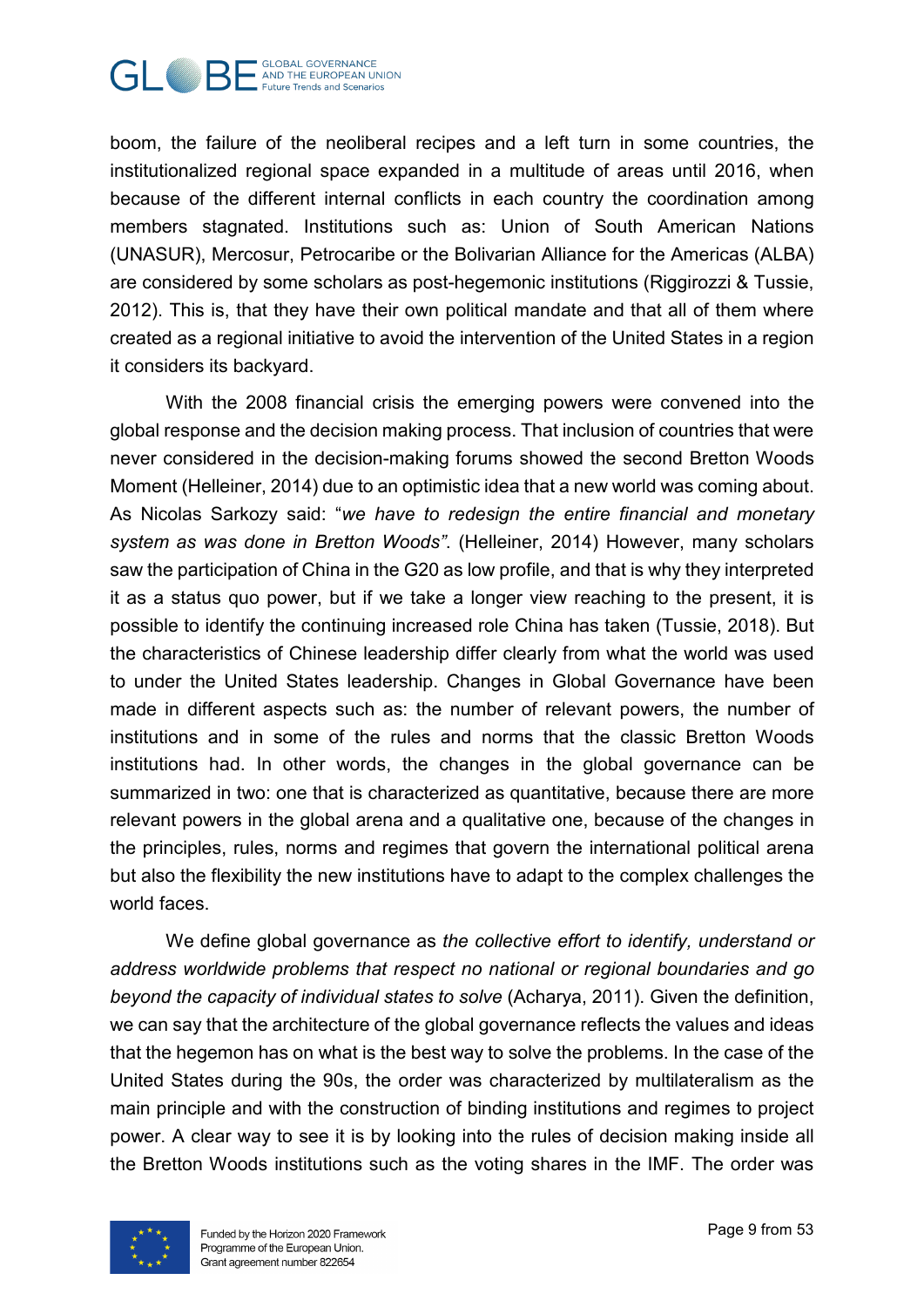boom, the failure of the neoliberal recipes and a left turn in some countries, the institutionalized regional space expanded in a multitude of areas until 2016, when because of the different internal conflicts in each country the coordination among members stagnated. Institutions such as: Union of South American Nations (UNASUR), Mercosur, Petrocaribe or the Bolivarian Alliance for the Americas (ALBA) are considered by some scholars as post-hegemonic institutions (Riggirozzi & Tussie, 2012). This is, that they have their own political mandate and that all of them where created as a regional initiative to avoid the intervention of the United States in a region it considers its backyard.

With the 2008 financial crisis the emerging powers were convened into the global response and the decision making process. That inclusion of countries that were never considered in the decision-making forums showed the second Bretton Woods Moment (Helleiner, 2014) due to an optimistic idea that a new world was coming about. As Nicolas Sarkozy said: "*we have to redesign the entire financial and monetary system as was done in Bretton Woods"*. (Helleiner, 2014) However, many scholars saw the participation of China in the G20 as low profile, and that is why they interpreted it as a status quo power, but if we take a longer view reaching to the present, it is possible to identify the continuing increased role China has taken (Tussie, 2018). But the characteristics of Chinese leadership differ clearly from what the world was used to under the United States leadership. Changes in Global Governance have been made in different aspects such as: the number of relevant powers, the number of institutions and in some of the rules and norms that the classic Bretton Woods institutions had. In other words, the changes in the global governance can be summarized in two: one that is characterized as quantitative, because there are more relevant powers in the global arena and a qualitative one, because of the changes in the principles, rules, norms and regimes that govern the international political arena but also the flexibility the new institutions have to adapt to the complex challenges the world faces.

We define global governance as *the collective effort to identify, understand or address worldwide problems that respect no national or regional boundaries and go beyond the capacity of individual states to solve* (Acharya, 2011). Given the definition, we can say that the architecture of the global governance reflects the values and ideas that the hegemon has on what is the best way to solve the problems. In the case of the United States during the 90s, the order was characterized by multilateralism as the main principle and with the construction of binding institutions and regimes to project power. A clear way to see it is by looking into the rules of decision making inside all the Bretton Woods institutions such as the voting shares in the IMF. The order was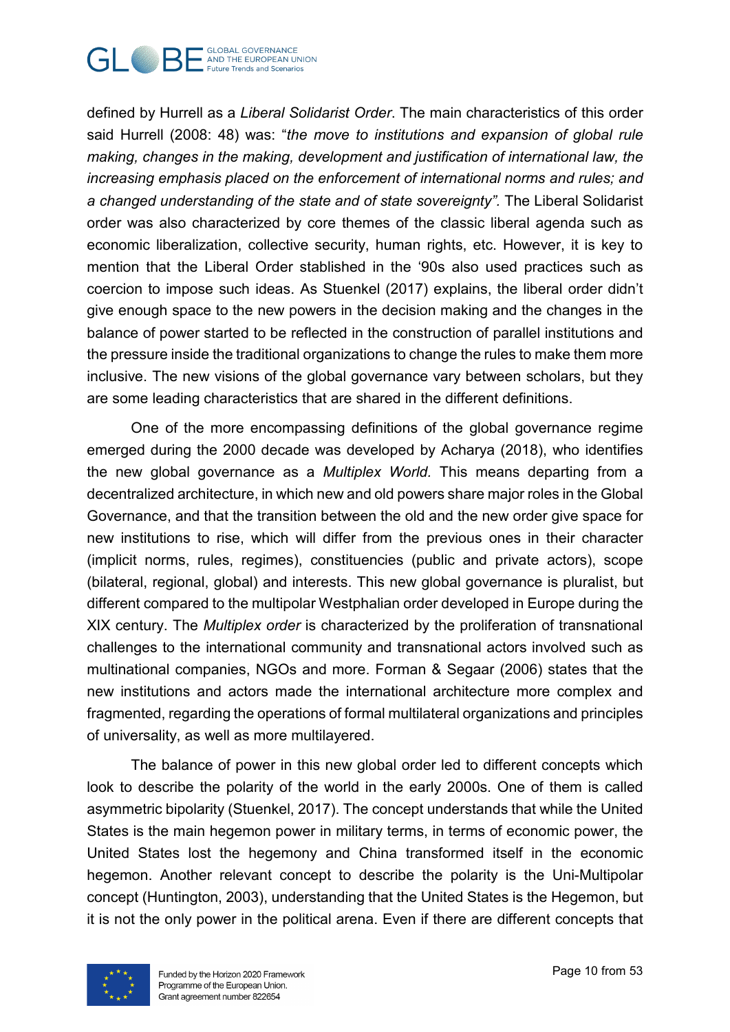defined by Hurrell as a *Liberal Solidarist Order*. The main characteristics of this order said Hurrell (2008: 48) was: "*the move to institutions and expansion of global rule making, changes in the making, development and justification of international law, the increasing emphasis placed on the enforcement of international norms and rules; and a changed understanding of the state and of state sovereignty"*. The Liberal Solidarist order was also characterized by core themes of the classic liberal agenda such as economic liberalization, collective security, human rights, etc. However, it is key to mention that the Liberal Order stablished in the '90s also used practices such as coercion to impose such ideas. As Stuenkel (2017) explains, the liberal order didn't give enough space to the new powers in the decision making and the changes in the balance of power started to be reflected in the construction of parallel institutions and the pressure inside the traditional organizations to change the rules to make them more inclusive. The new visions of the global governance vary between scholars, but they are some leading characteristics that are shared in the different definitions.

One of the more encompassing definitions of the global governance regime emerged during the 2000 decade was developed by Acharya (2018), who identifies the new global governance as a *Multiplex World*. This means departing from a decentralized architecture, in which new and old powers share major roles in the Global Governance, and that the transition between the old and the new order give space for new institutions to rise, which will differ from the previous ones in their character (implicit norms, rules, regimes), constituencies (public and private actors), scope (bilateral, regional, global) and interests. This new global governance is pluralist, but different compared to the multipolar Westphalian order developed in Europe during the XIX century. The *Multiplex order* is characterized by the proliferation of transnational challenges to the international community and transnational actors involved such as multinational companies, NGOs and more. Forman & Segaar (2006) states that the new institutions and actors made the international architecture more complex and fragmented, regarding the operations of formal multilateral organizations and principles of universality, as well as more multilayered.

The balance of power in this new global order led to different concepts which look to describe the polarity of the world in the early 2000s. One of them is called asymmetric bipolarity (Stuenkel, 2017). The concept understands that while the United States is the main hegemon power in military terms, in terms of economic power, the United States lost the hegemony and China transformed itself in the economic hegemon. Another relevant concept to describe the polarity is the Uni-Multipolar concept (Huntington, 2003), understanding that the United States is the Hegemon, but it is not the only power in the political arena. Even if there are different concepts that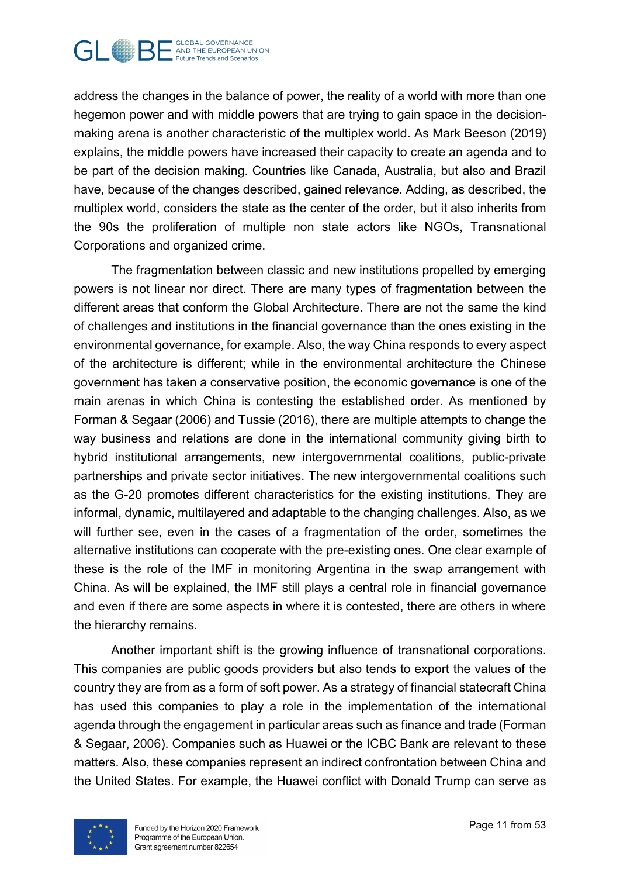address the changes in the balance of power, the reality of a world with more than one hegemon power and with middle powers that are trying to gain space in the decision-making arena is another characteristic of the multiplex world. As Mark Beeson (2019) explains, the middle powers have increased their capacity to create an agenda and to be part of the decision making. Countries like Canada, Australia, but also and Brazil have, because of the changes described, gained relevance. Adding, as described, the multiplex world, considers the state as the center of the order, but it also inherits from the 90s the proliferation of multiple non state actors like NGOs, Transnational Corporations and organized crime.

The fragmentation between classic and new institutions propelled by emerging powers is not linear nor direct. There are many types of fragmentation between the different areas that conform the Global Architecture. There are not the same the kind of challenges and institutions in the financial governance than the ones existing in the environmental governance, for example. Also, the way China responds to every aspect of the architecture is different; while in the environmental architecture the Chinese government has taken a conservative position, the economic governance is one of the main arenas in which China is contesting the established order. As mentioned by Forman & Segaar (2006) and Tussie (2016), there are multiple attempts to change the way business and relations are done in the international community giving birth to hybrid institutional arrangements, new intergovernmental coalitions, public-private partnerships and private sector initiatives. The new intergovernmental coalitions such as the G-20 promotes different characteristics for the existing institutions. They are informal, dynamic, multilayered and adaptable to the changing challenges. Also, as we will further see, even in the cases of a fragmentation of the order, sometimes the alternative institutions can cooperate with the pre-existing ones. One clear example of these is the role of the IMF in monitoring Argentina in the swap arrangement with China. As will be explained, the IMF still plays a central role in financial governance and even if there are some aspects in where it is contested, there are others in where the hierarchy remains.

Another important shift is the growing influence of transnational corporations. This companies are public goods providers but also tends to export the values of the country they are from as a form of soft power. As a strategy of financial statecraft China has used this companies to play a role in the implementation of the international agenda through the engagement in particular areas such as finance and trade (Forman & Segaar, 2006). Companies such as Huawei or the ICBC Bank are relevant to these matters. Also, these companies represent an indirect confrontation between China and the United States. For example, the Huawei conflict with Donald Trump can serve as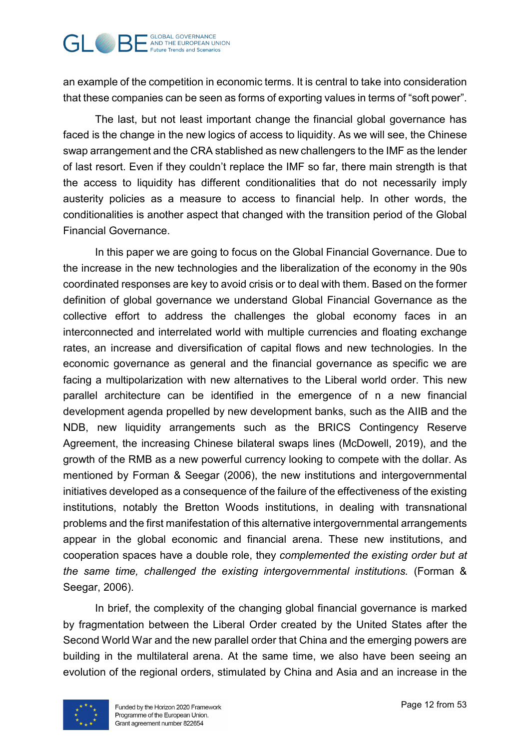an example of the competition in economic terms. It is central to take into consideration that these companies can be seen as forms of exporting values in terms of "soft power".

The last, but not least important change the financial global governance has faced is the change in the new logics of access to liquidity. As we will see, the Chinese swap arrangement and the CRA stablished as new challengers to the IMF as the lender of last resort. Even if they couldn't replace the IMF so far, there main strength is that the access to liquidity has different conditionalities that do not necessarily imply austerity policies as a measure to access to financial help. In other words, the conditionalities is another aspect that changed with the transition period of the Global Financial Governance.

In this paper we are going to focus on the Global Financial Governance. Due to the increase in the new technologies and the liberalization of the economy in the 90s coordinated responses are key to avoid crisis or to deal with them. Based on the former definition of global governance we understand Global Financial Governance as the collective effort to address the challenges the global economy faces in an interconnected and interrelated world with multiple currencies and floating exchange rates, an increase and diversification of capital flows and new technologies. In the economic governance as general and the financial governance as specific we are facing a multipolarization with new alternatives to the Liberal world order. This new parallel architecture can be identified in the emergence of n a new financial development agenda propelled by new development banks, such as the AIIB and the NDB, new liquidity arrangements such as the BRICS Contingency Reserve Agreement, the increasing Chinese bilateral swaps lines (McDowell, 2019), and the growth of the RMB as a new powerful currency looking to compete with the dollar. As mentioned by Forman & Seegar (2006), the new institutions and intergovernmental initiatives developed as a consequence of the failure of the effectiveness of the existing institutions, notably the Bretton Woods institutions, in dealing with transnational problems and the first manifestation of this alternative intergovernmental arrangements appear in the global economic and financial arena. These new institutions, and cooperation spaces have a double role, they *complemented the existing order but at the same time, challenged the existing intergovernmental institutions.* (Forman & Seegar, 2006).

In brief, the complexity of the changing global financial governance is marked by fragmentation between the Liberal Order created by the United States after the Second World War and the new parallel order that China and the emerging powers are building in the multilateral arena. At the same time, we also have been seeing an evolution of the regional orders, stimulated by China and Asia and an increase in the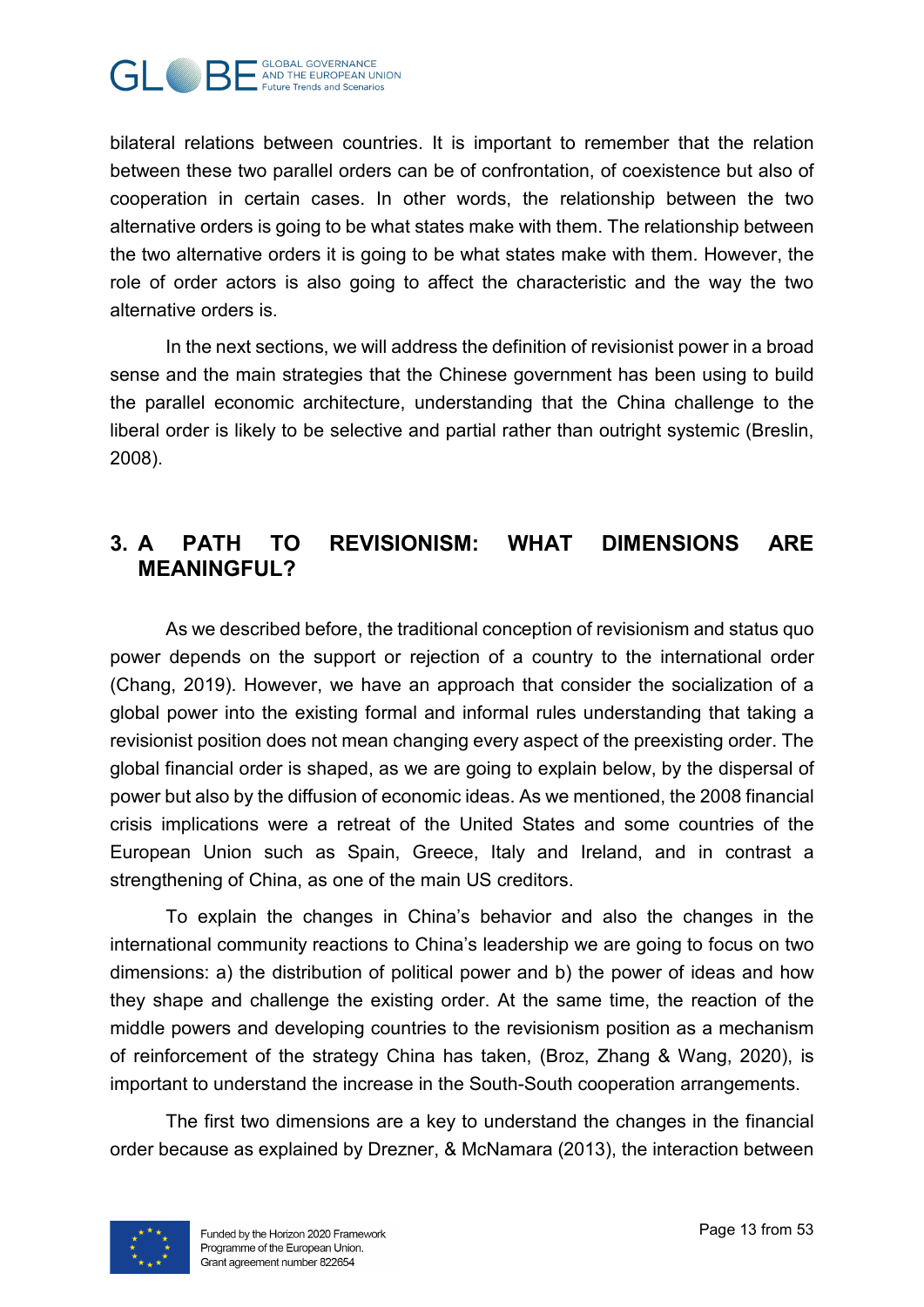bilateral relations between countries. It is important to remember that the relation between these two parallel orders can be of confrontation, of coexistence but also of cooperation in certain cases. In other words, the relationship between the two alternative orders is going to be what states make with them. The relationship between the two alternative orders it is going to be what states make with them. However, the role of order actors is also going to affect the characteristic and the way the two alternative orders is.

In the next sections, we will address the definition of revisionist power in a broad sense and the main strategies that the Chinese government has been using to build the parallel economic architecture, understanding that the China challenge to the liberal order is likely to be selective and partial rather than outright systemic (Breslin, 2008).

## 3. A PATH TO REVISIONISM: WHAT DIMENSIONS ARE MEANINGFUL?

As we described before, the traditional conception of revisionism and status quo power depends on the support or rejection of a country to the international order (Chang, 2019). However, we have an approach that consider the socialization of a global power into the existing formal and informal rules understanding that taking a revisionist position does not mean changing every aspect of the preexisting order. The global financial order is shaped, as we are going to explain below, by the dispersal of power but also by the diffusion of economic ideas. As we mentioned, the 2008 financial crisis implications were a retreat of the United States and some countries of the European Union such as Spain, Greece, Italy and Ireland, and in contrast a strengthening of China, as one of the main US creditors.

To explain the changes in China's behavior and also the changes in the international community reactions to China's leadership we are going to focus on two dimensions: a) the distribution of political power and b) the power of ideas and how they shape and challenge the existing order. At the same time, the reaction of the middle powers and developing countries to the revisionism position as a mechanism of reinforcement of the strategy China has taken, (Broz, Zhang & Wang, 2020), is important to understand the increase in the South-South cooperation arrangements.

The first two dimensions are a key to understand the changes in the financial order because as explained by Drezner, & McNamara (2013), the interaction between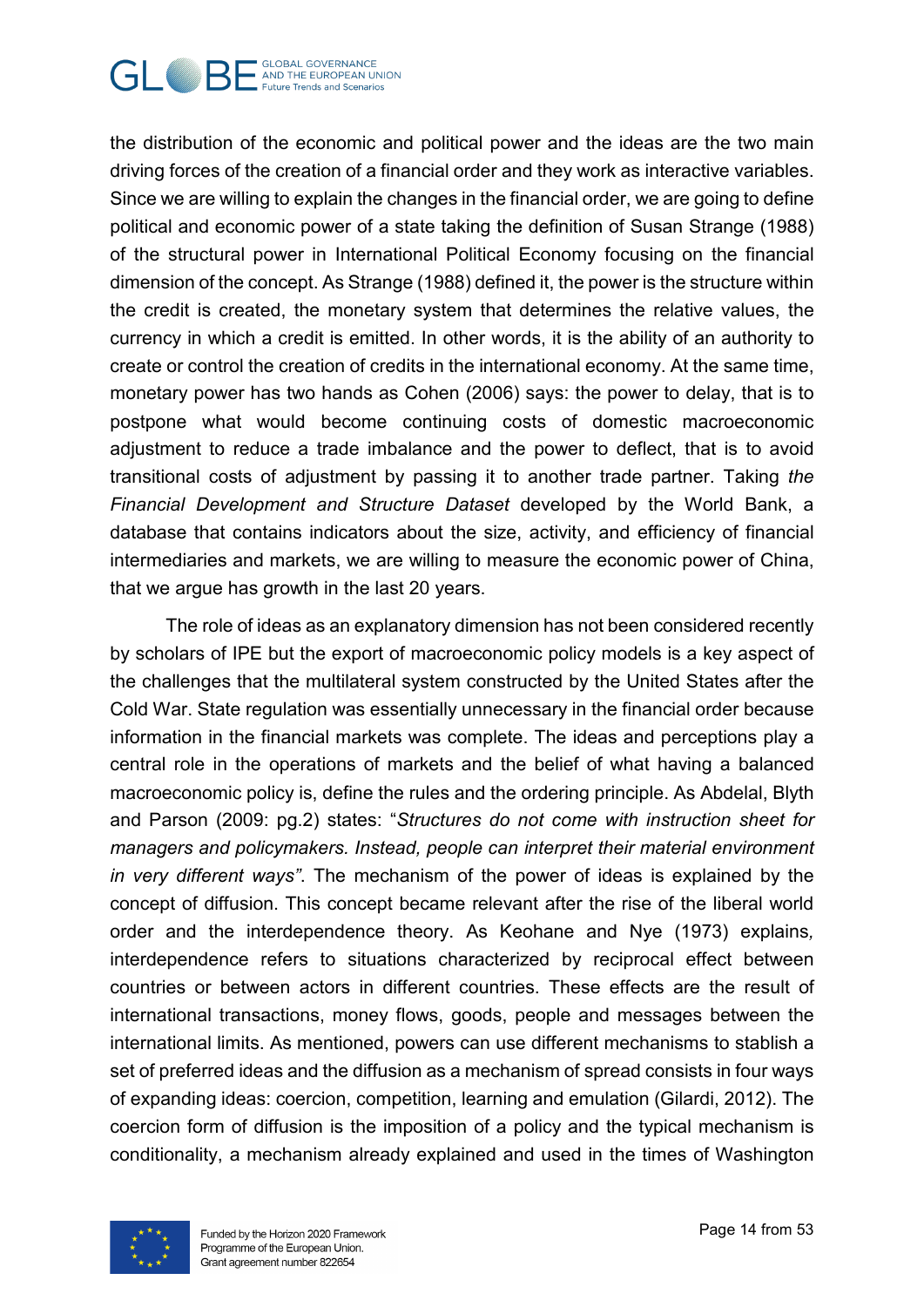the distribution of the economic and political power and the ideas are the two main driving forces of the creation of a financial order and they work as interactive variables. Since we are willing to explain the changes in the financial order, we are going to define political and economic power of a state taking the definition of Susan Strange (1988) of the structural power in International Political Economy focusing on the financial dimension of the concept. As Strange (1988) defined it, the power is the structure within the credit is created, the monetary system that determines the relative values, the currency in which a credit is emitted. In other words, it is the ability of an authority to create or control the creation of credits in the international economy. At the same time, monetary power has two hands as Cohen (2006) says: the power to delay, that is to postpone what would become continuing costs of domestic macroeconomic adjustment to reduce a trade imbalance and the power to deflect, that is to avoid transitional costs of adjustment by passing it to another trade partner. Taking *the Financial Development and Structure Dataset* developed by the World Bank, a database that contains indicators about the size, activity, and efficiency of financial intermediaries and markets, we are willing to measure the economic power of China, that we argue has growth in the last 20 years.

The role of ideas as an explanatory dimension has not been considered recently by scholars of IPE but the export of macroeconomic policy models is a key aspect of the challenges that the multilateral system constructed by the United States after the Cold War. State regulation was essentially unnecessary in the financial order because information in the financial markets was complete. The ideas and perceptions play a central role in the operations of markets and the belief of what having a balanced macroeconomic policy is, define the rules and the ordering principle. As Abdelal, Blyth and Parson (2009: pg.2) states: "*Structures do not come with instruction sheet for managers and policymakers. Instead, people can interpret their material environment in very different ways*". The mechanism of the power of ideas is explained by the concept of diffusion. This concept became relevant after the rise of the liberal world order and the interdependence theory. As Keohane and Nye (1973) explains, interdependence refers to situations characterized by reciprocal effect between countries or between actors in different countries. These effects are the result of international transactions, money flows, goods, people and messages between the international limits. As mentioned, powers can use different mechanisms to stablish a set of preferred ideas and the diffusion as a mechanism of spread consists in four ways of expanding ideas: coercion, competition, learning and emulation (Gilardi, 2012). The coercion form of diffusion is the imposition of a policy and the typical mechanism is conditionality, a mechanism already explained and used in the times of Washington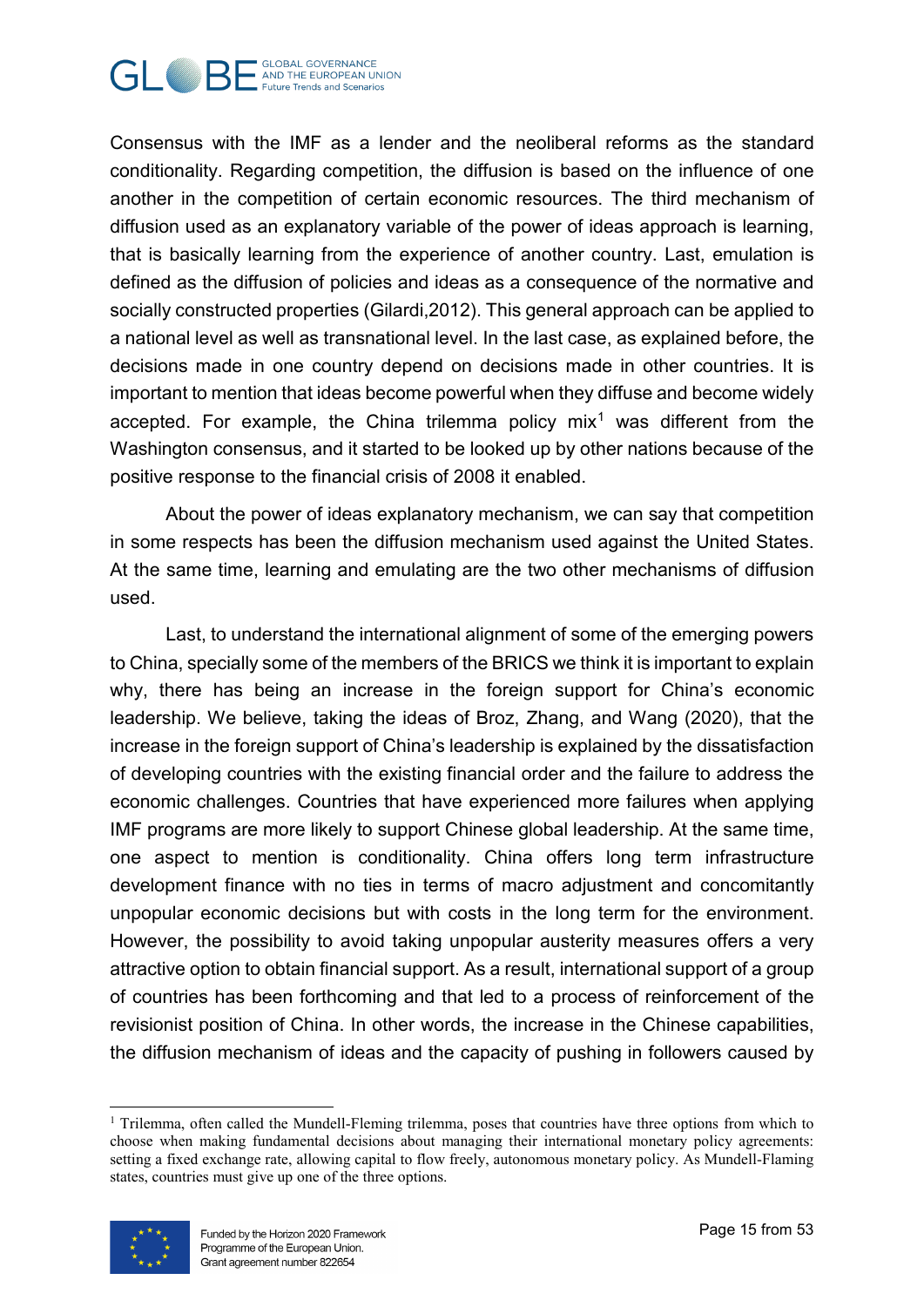Consensus with the IMF as a lender and the neoliberal reforms as the standard conditionality. Regarding competition, the diffusion is based on the influence of one another in the competition of certain economic resources. The third mechanism of diffusion used as an explanatory variable of the power of ideas approach is learning, that is basically learning from the experience of another country. Last, emulation is defined as the diffusion of policies and ideas as a consequence of the normative and socially constructed properties (Gilardi,2012). This general approach can be applied to a national level as well as transnational level. In the last case, as explained before, the decisions made in one country depend on decisions made in other countries. It is important to mention that ideas become powerful when they diffuse and become widely accepted. For example, the China trilemma policy mix[1] was different from the Washington consensus, and it started to be looked up by other nations because of the positive response to the financial crisis of 2008 it enabled.

About the power of ideas explanatory mechanism, we can say that competition in some respects has been the diffusion mechanism used against the United States. At the same time, learning and emulating are the two other mechanisms of diffusion used.

Last, to understand the international alignment of some of the emerging powers to China, specially some of the members of the BRICS we think it is important to explain why, there has being an increase in the foreign support for China's economic leadership. We believe, taking the ideas of Broz, Zhang, and Wang (2020), that the increase in the foreign support of China's leadership is explained by the dissatisfaction of developing countries with the existing financial order and the failure to address the economic challenges. Countries that have experienced more failures when applying IMF programs are more likely to support Chinese global leadership. At the same time, one aspect to mention is conditionality. China offers long term infrastructure development finance with no ties in terms of macro adjustment and concomitantly unpopular economic decisions but with costs in the long term for the environment. However, the possibility to avoid taking unpopular austerity measures offers a very attractive option to obtain financial support. As a result, international support of a group of countries has been forthcoming and that led to a process of reinforcement of the revisionist position of China. In other words, the increase in the Chinese capabilities, the diffusion mechanism of ideas and the capacity of pushing in followers caused by

---

[1] Trilemma, often called the Mundell-Fleming trilemma, poses that countries have three options from which to choose when making fundamental decisions about managing their international monetary policy agreements: setting a fixed exchange rate, allowing capital to flow freely, autonomous monetary policy. As Mundell-Flaming states, countries must give up one of the three options.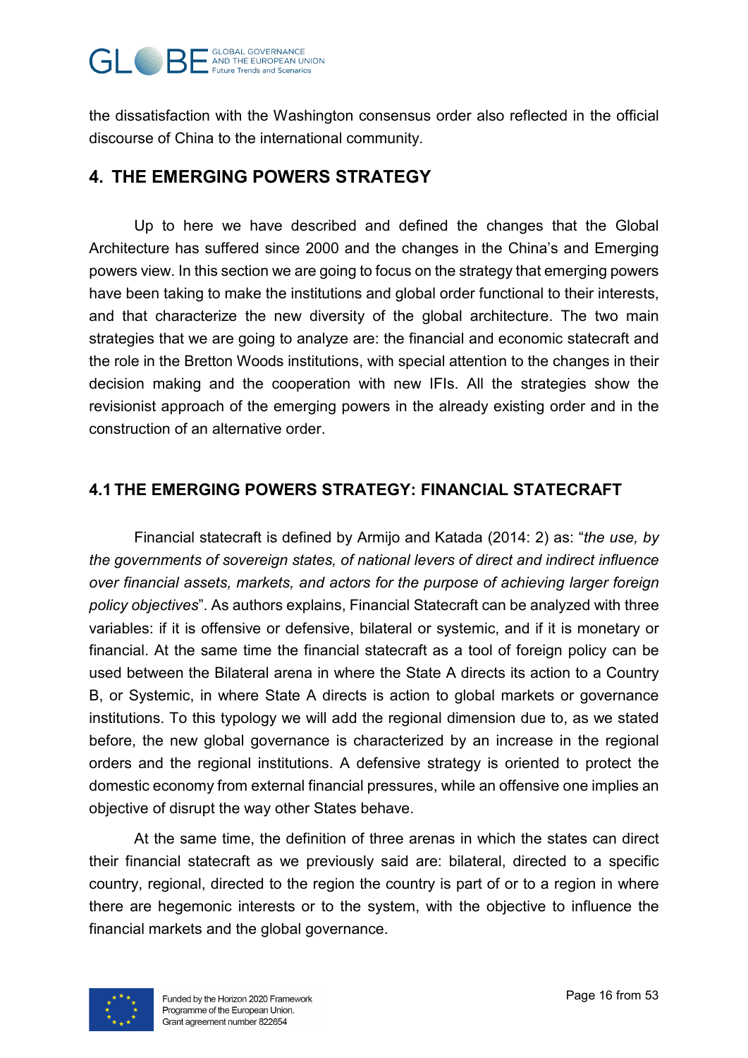the dissatisfaction with the Washington consensus order also reflected in the official discourse of China to the international community.

## 4. THE EMERGING POWERS STRATEGY

Up to here we have described and defined the changes that the Global Architecture has suffered since 2000 and the changes in the China's and Emerging powers view. In this section we are going to focus on the strategy that emerging powers have been taking to make the institutions and global order functional to their interests, and that characterize the new diversity of the global architecture. The two main strategies that we are going to analyze are: the financial and economic statecraft and the role in the Bretton Woods institutions, with special attention to the changes in their decision making and the cooperation with new IFIs. All the strategies show the revisionist approach of the emerging powers in the already existing order and in the construction of an alternative order.

### 4.1 THE EMERGING POWERS STRATEGY: FINANCIAL STATECRAFT

Financial statecraft is defined by Armijo and Katada (2014: 2) as: "*the use, by the governments of sovereign states, of national levers of direct and indirect influence over financial assets, markets, and actors for the purpose of achieving larger foreign policy objectives*". As authors explains, Financial Statecraft can be analyzed with three variables: if it is offensive or defensive, bilateral or systemic, and if it is monetary or financial. At the same time the financial statecraft as a tool of foreign policy can be used between the Bilateral arena in where the State A directs its action to a Country B, or Systemic, in where State A directs is action to global markets or governance institutions. To this typology we will add the regional dimension due to, as we stated before, the new global governance is characterized by an increase in the regional orders and the regional institutions. A defensive strategy is oriented to protect the domestic economy from external financial pressures, while an offensive one implies an objective of disrupt the way other States behave.

At the same time, the definition of three arenas in which the states can direct their financial statecraft as we previously said are: bilateral, directed to a specific country, regional, directed to the region the country is part of or to a region in where there are hegemonic interests or to the system, with the objective to influence the financial markets and the global governance.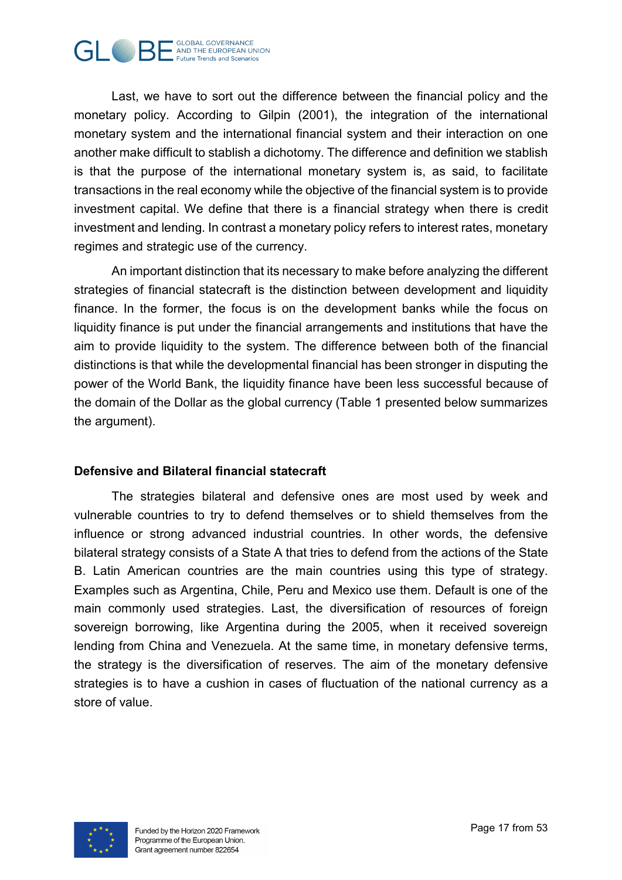Last, we have to sort out the difference between the financial policy and the monetary policy. According to Gilpin (2001), the integration of the international monetary system and the international financial system and their interaction on one another make difficult to stablish a dichotomy. The difference and definition we stablish is that the purpose of the international monetary system is, as said, to facilitate transactions in the real economy while the objective of the financial system is to provide investment capital. We define that there is a financial strategy when there is credit investment and lending. In contrast a monetary policy refers to interest rates, monetary regimes and strategic use of the currency.

An important distinction that its necessary to make before analyzing the different strategies of financial statecraft is the distinction between development and liquidity finance. In the former, the focus is on the development banks while the focus on liquidity finance is put under the financial arrangements and institutions that have the aim to provide liquidity to the system. The difference between both of the financial distinctions is that while the developmental financial has been stronger in disputing the power of the World Bank, the liquidity finance have been less successful because of the domain of the Dollar as the global currency (Table 1 presented below summarizes the argument).

**Defensive and Bilateral financial statecraft**

The strategies bilateral and defensive ones are most used by week and vulnerable countries to try to defend themselves or to shield themselves from the influence or strong advanced industrial countries. In other words, the defensive bilateral strategy consists of a State A that tries to defend from the actions of the State B. Latin American countries are the main countries using this type of strategy. Examples such as Argentina, Chile, Peru and Mexico use them. Default is one of the main commonly used strategies. Last, the diversification of resources of foreign sovereign borrowing, like Argentina during the 2005, when it received sovereign lending from China and Venezuela. At the same time, in monetary defensive terms, the strategy is the diversification of reserves. The aim of the monetary defensive strategies is to have a cushion in cases of fluctuation of the national currency as a store of value.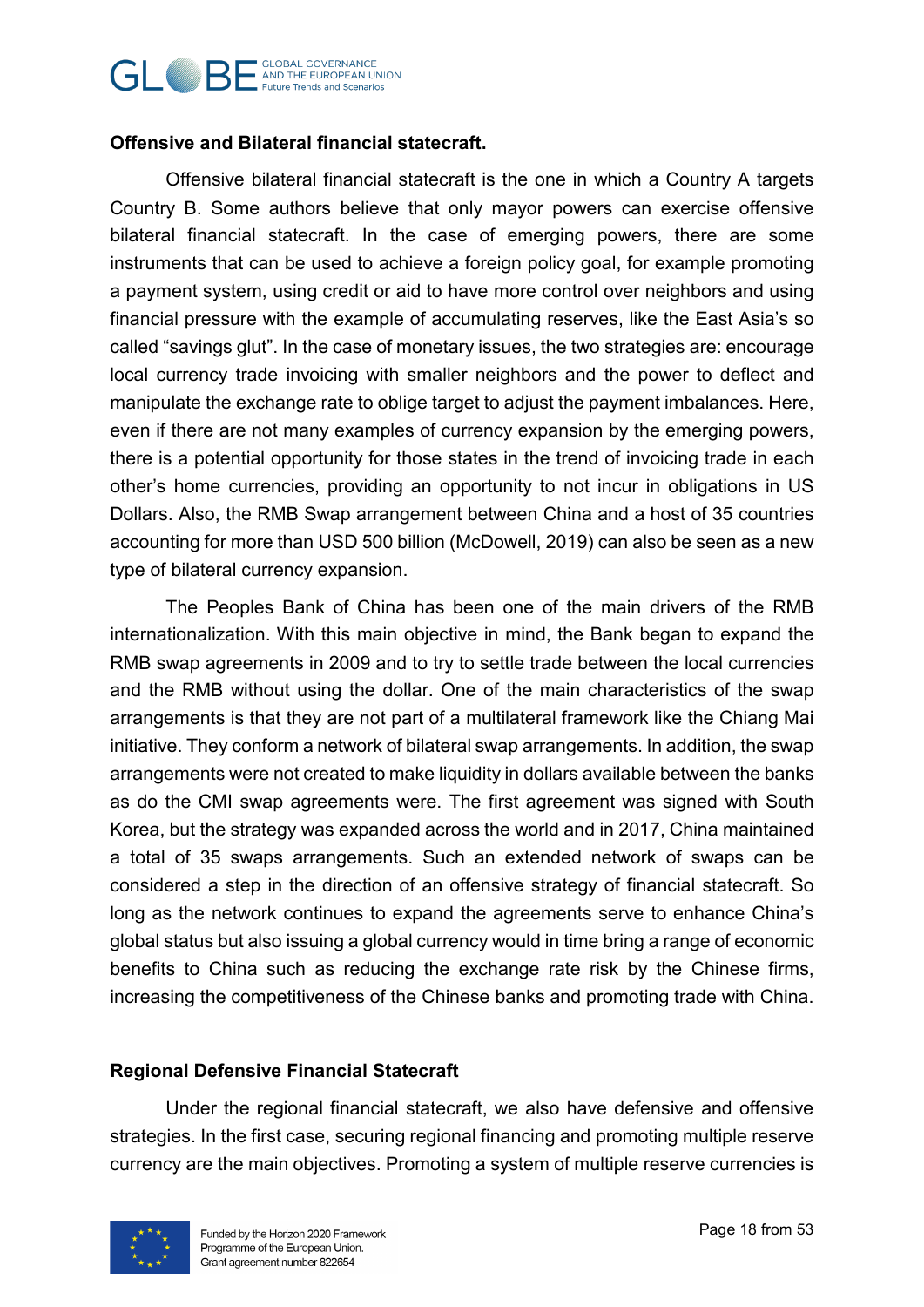**Offensive and Bilateral financial statecraft.**

Offensive bilateral financial statecraft is the one in which a Country A targets Country B. Some authors believe that only mayor powers can exercise offensive bilateral financial statecraft. In the case of emerging powers, there are some instruments that can be used to achieve a foreign policy goal, for example promoting a payment system, using credit or aid to have more control over neighbors and using financial pressure with the example of accumulating reserves, like the East Asia's so called "savings glut". In the case of monetary issues, the two strategies are: encourage local currency trade invoicing with smaller neighbors and the power to deflect and manipulate the exchange rate to oblige target to adjust the payment imbalances. Here, even if there are not many examples of currency expansion by the emerging powers, there is a potential opportunity for those states in the trend of invoicing trade in each other's home currencies, providing an opportunity to not incur in obligations in US Dollars. Also, the RMB Swap arrangement between China and a host of 35 countries accounting for more than USD 500 billion (McDowell, 2019) can also be seen as a new type of bilateral currency expansion.

The Peoples Bank of China has been one of the main drivers of the RMB internationalization. With this main objective in mind, the Bank began to expand the RMB swap agreements in 2009 and to try to settle trade between the local currencies and the RMB without using the dollar. One of the main characteristics of the swap arrangements is that they are not part of a multilateral framework like the Chiang Mai initiative. They conform a network of bilateral swap arrangements. In addition, the swap arrangements were not created to make liquidity in dollars available between the banks as do the CMI swap agreements were. The first agreement was signed with South Korea, but the strategy was expanded across the world and in 2017, China maintained a total of 35 swaps arrangements. Such an extended network of swaps can be considered a step in the direction of an offensive strategy of financial statecraft. So long as the network continues to expand the agreements serve to enhance China's global status but also issuing a global currency would in time bring a range of economic benefits to China such as reducing the exchange rate risk by the Chinese firms, increasing the competitiveness of the Chinese banks and promoting trade with China.

**Regional Defensive Financial Statecraft**

Under the regional financial statecraft, we also have defensive and offensive strategies. In the first case, securing regional financing and promoting multiple reserve currency are the main objectives. Promoting a system of multiple reserve currencies is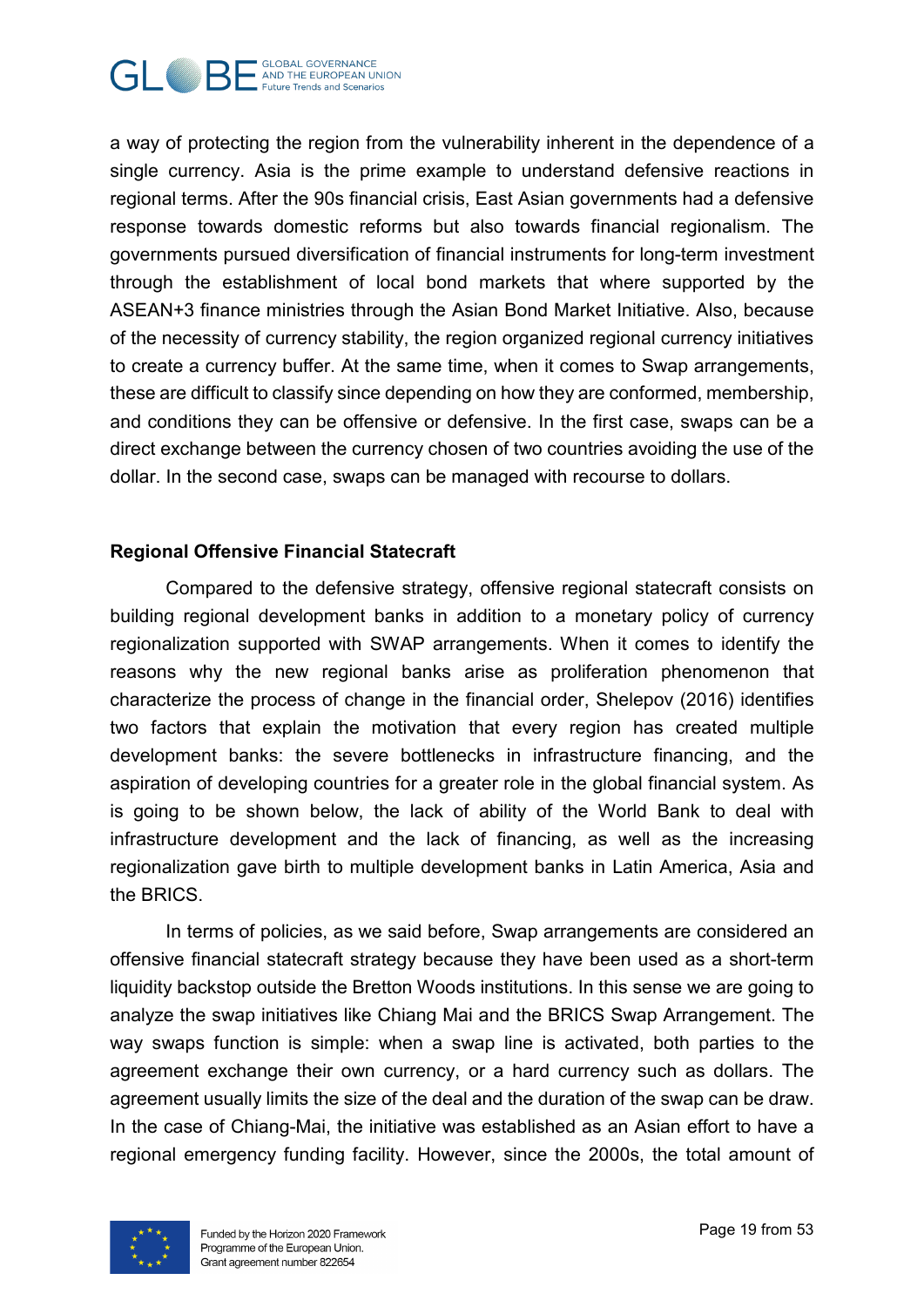a way of protecting the region from the vulnerability inherent in the dependence of a single currency. Asia is the prime example to understand defensive reactions in regional terms. After the 90s financial crisis, East Asian governments had a defensive response towards domestic reforms but also towards financial regionalism. The governments pursued diversification of financial instruments for long-term investment through the establishment of local bond markets that where supported by the ASEAN+3 finance ministries through the Asian Bond Market Initiative. Also, because of the necessity of currency stability, the region organized regional currency initiatives to create a currency buffer. At the same time, when it comes to Swap arrangements, these are difficult to classify since depending on how they are conformed, membership, and conditions they can be offensive or defensive. In the first case, swaps can be a direct exchange between the currency chosen of two countries avoiding the use of the dollar. In the second case, swaps can be managed with recourse to dollars.

**Regional Offensive Financial Statecraft**

Compared to the defensive strategy, offensive regional statecraft consists on building regional development banks in addition to a monetary policy of currency regionalization supported with SWAP arrangements. When it comes to identify the reasons why the new regional banks arise as proliferation phenomenon that characterize the process of change in the financial order, Shelepov (2016) identifies two factors that explain the motivation that every region has created multiple development banks: the severe bottlenecks in infrastructure financing, and the aspiration of developing countries for a greater role in the global financial system. As is going to be shown below, the lack of ability of the World Bank to deal with infrastructure development and the lack of financing, as well as the increasing regionalization gave birth to multiple development banks in Latin America, Asia and the BRICS.

In terms of policies, as we said before, Swap arrangements are considered an offensive financial statecraft strategy because they have been used as a short-term liquidity backstop outside the Bretton Woods institutions. In this sense we are going to analyze the swap initiatives like Chiang Mai and the BRICS Swap Arrangement. The way swaps function is simple: when a swap line is activated, both parties to the agreement exchange their own currency, or a hard currency such as dollars. The agreement usually limits the size of the deal and the duration of the swap can be draw. In the case of Chiang-Mai, the initiative was established as an Asian effort to have a regional emergency funding facility. However, since the 2000s, the total amount of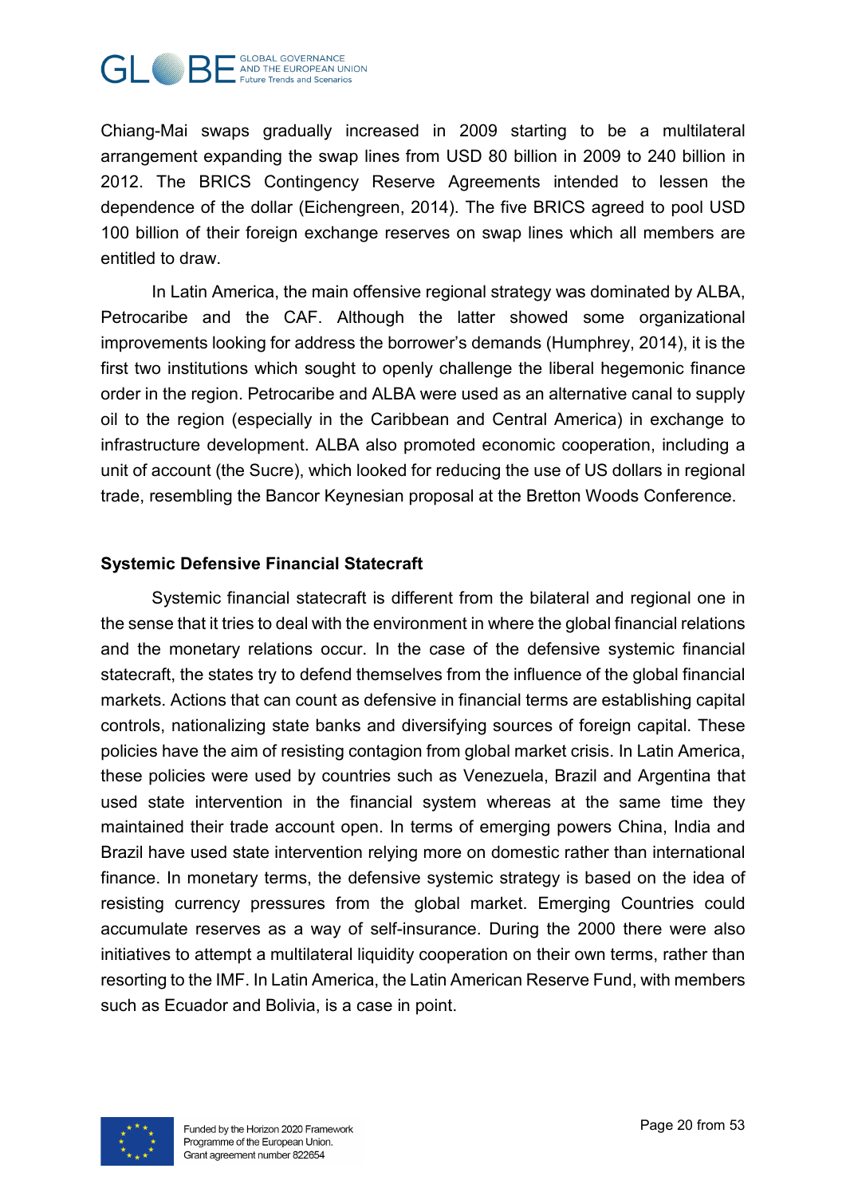Chiang-Mai swaps gradually increased in 2009 starting to be a multilateral arrangement expanding the swap lines from USD 80 billion in 2009 to 240 billion in 2012. The BRICS Contingency Reserve Agreements intended to lessen the dependence of the dollar (Eichengreen, 2014). The five BRICS agreed to pool USD 100 billion of their foreign exchange reserves on swap lines which all members are entitled to draw.

In Latin America, the main offensive regional strategy was dominated by ALBA, Petrocaribe and the CAF. Although the latter showed some organizational improvements looking for address the borrower's demands (Humphrey, 2014), it is the first two institutions which sought to openly challenge the liberal hegemonic finance order in the region. Petrocaribe and ALBA were used as an alternative canal to supply oil to the region (especially in the Caribbean and Central America) in exchange to infrastructure development. ALBA also promoted economic cooperation, including a unit of account (the Sucre), which looked for reducing the use of US dollars in regional trade, resembling the Bancor Keynesian proposal at the Bretton Woods Conference.

### Systemic Defensive Financial Statecraft

Systemic financial statecraft is different from the bilateral and regional one in the sense that it tries to deal with the environment in where the global financial relations and the monetary relations occur. In the case of the defensive systemic financial statecraft, the states try to defend themselves from the influence of the global financial markets. Actions that can count as defensive in financial terms are establishing capital controls, nationalizing state banks and diversifying sources of foreign capital. These policies have the aim of resisting contagion from global market crisis. In Latin America, these policies were used by countries such as Venezuela, Brazil and Argentina that used state intervention in the financial system whereas at the same time they maintained their trade account open. In terms of emerging powers China, India and Brazil have used state intervention relying more on domestic rather than international finance. In monetary terms, the defensive systemic strategy is based on the idea of resisting currency pressures from the global market. Emerging Countries could accumulate reserves as a way of self-insurance. During the 2000 there were also initiatives to attempt a multilateral liquidity cooperation on their own terms, rather than resorting to the IMF. In Latin America, the Latin American Reserve Fund, with members such as Ecuador and Bolivia, is a case in point.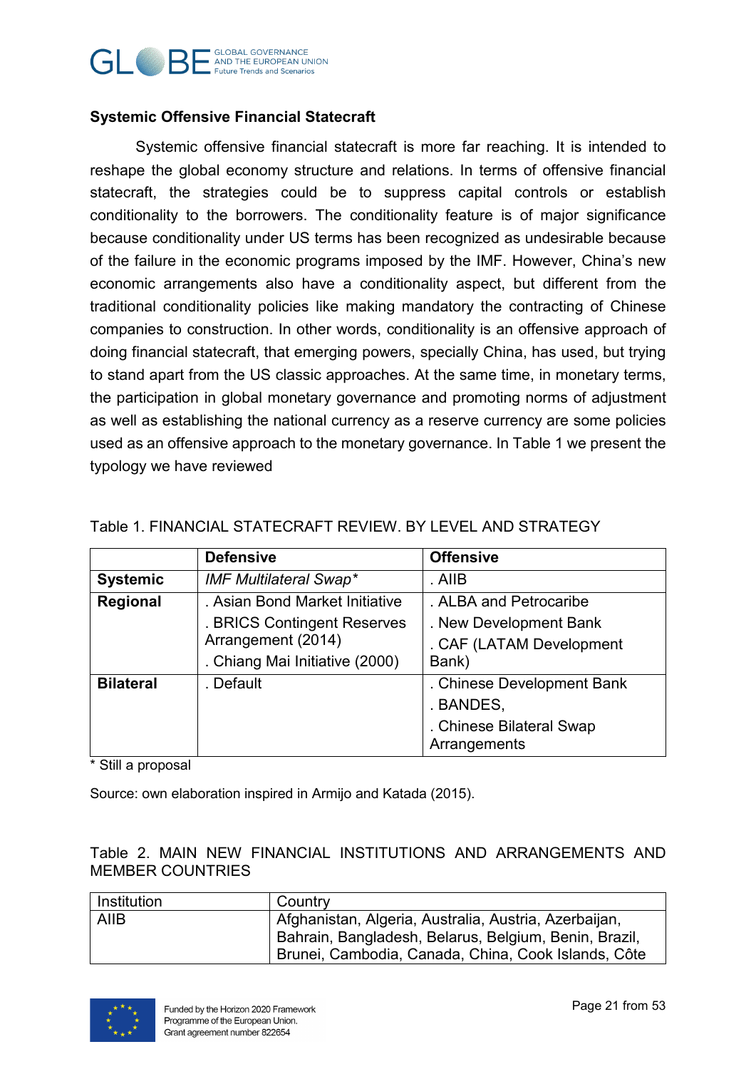### Systemic Offensive Financial Statecraft

Systemic offensive financial statecraft is more far reaching. It is intended to reshape the global economy structure and relations. In terms of offensive financial statecraft, the strategies could be to suppress capital controls or establish conditionality to the borrowers. The conditionality feature is of major significance because conditionality under US terms has been recognized as undesirable because of the failure in the economic programs imposed by the IMF. However, China's new economic arrangements also have a conditionality aspect, but different from the traditional conditionality policies like making mandatory the contracting of Chinese companies to construction. In other words, conditionality is an offensive approach of doing financial statecraft, that emerging powers, specially China, has used, but trying to stand apart from the US classic approaches. At the same time, in monetary terms, the participation in global monetary governance and promoting norms of adjustment as well as establishing the national currency as a reserve currency are some policies used as an offensive approach to the monetary governance. In Table 1 we present the typology we have reviewed

Table 1. FINANCIAL STATECRAFT REVIEW. BY LEVEL AND STRATEGY

| | **Defensive** | **Offensive** |
|---|---|---|
| **Systemic** | *IMF Multilateral Swap** | . AIIB |
| **Regional** | . Asian Bond Market Initiative<br>. BRICS Contingent Reserves Arrangement (2014)<br>. Chiang Mai Initiative (2000) | . ALBA and Petrocaribe<br>. New Development Bank<br>. CAF (LATAM Development Bank) |
| **Bilateral** | . Default | . Chinese Development Bank<br>. BANDES,<br>. Chinese Bilateral Swap Arrangements |

\* Still a proposal

Source: own elaboration inspired in Armijo and Katada (2015).

Table 2. MAIN NEW FINANCIAL INSTITUTIONS AND ARRANGEMENTS AND MEMBER COUNTRIES

| Institution | Country |
|---|---|
| AIIB | Afghanistan, Algeria, Australia, Austria, Azerbaijan, Bahrain, Bangladesh, Belarus, Belgium, Benin, Brazil, Brunei, Cambodia, Canada, China, Cook Islands, Côte |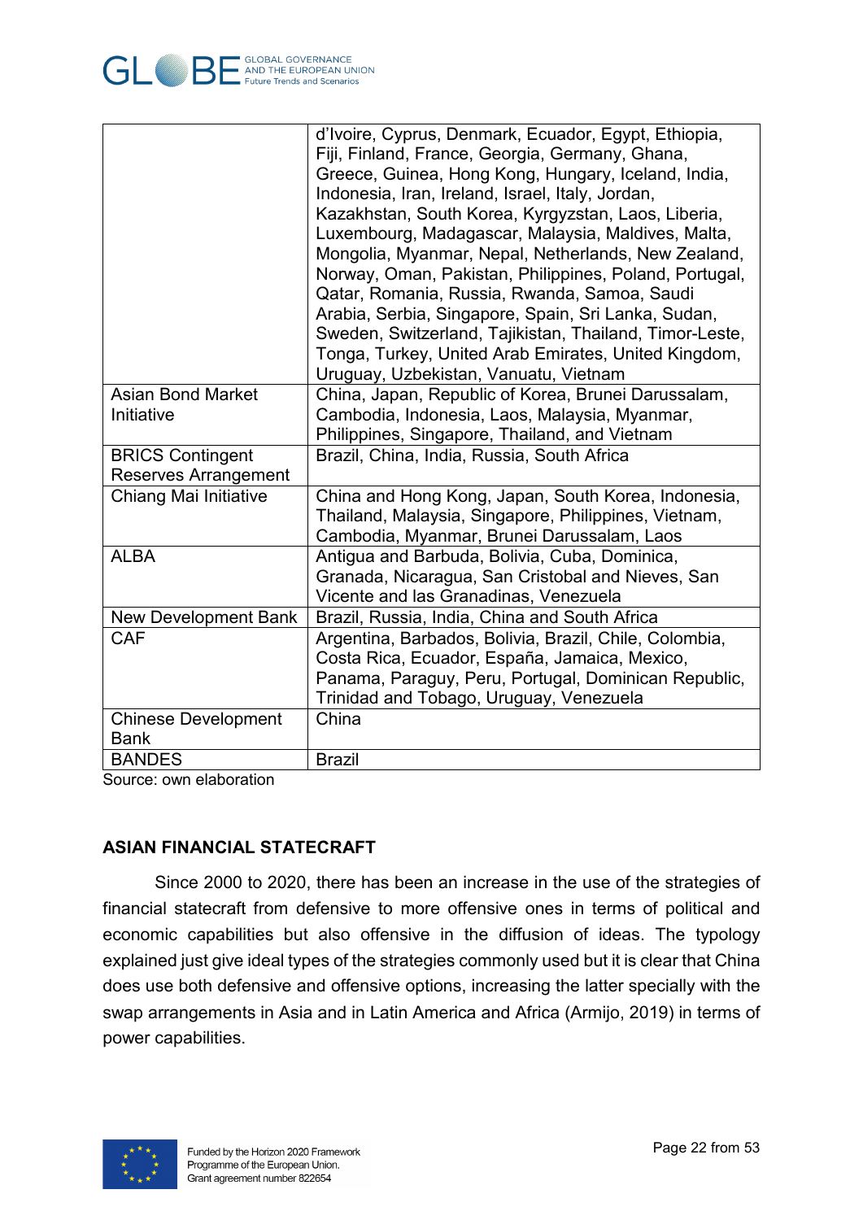| | |
|---|---|
| | d'Ivoire, Cyprus, Denmark, Ecuador, Egypt, Ethiopia, Fiji, Finland, France, Georgia, Germany, Ghana, Greece, Guinea, Hong Kong, Hungary, Iceland, India, Indonesia, Iran, Ireland, Israel, Italy, Jordan, Kazakhstan, South Korea, Kyrgyzstan, Laos, Liberia, Luxembourg, Madagascar, Malaysia, Maldives, Malta, Mongolia, Myanmar, Nepal, Netherlands, New Zealand, Norway, Oman, Pakistan, Philippines, Poland, Portugal, Qatar, Romania, Russia, Rwanda, Samoa, Saudi Arabia, Serbia, Singapore, Spain, Sri Lanka, Sudan, Sweden, Switzerland, Tajikistan, Thailand, Timor-Leste, Tonga, Turkey, United Arab Emirates, United Kingdom, Uruguay, Uzbekistan, Vanuatu, Vietnam |
| Asian Bond Market Initiative | China, Japan, Republic of Korea, Brunei Darussalam, Cambodia, Indonesia, Laos, Malaysia, Myanmar, Philippines, Singapore, Thailand, and Vietnam |
| BRICS Contingent Reserves Arrangement | Brazil, China, India, Russia, South Africa |
| Chiang Mai Initiative | China and Hong Kong, Japan, South Korea, Indonesia, Thailand, Malaysia, Singapore, Philippines, Vietnam, Cambodia, Myanmar, Brunei Darussalam, Laos |
| ALBA | Antigua and Barbuda, Bolivia, Cuba, Dominica, Granada, Nicaragua, San Cristobal and Nieves, San Vicente and las Granadinas, Venezuela |
| New Development Bank | Brazil, Russia, India, China and South Africa |
| CAF | Argentina, Barbados, Bolivia, Brazil, Chile, Colombia, Costa Rica, Ecuador, España, Jamaica, Mexico, Panama, Paraguy, Peru, Portugal, Dominican Republic, Trinidad and Tobago, Uruguay, Venezuela |
| Chinese Development Bank | China |
| BANDES | Brazil |

Source: own elaboration

## ASIAN FINANCIAL STATECRAFT

Since 2000 to 2020, there has been an increase in the use of the strategies of financial statecraft from defensive to more offensive ones in terms of political and economic capabilities but also offensive in the diffusion of ideas. The typology explained just give ideal types of the strategies commonly used but it is clear that China does use both defensive and offensive options, increasing the latter specially with the swap arrangements in Asia and in Latin America and Africa (Armijo, 2019) in terms of power capabilities.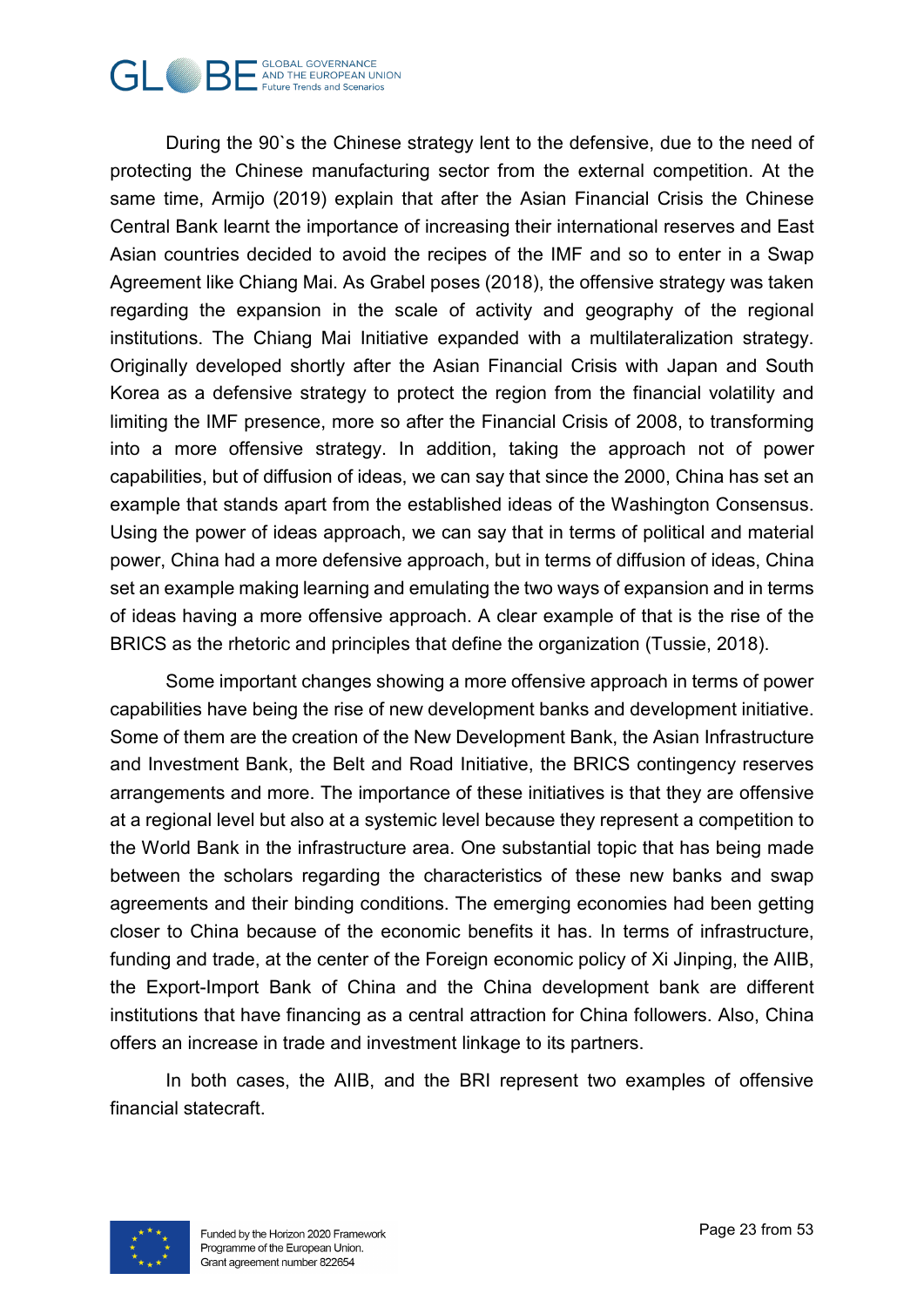During the 90`s the Chinese strategy lent to the defensive, due to the need of protecting the Chinese manufacturing sector from the external competition. At the same time, Armijo (2019) explain that after the Asian Financial Crisis the Chinese Central Bank learnt the importance of increasing their international reserves and East Asian countries decided to avoid the recipes of the IMF and so to enter in a Swap Agreement like Chiang Mai. As Grabel poses (2018), the offensive strategy was taken regarding the expansion in the scale of activity and geography of the regional institutions. The Chiang Mai Initiative expanded with a multilateralization strategy. Originally developed shortly after the Asian Financial Crisis with Japan and South Korea as a defensive strategy to protect the region from the financial volatility and limiting the IMF presence, more so after the Financial Crisis of 2008, to transforming into a more offensive strategy. In addition, taking the approach not of power capabilities, but of diffusion of ideas, we can say that since the 2000, China has set an example that stands apart from the established ideas of the Washington Consensus. Using the power of ideas approach, we can say that in terms of political and material power, China had a more defensive approach, but in terms of diffusion of ideas, China set an example making learning and emulating the two ways of expansion and in terms of ideas having a more offensive approach. A clear example of that is the rise of the BRICS as the rhetoric and principles that define the organization (Tussie, 2018).

Some important changes showing a more offensive approach in terms of power capabilities have being the rise of new development banks and development initiative. Some of them are the creation of the New Development Bank, the Asian Infrastructure and Investment Bank, the Belt and Road Initiative, the BRICS contingency reserves arrangements and more. The importance of these initiatives is that they are offensive at a regional level but also at a systemic level because they represent a competition to the World Bank in the infrastructure area. One substantial topic that has being made between the scholars regarding the characteristics of these new banks and swap agreements and their binding conditions. The emerging economies had been getting closer to China because of the economic benefits it has. In terms of infrastructure, funding and trade, at the center of the Foreign economic policy of Xi Jinping, the AIIB, the Export-Import Bank of China and the China development bank are different institutions that have financing as a central attraction for China followers. Also, China offers an increase in trade and investment linkage to its partners.

In both cases, the AIIB, and the BRI represent two examples of offensive financial statecraft.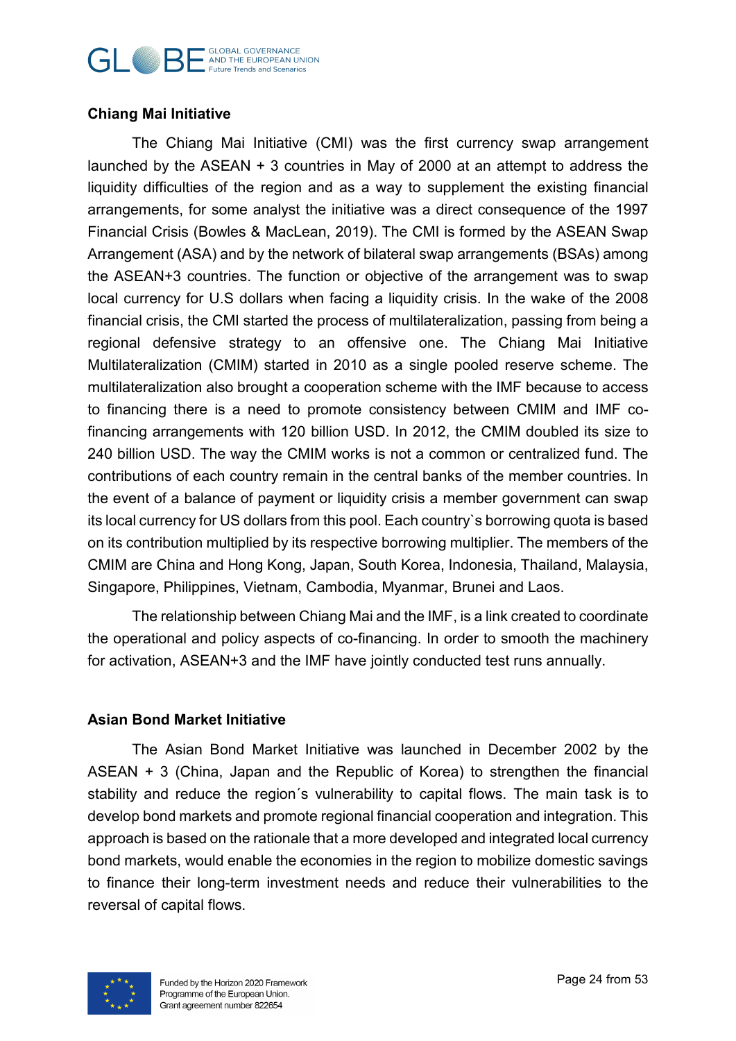**Chiang Mai Initiative**

The Chiang Mai Initiative (CMI) was the first currency swap arrangement launched by the ASEAN + 3 countries in May of 2000 at an attempt to address the liquidity difficulties of the region and as a way to supplement the existing financial arrangements, for some analyst the initiative was a direct consequence of the 1997 Financial Crisis (Bowles & MacLean, 2019). The CMI is formed by the ASEAN Swap Arrangement (ASA) and by the network of bilateral swap arrangements (BSAs) among the ASEAN+3 countries. The function or objective of the arrangement was to swap local currency for U.S dollars when facing a liquidity crisis. In the wake of the 2008 financial crisis, the CMI started the process of multilateralization, passing from being a regional defensive strategy to an offensive one. The Chiang Mai Initiative Multilateralization (CMIM) started in 2010 as a single pooled reserve scheme. The multilateralization also brought a cooperation scheme with the IMF because to access to financing there is a need to promote consistency between CMIM and IMF co-financing arrangements with 120 billion USD. In 2012, the CMIM doubled its size to 240 billion USD. The way the CMIM works is not a common or centralized fund. The contributions of each country remain in the central banks of the member countries. In the event of a balance of payment or liquidity crisis a member government can swap its local currency for US dollars from this pool. Each country`s borrowing quota is based on its contribution multiplied by its respective borrowing multiplier. The members of the CMIM are China and Hong Kong, Japan, South Korea, Indonesia, Thailand, Malaysia, Singapore, Philippines, Vietnam, Cambodia, Myanmar, Brunei and Laos.

The relationship between Chiang Mai and the IMF, is a link created to coordinate the operational and policy aspects of co-financing. In order to smooth the machinery for activation, ASEAN+3 and the IMF have jointly conducted test runs annually.

**Asian Bond Market Initiative**

The Asian Bond Market Initiative was launched in December 2002 by the ASEAN + 3 (China, Japan and the Republic of Korea) to strengthen the financial stability and reduce the region´s vulnerability to capital flows. The main task is to develop bond markets and promote regional financial cooperation and integration. This approach is based on the rationale that a more developed and integrated local currency bond markets, would enable the economies in the region to mobilize domestic savings to finance their long-term investment needs and reduce their vulnerabilities to the reversal of capital flows.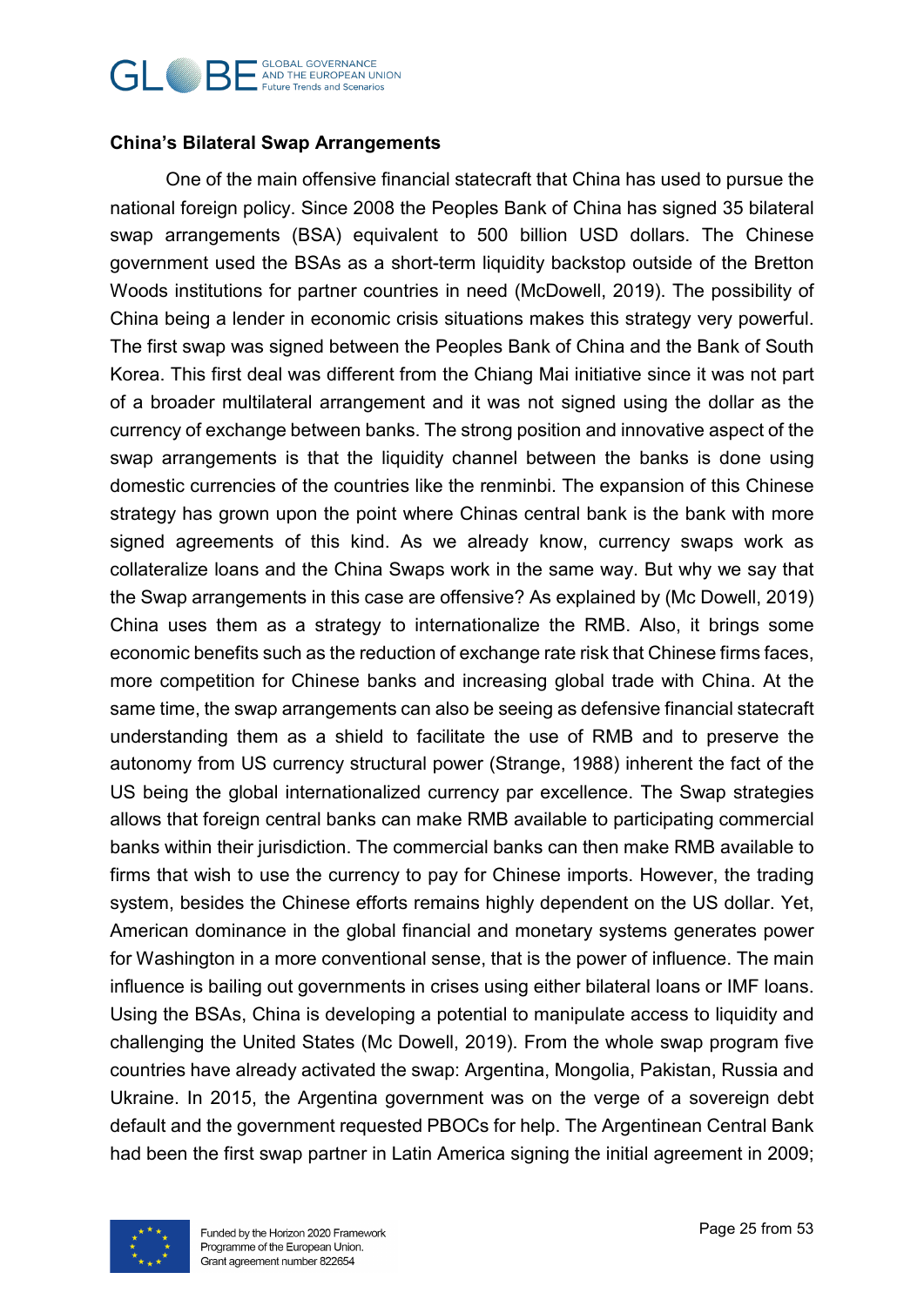**China's Bilateral Swap Arrangements**

One of the main offensive financial statecraft that China has used to pursue the national foreign policy. Since 2008 the Peoples Bank of China has signed 35 bilateral swap arrangements (BSA) equivalent to 500 billion USD dollars. The Chinese government used the BSAs as a short-term liquidity backstop outside of the Bretton Woods institutions for partner countries in need (McDowell, 2019). The possibility of China being a lender in economic crisis situations makes this strategy very powerful. The first swap was signed between the Peoples Bank of China and the Bank of South Korea. This first deal was different from the Chiang Mai initiative since it was not part of a broader multilateral arrangement and it was not signed using the dollar as the currency of exchange between banks. The strong position and innovative aspect of the swap arrangements is that the liquidity channel between the banks is done using domestic currencies of the countries like the renminbi. The expansion of this Chinese strategy has grown upon the point where Chinas central bank is the bank with more signed agreements of this kind. As we already know, currency swaps work as collateralize loans and the China Swaps work in the same way. But why we say that the Swap arrangements in this case are offensive? As explained by (Mc Dowell, 2019) China uses them as a strategy to internationalize the RMB. Also, it brings some economic benefits such as the reduction of exchange rate risk that Chinese firms faces, more competition for Chinese banks and increasing global trade with China. At the same time, the swap arrangements can also be seeing as defensive financial statecraft understanding them as a shield to facilitate the use of RMB and to preserve the autonomy from US currency structural power (Strange, 1988) inherent the fact of the US being the global internationalized currency par excellence. The Swap strategies allows that foreign central banks can make RMB available to participating commercial banks within their jurisdiction. The commercial banks can then make RMB available to firms that wish to use the currency to pay for Chinese imports. However, the trading system, besides the Chinese efforts remains highly dependent on the US dollar. Yet, American dominance in the global financial and monetary systems generates power for Washington in a more conventional sense, that is the power of influence. The main influence is bailing out governments in crises using either bilateral loans or IMF loans. Using the BSAs, China is developing a potential to manipulate access to liquidity and challenging the United States (Mc Dowell, 2019). From the whole swap program five countries have already activated the swap: Argentina, Mongolia, Pakistan, Russia and Ukraine. In 2015, the Argentina government was on the verge of a sovereign debt default and the government requested PBOCs for help. The Argentinean Central Bank had been the first swap partner in Latin America signing the initial agreement in 2009;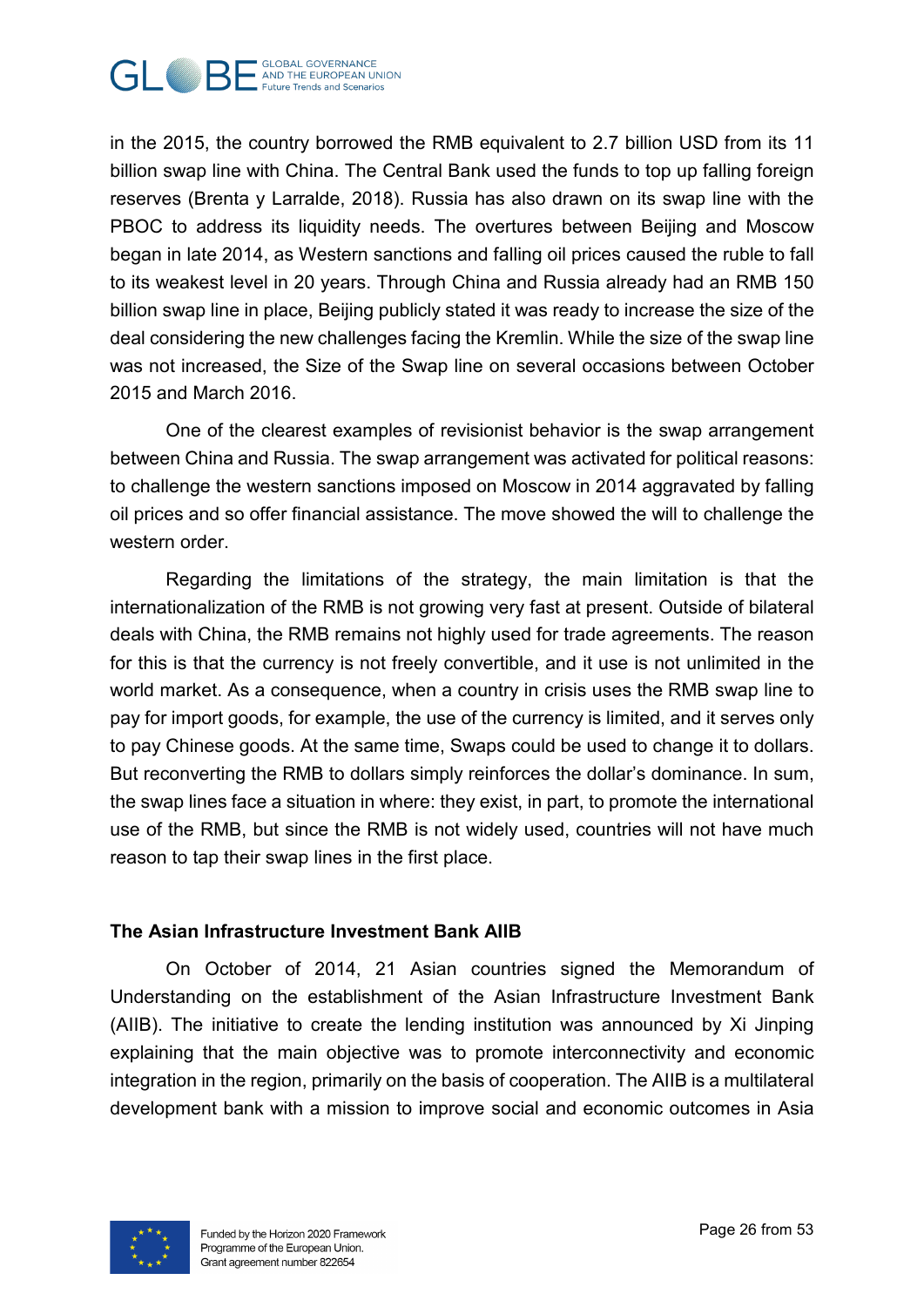in the 2015, the country borrowed the RMB equivalent to 2.7 billion USD from its 11 billion swap line with China. The Central Bank used the funds to top up falling foreign reserves (Brenta y Larralde, 2018). Russia has also drawn on its swap line with the PBOC to address its liquidity needs. The overtures between Beijing and Moscow began in late 2014, as Western sanctions and falling oil prices caused the ruble to fall to its weakest level in 20 years. Through China and Russia already had an RMB 150 billion swap line in place, Beijing publicly stated it was ready to increase the size of the deal considering the new challenges facing the Kremlin. While the size of the swap line was not increased, the Size of the Swap line on several occasions between October 2015 and March 2016.

One of the clearest examples of revisionist behavior is the swap arrangement between China and Russia. The swap arrangement was activated for political reasons: to challenge the western sanctions imposed on Moscow in 2014 aggravated by falling oil prices and so offer financial assistance. The move showed the will to challenge the western order.

Regarding the limitations of the strategy, the main limitation is that the internationalization of the RMB is not growing very fast at present. Outside of bilateral deals with China, the RMB remains not highly used for trade agreements. The reason for this is that the currency is not freely convertible, and it use is not unlimited in the world market. As a consequence, when a country in crisis uses the RMB swap line to pay for import goods, for example, the use of the currency is limited, and it serves only to pay Chinese goods. At the same time, Swaps could be used to change it to dollars. But reconverting the RMB to dollars simply reinforces the dollar's dominance. In sum, the swap lines face a situation in where: they exist, in part, to promote the international use of the RMB, but since the RMB is not widely used, countries will not have much reason to tap their swap lines in the first place.

**The Asian Infrastructure Investment Bank AIIB**

On October of 2014, 21 Asian countries signed the Memorandum of Understanding on the establishment of the Asian Infrastructure Investment Bank (AIIB). The initiative to create the lending institution was announced by Xi Jinping explaining that the main objective was to promote interconnectivity and economic integration in the region, primarily on the basis of cooperation. The AIIB is a multilateral development bank with a mission to improve social and economic outcomes in Asia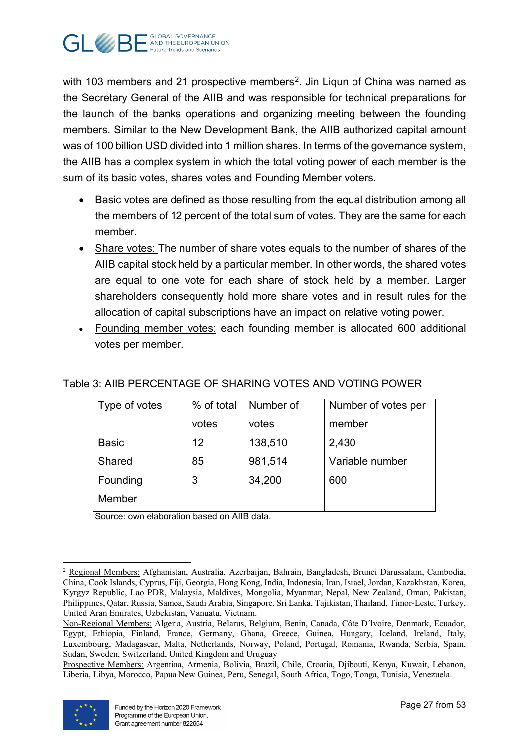with 103 members and 21 prospective members[2]. Jin Liqun of China was named as the Secretary General of the AIIB and was responsible for technical preparations for the launch of the banks operations and organizing meeting between the founding members. Similar to the New Development Bank, the AIIB authorized capital amount was of 100 billion USD divided into 1 million shares. In terms of the governance system, the AIIB has a complex system in which the total voting power of each member is the sum of its basic votes, shares votes and Founding Member voters.

- Basic votes are defined as those resulting from the equal distribution among all the members of 12 percent of the total sum of votes. They are the same for each member.
- Share votes: The number of share votes equals to the number of shares of the AIIB capital stock held by a particular member. In other words, the shared votes are equal to one vote for each share of stock held by a member. Larger shareholders consequently hold more share votes and in result rules for the allocation of capital subscriptions have an impact on relative voting power.
- Founding member votes: each founding member is allocated 600 additional votes per member.

Table 3: AIIB PERCENTAGE OF SHARING VOTES AND VOTING POWER

| Type of votes | % of total votes | Number of votes | Number of votes per member |
|---|---|---|---|
| Basic | 12 | 138,510 | 2,430 |
| Shared | 85 | 981,514 | Variable number |
| Founding Member | 3 | 34,200 | 600 |

Source: own elaboration based on AIIB data.

[2] Regional Members: Afghanistan, Australia, Azerbaijan, Bahrain, Bangladesh, Brunei Darussalam, Cambodia, China, Cook Islands, Cyprus, Fiji, Georgia, Hong Kong, India, Indonesia, Iran, Israel, Jordan, Kazakhstan, Korea, Kyrgyz Republic, Lao PDR, Malaysia, Maldives, Mongolia, Myanmar, Nepal, New Zealand, Oman, Pakistan, Philippines, Qatar, Russia, Samoa, Saudi Arabia, Singapore, Sri Lanka, Tajikistan, Thailand, Timor-Leste, Turkey, United Aran Emirates, Uzbekistan, Vanuatu, Vietnam.

Non-Regional Members: Algeria, Austria, Belarus, Belgium, Benin, Canada, Côte D´lvoire, Denmark, Ecuador, Egypt, Ethiopia, Finland, France, Germany, Ghana, Greece, Guinea, Hungary, Iceland, Ireland, Italy, Luxembourg, Madagascar, Malta, Netherlands, Norway, Poland, Portugal, Romania, Rwanda, Serbia, Spain, Sudan, Sweden, Switzerland, United Kingdom and Uruguay

Prospective Members: Argentina, Armenia, Bolivia, Brazil, Chile, Croatia, Djibouti, Kenya, Kuwait, Lebanon, Liberia, Libya, Morocco, Papua New Guinea, Peru, Senegal, South Africa, Togo, Tonga, Tunisia, Venezuela.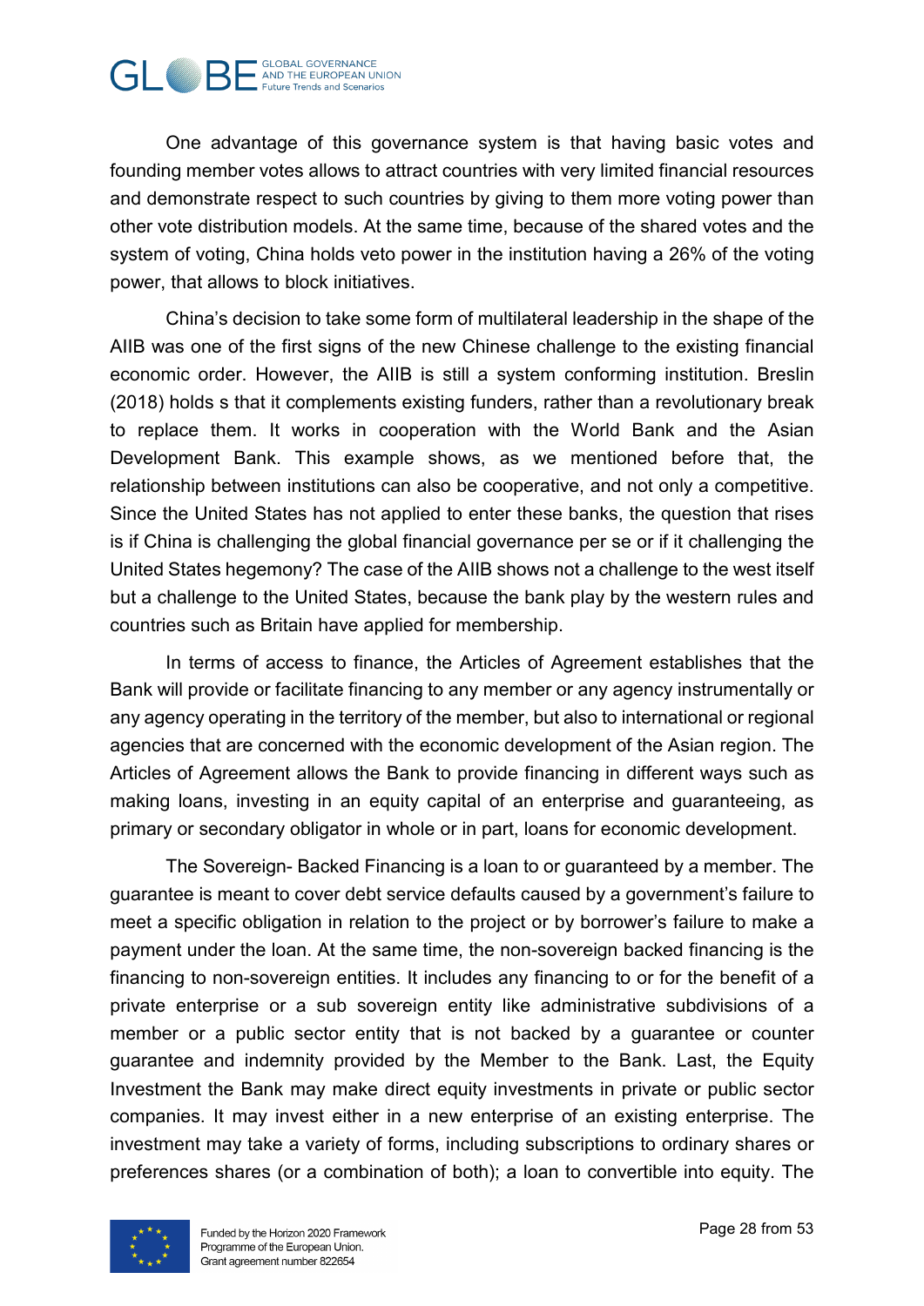One advantage of this governance system is that having basic votes and founding member votes allows to attract countries with very limited financial resources and demonstrate respect to such countries by giving to them more voting power than other vote distribution models. At the same time, because of the shared votes and the system of voting, China holds veto power in the institution having a 26% of the voting power, that allows to block initiatives.

China's decision to take some form of multilateral leadership in the shape of the AIIB was one of the first signs of the new Chinese challenge to the existing financial economic order. However, the AIIB is still a system conforming institution. Breslin (2018) holds s that it complements existing funders, rather than a revolutionary break to replace them. It works in cooperation with the World Bank and the Asian Development Bank. This example shows, as we mentioned before that, the relationship between institutions can also be cooperative, and not only a competitive. Since the United States has not applied to enter these banks, the question that rises is if China is challenging the global financial governance per se or if it challenging the United States hegemony? The case of the AIIB shows not a challenge to the west itself but a challenge to the United States, because the bank play by the western rules and countries such as Britain have applied for membership.

In terms of access to finance, the Articles of Agreement establishes that the Bank will provide or facilitate financing to any member or any agency instrumentally or any agency operating in the territory of the member, but also to international or regional agencies that are concerned with the economic development of the Asian region. The Articles of Agreement allows the Bank to provide financing in different ways such as making loans, investing in an equity capital of an enterprise and guaranteeing, as primary or secondary obligator in whole or in part, loans for economic development.

The Sovereign- Backed Financing is a loan to or guaranteed by a member. The guarantee is meant to cover debt service defaults caused by a government's failure to meet a specific obligation in relation to the project or by borrower's failure to make a payment under the loan. At the same time, the non-sovereign backed financing is the financing to non-sovereign entities. It includes any financing to or for the benefit of a private enterprise or a sub sovereign entity like administrative subdivisions of a member or a public sector entity that is not backed by a guarantee or counter guarantee and indemnity provided by the Member to the Bank. Last, the Equity Investment the Bank may make direct equity investments in private or public sector companies. It may invest either in a new enterprise of an existing enterprise. The investment may take a variety of forms, including subscriptions to ordinary shares or preferences shares (or a combination of both); a loan to convertible into equity. The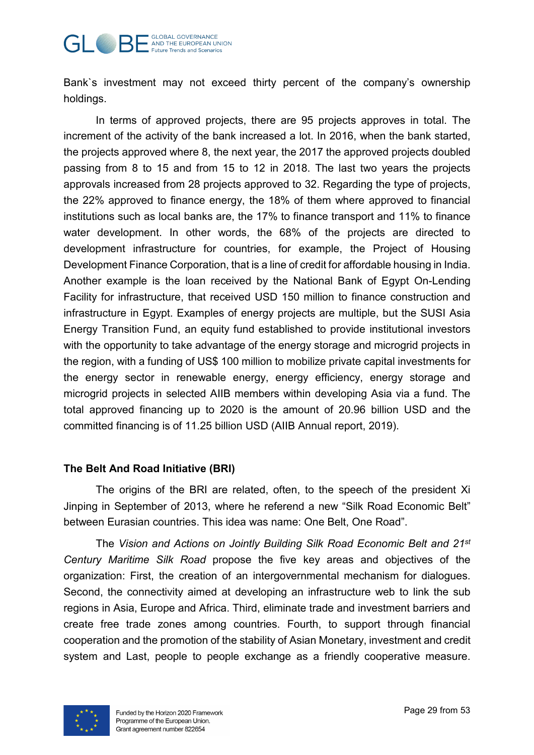Bank`s investment may not exceed thirty percent of the company's ownership holdings.

In terms of approved projects, there are 95 projects approves in total. The increment of the activity of the bank increased a lot. In 2016, when the bank started, the projects approved where 8, the next year, the 2017 the approved projects doubled passing from 8 to 15 and from 15 to 12 in 2018. The last two years the projects approvals increased from 28 projects approved to 32. Regarding the type of projects, the 22% approved to finance energy, the 18% of them where approved to financial institutions such as local banks are, the 17% to finance transport and 11% to finance water development. In other words, the 68% of the projects are directed to development infrastructure for countries, for example, the Project of Housing Development Finance Corporation, that is a line of credit for affordable housing in India. Another example is the loan received by the National Bank of Egypt On-Lending Facility for infrastructure, that received USD 150 million to finance construction and infrastructure in Egypt. Examples of energy projects are multiple, but the SUSI Asia Energy Transition Fund, an equity fund established to provide institutional investors with the opportunity to take advantage of the energy storage and microgrid projects in the region, with a funding of US$ 100 million to mobilize private capital investments for the energy sector in renewable energy, energy efficiency, energy storage and microgrid projects in selected AIIB members within developing Asia via a fund. The total approved financing up to 2020 is the amount of 20.96 billion USD and the committed financing is of 11.25 billion USD (AIIB Annual report, 2019).

**The Belt And Road Initiative (BRI)**

The origins of the BRI are related, often, to the speech of the president Xi Jinping in September of 2013, where he referend a new "Silk Road Economic Belt" between Eurasian countries. This idea was name: One Belt, One Road".

The *Vision and Actions on Jointly Building Silk Road Economic Belt and 21st Century Maritime Silk Road* propose the five key areas and objectives of the organization: First, the creation of an intergovernmental mechanism for dialogues. Second, the connectivity aimed at developing an infrastructure web to link the sub regions in Asia, Europe and Africa. Third, eliminate trade and investment barriers and create free trade zones among countries. Fourth, to support through financial cooperation and the promotion of the stability of Asian Monetary, investment and credit system and Last, people to people exchange as a friendly cooperative measure.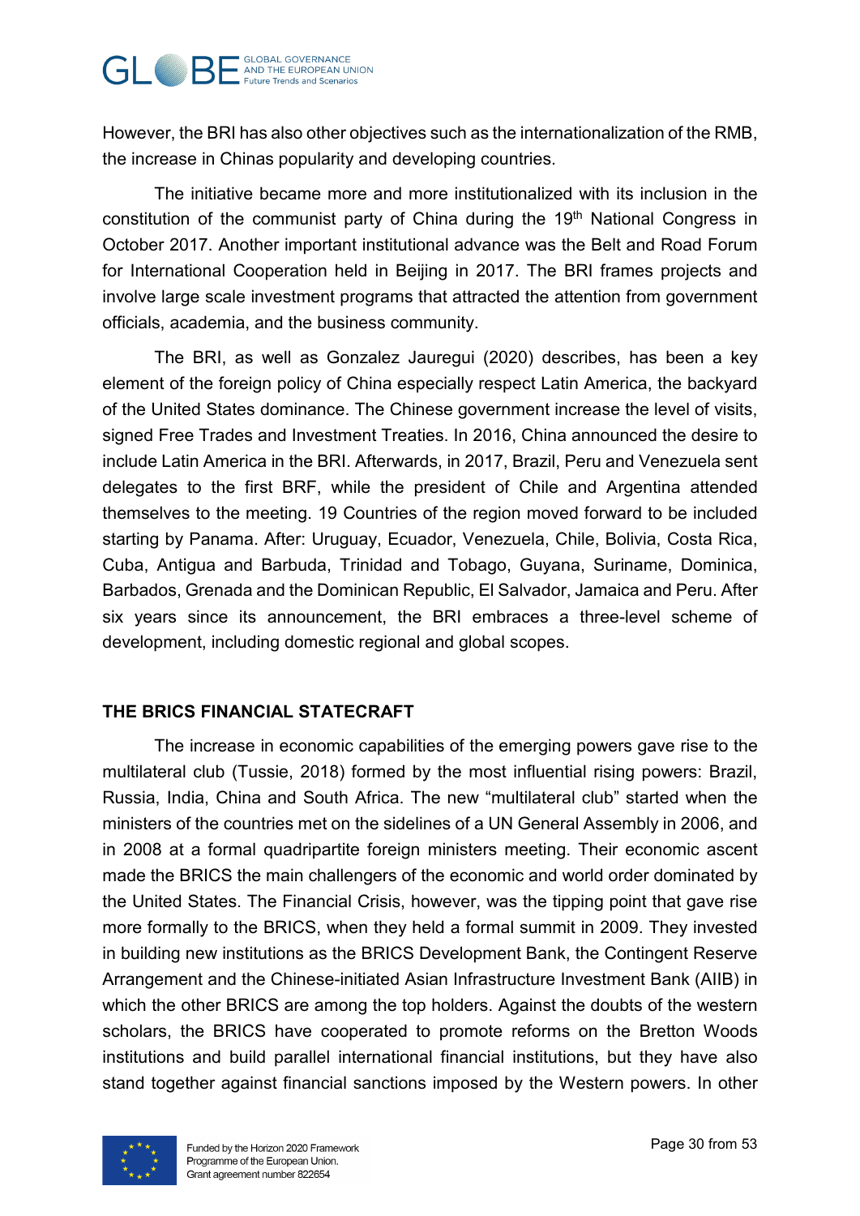However, the BRI has also other objectives such as the internationalization of the RMB, the increase in Chinas popularity and developing countries.

The initiative became more and more institutionalized with its inclusion in the constitution of the communist party of China during the 19th National Congress in October 2017. Another important institutional advance was the Belt and Road Forum for International Cooperation held in Beijing in 2017. The BRI frames projects and involve large scale investment programs that attracted the attention from government officials, academia, and the business community.

The BRI, as well as Gonzalez Jauregui (2020) describes, has been a key element of the foreign policy of China especially respect Latin America, the backyard of the United States dominance. The Chinese government increase the level of visits, signed Free Trades and Investment Treaties. In 2016, China announced the desire to include Latin America in the BRI. Afterwards, in 2017, Brazil, Peru and Venezuela sent delegates to the first BRF, while the president of Chile and Argentina attended themselves to the meeting. 19 Countries of the region moved forward to be included starting by Panama. After: Uruguay, Ecuador, Venezuela, Chile, Bolivia, Costa Rica, Cuba, Antigua and Barbuda, Trinidad and Tobago, Guyana, Suriname, Dominica, Barbados, Grenada and the Dominican Republic, El Salvador, Jamaica and Peru. After six years since its announcement, the BRI embraces a three-level scheme of development, including domestic regional and global scopes.

## THE BRICS FINANCIAL STATECRAFT

The increase in economic capabilities of the emerging powers gave rise to the multilateral club (Tussie, 2018) formed by the most influential rising powers: Brazil, Russia, India, China and South Africa. The new "multilateral club" started when the ministers of the countries met on the sidelines of a UN General Assembly in 2006, and in 2008 at a formal quadripartite foreign ministers meeting. Their economic ascent made the BRICS the main challengers of the economic and world order dominated by the United States. The Financial Crisis, however, was the tipping point that gave rise more formally to the BRICS, when they held a formal summit in 2009. They invested in building new institutions as the BRICS Development Bank, the Contingent Reserve Arrangement and the Chinese-initiated Asian Infrastructure Investment Bank (AIIB) in which the other BRICS are among the top holders. Against the doubts of the western scholars, the BRICS have cooperated to promote reforms on the Bretton Woods institutions and build parallel international financial institutions, but they have also stand together against financial sanctions imposed by the Western powers. In other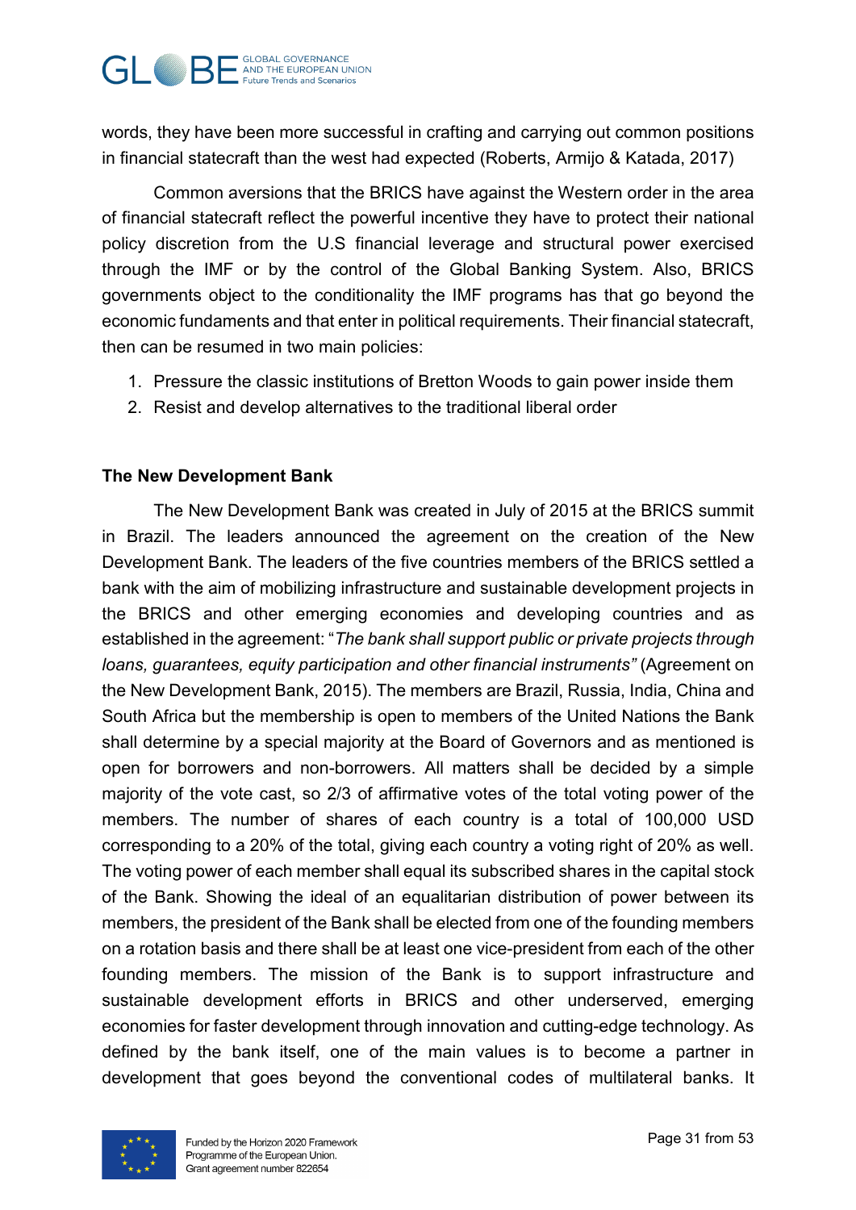words, they have been more successful in crafting and carrying out common positions in financial statecraft than the west had expected (Roberts, Armijo & Katada, 2017)

Common aversions that the BRICS have against the Western order in the area of financial statecraft reflect the powerful incentive they have to protect their national policy discretion from the U.S financial leverage and structural power exercised through the IMF or by the control of the Global Banking System. Also, BRICS governments object to the conditionality the IMF programs has that go beyond the economic fundaments and that enter in political requirements. Their financial statecraft, then can be resumed in two main policies:

1. Pressure the classic institutions of Bretton Woods to gain power inside them
2. Resist and develop alternatives to the traditional liberal order

**The New Development Bank**

The New Development Bank was created in July of 2015 at the BRICS summit in Brazil. The leaders announced the agreement on the creation of the New Development Bank. The leaders of the five countries members of the BRICS settled a bank with the aim of mobilizing infrastructure and sustainable development projects in the BRICS and other emerging economies and developing countries and as established in the agreement: "*The bank shall support public or private projects through loans, guarantees, equity participation and other financial instruments"* (Agreement on the New Development Bank, 2015). The members are Brazil, Russia, India, China and South Africa but the membership is open to members of the United Nations the Bank shall determine by a special majority at the Board of Governors and as mentioned is open for borrowers and non-borrowers. All matters shall be decided by a simple majority of the vote cast, so 2/3 of affirmative votes of the total voting power of the members. The number of shares of each country is a total of 100,000 USD corresponding to a 20% of the total, giving each country a voting right of 20% as well. The voting power of each member shall equal its subscribed shares in the capital stock of the Bank. Showing the ideal of an equalitarian distribution of power between its members, the president of the Bank shall be elected from one of the founding members on a rotation basis and there shall be at least one vice-president from each of the other founding members. The mission of the Bank is to support infrastructure and sustainable development efforts in BRICS and other underserved, emerging economies for faster development through innovation and cutting-edge technology. As defined by the bank itself, one of the main values is to become a partner in development that goes beyond the conventional codes of multilateral banks. It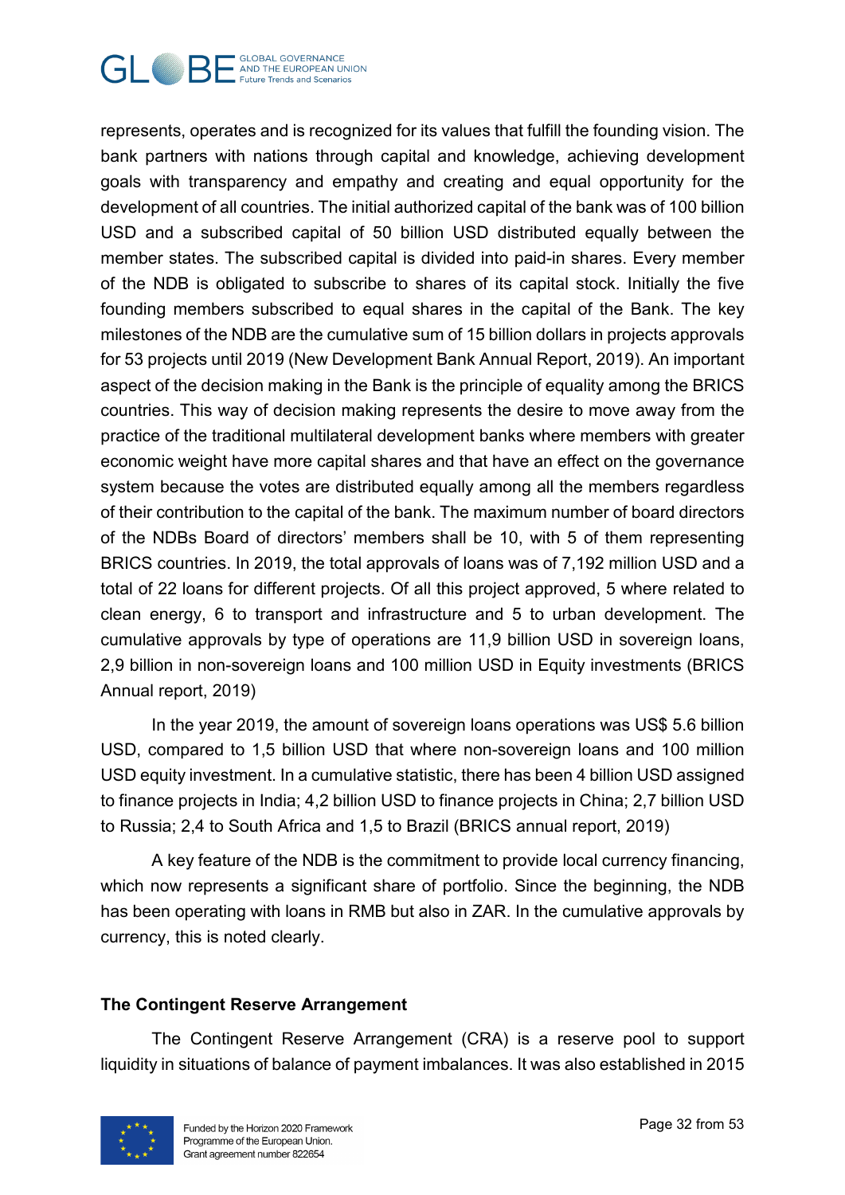represents, operates and is recognized for its values that fulfill the founding vision. The bank partners with nations through capital and knowledge, achieving development goals with transparency and empathy and creating and equal opportunity for the development of all countries. The initial authorized capital of the bank was of 100 billion USD and a subscribed capital of 50 billion USD distributed equally between the member states. The subscribed capital is divided into paid-in shares. Every member of the NDB is obligated to subscribe to shares of its capital stock. Initially the five founding members subscribed to equal shares in the capital of the Bank. The key milestones of the NDB are the cumulative sum of 15 billion dollars in projects approvals for 53 projects until 2019 (New Development Bank Annual Report, 2019). An important aspect of the decision making in the Bank is the principle of equality among the BRICS countries. This way of decision making represents the desire to move away from the practice of the traditional multilateral development banks where members with greater economic weight have more capital shares and that have an effect on the governance system because the votes are distributed equally among all the members regardless of their contribution to the capital of the bank. The maximum number of board directors of the NDBs Board of directors' members shall be 10, with 5 of them representing BRICS countries. In 2019, the total approvals of loans was of 7,192 million USD and a total of 22 loans for different projects. Of all this project approved, 5 where related to clean energy, 6 to transport and infrastructure and 5 to urban development. The cumulative approvals by type of operations are 11,9 billion USD in sovereign loans, 2,9 billion in non-sovereign loans and 100 million USD in Equity investments (BRICS Annual report, 2019)

In the year 2019, the amount of sovereign loans operations was US$ 5.6 billion USD, compared to 1,5 billion USD that where non-sovereign loans and 100 million USD equity investment. In a cumulative statistic, there has been 4 billion USD assigned to finance projects in India; 4,2 billion USD to finance projects in China; 2,7 billion USD to Russia; 2,4 to South Africa and 1,5 to Brazil (BRICS annual report, 2019)

A key feature of the NDB is the commitment to provide local currency financing, which now represents a significant share of portfolio. Since the beginning, the NDB has been operating with loans in RMB but also in ZAR. In the cumulative approvals by currency, this is noted clearly.

**The Contingent Reserve Arrangement**

The Contingent Reserve Arrangement (CRA) is a reserve pool to support liquidity in situations of balance of payment imbalances. It was also established in 2015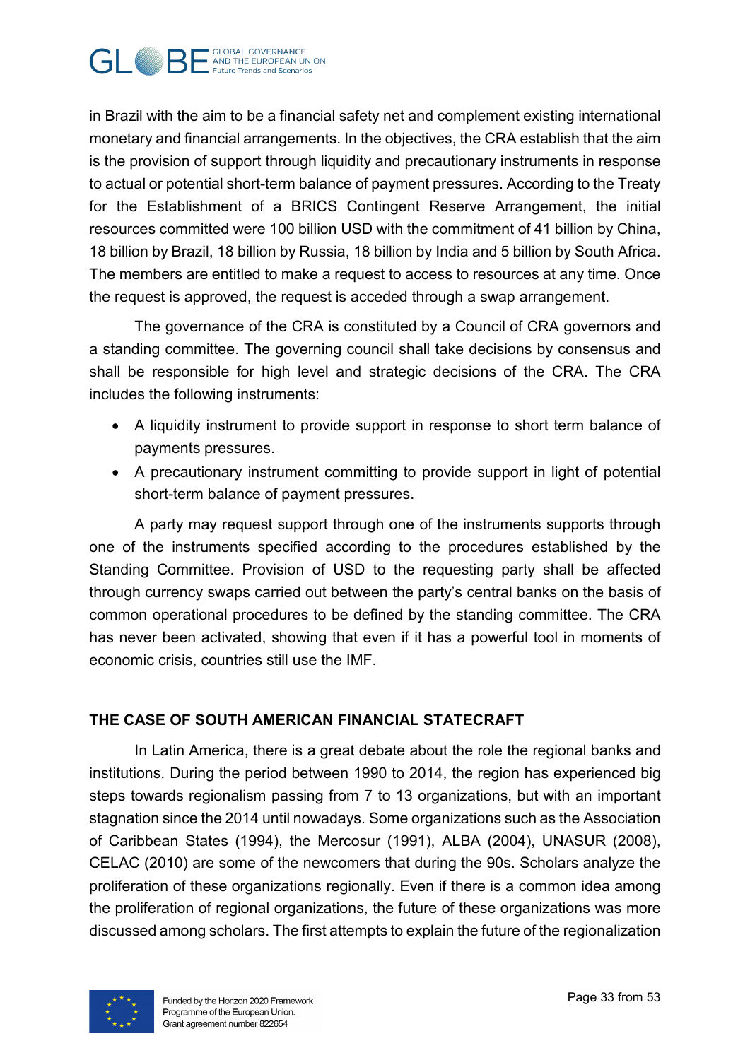in Brazil with the aim to be a financial safety net and complement existing international monetary and financial arrangements. In the objectives, the CRA establish that the aim is the provision of support through liquidity and precautionary instruments in response to actual or potential short-term balance of payment pressures. According to the Treaty for the Establishment of a BRICS Contingent Reserve Arrangement, the initial resources committed were 100 billion USD with the commitment of 41 billion by China, 18 billion by Brazil, 18 billion by Russia, 18 billion by India and 5 billion by South Africa. The members are entitled to make a request to access to resources at any time. Once the request is approved, the request is acceded through a swap arrangement.

The governance of the CRA is constituted by a Council of CRA governors and a standing committee. The governing council shall take decisions by consensus and shall be responsible for high level and strategic decisions of the CRA. The CRA includes the following instruments:

- A liquidity instrument to provide support in response to short term balance of payments pressures.
- A precautionary instrument committing to provide support in light of potential short-term balance of payment pressures.

A party may request support through one of the instruments supports through one of the instruments specified according to the procedures established by the Standing Committee. Provision of USD to the requesting party shall be affected through currency swaps carried out between the party's central banks on the basis of common operational procedures to be defined by the standing committee. The CRA has never been activated, showing that even if it has a powerful tool in moments of economic crisis, countries still use the IMF.

## THE CASE OF SOUTH AMERICAN FINANCIAL STATECRAFT

In Latin America, there is a great debate about the role the regional banks and institutions. During the period between 1990 to 2014, the region has experienced big steps towards regionalism passing from 7 to 13 organizations, but with an important stagnation since the 2014 until nowadays. Some organizations such as the Association of Caribbean States (1994), the Mercosur (1991), ALBA (2004), UNASUR (2008), CELAC (2010) are some of the newcomers that during the 90s. Scholars analyze the proliferation of these organizations regionally. Even if there is a common idea among the proliferation of regional organizations, the future of these organizations was more discussed among scholars. The first attempts to explain the future of the regionalization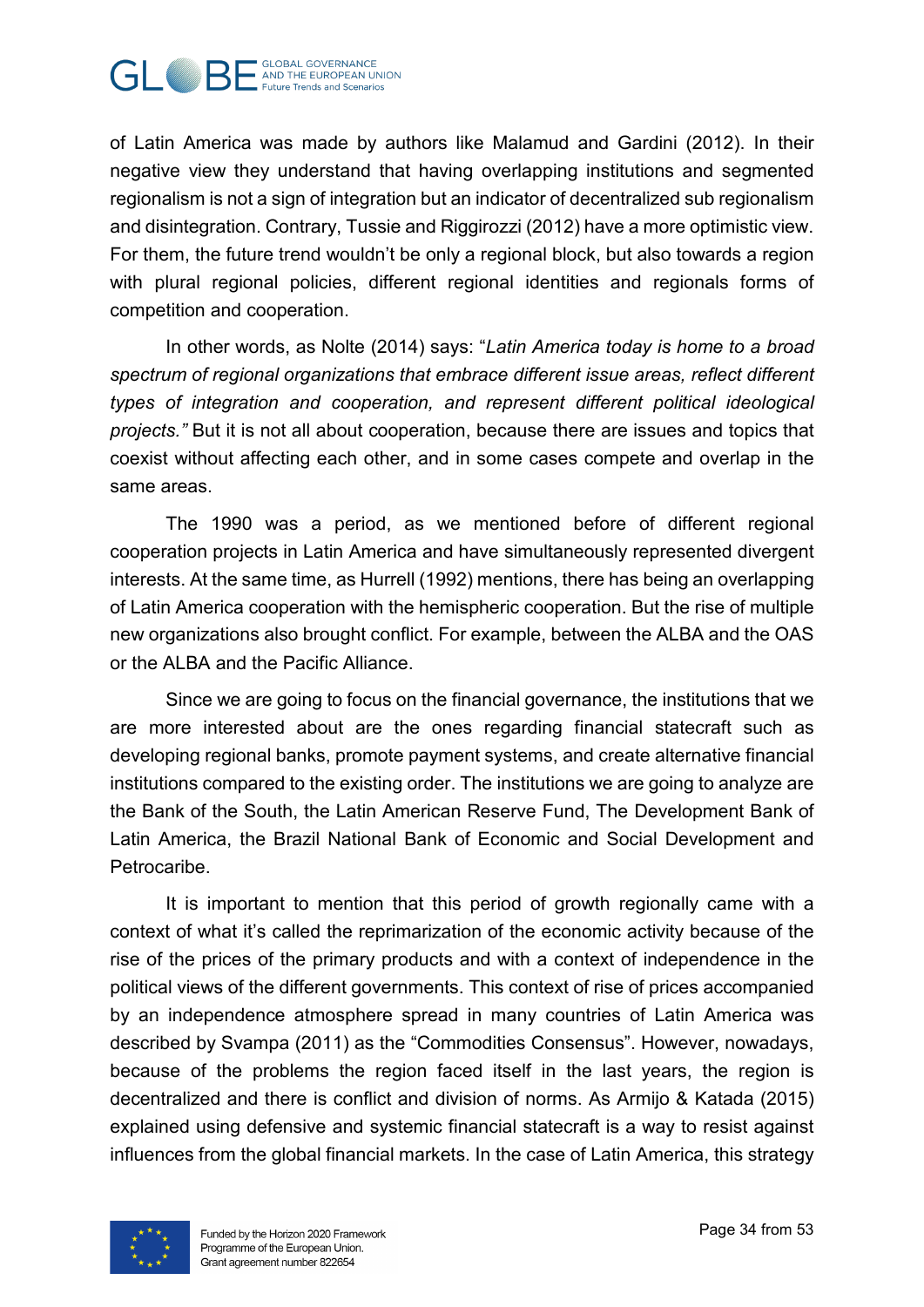of Latin America was made by authors like Malamud and Gardini (2012). In their negative view they understand that having overlapping institutions and segmented regionalism is not a sign of integration but an indicator of decentralized sub regionalism and disintegration. Contrary, Tussie and Riggirozzi (2012) have a more optimistic view. For them, the future trend wouldn't be only a regional block, but also towards a region with plural regional policies, different regional identities and regionals forms of competition and cooperation.

In other words, as Nolte (2014) says: "*Latin America today is home to a broad spectrum of regional organizations that embrace different issue areas, reflect different types of integration and cooperation, and represent different political ideological projects."* But it is not all about cooperation, because there are issues and topics that coexist without affecting each other, and in some cases compete and overlap in the same areas.

The 1990 was a period, as we mentioned before of different regional cooperation projects in Latin America and have simultaneously represented divergent interests. At the same time, as Hurrell (1992) mentions, there has being an overlapping of Latin America cooperation with the hemispheric cooperation. But the rise of multiple new organizations also brought conflict. For example, between the ALBA and the OAS or the ALBA and the Pacific Alliance.

Since we are going to focus on the financial governance, the institutions that we are more interested about are the ones regarding financial statecraft such as developing regional banks, promote payment systems, and create alternative financial institutions compared to the existing order. The institutions we are going to analyze are the Bank of the South, the Latin American Reserve Fund, The Development Bank of Latin America, the Brazil National Bank of Economic and Social Development and Petrocaribe.

It is important to mention that this period of growth regionally came with a context of what it's called the reprimarization of the economic activity because of the rise of the prices of the primary products and with a context of independence in the political views of the different governments. This context of rise of prices accompanied by an independence atmosphere spread in many countries of Latin America was described by Svampa (2011) as the "Commodities Consensus". However, nowadays, because of the problems the region faced itself in the last years, the region is decentralized and there is conflict and division of norms. As Armijo & Katada (2015) explained using defensive and systemic financial statecraft is a way to resist against influences from the global financial markets. In the case of Latin America, this strategy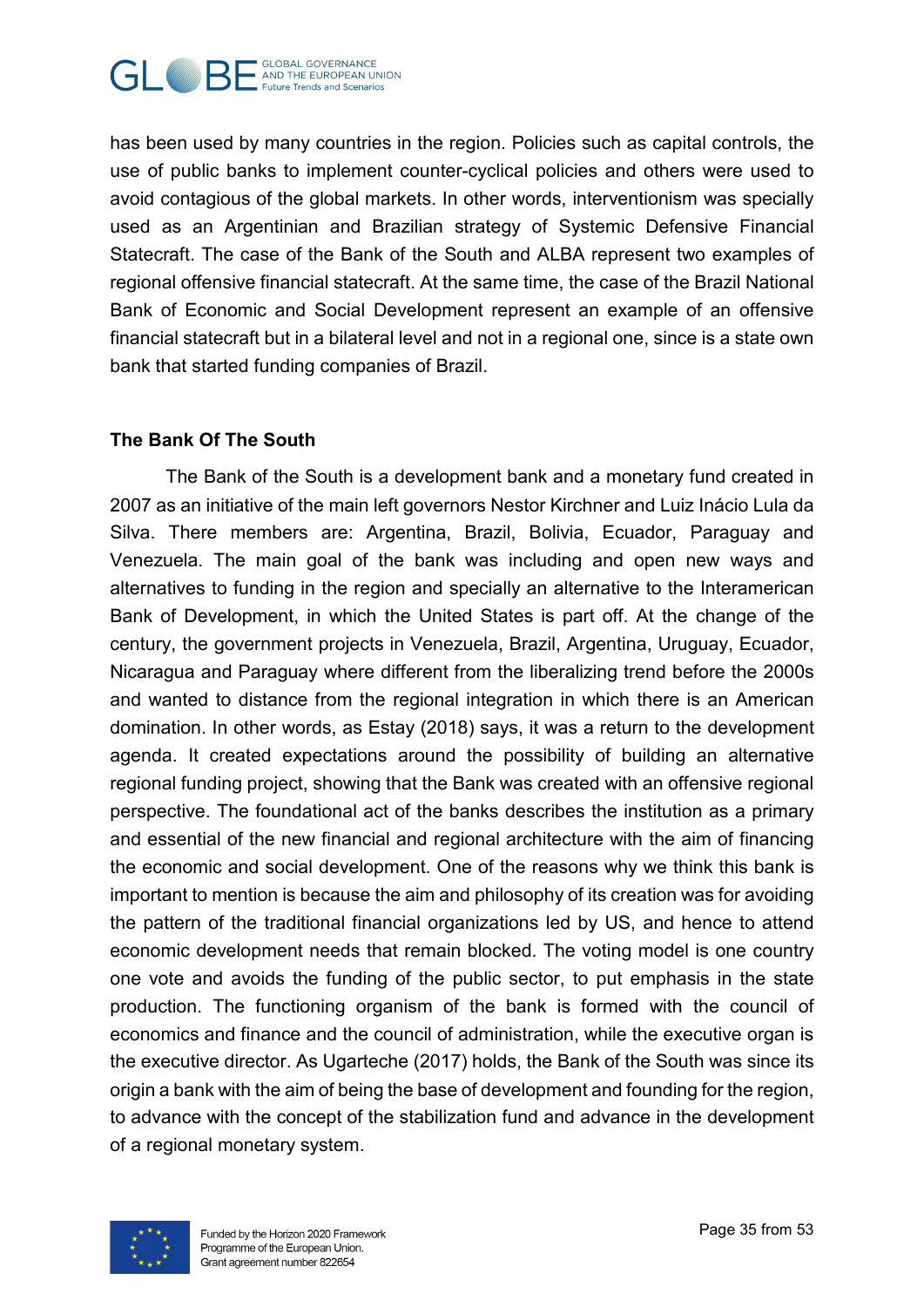has been used by many countries in the region. Policies such as capital controls, the use of public banks to implement counter-cyclical policies and others were used to avoid contagious of the global markets. In other words, interventionism was specially used as an Argentinian and Brazilian strategy of Systemic Defensive Financial Statecraft. The case of the Bank of the South and ALBA represent two examples of regional offensive financial statecraft. At the same time, the case of the Brazil National Bank of Economic and Social Development represent an example of an offensive financial statecraft but in a bilateral level and not in a regional one, since is a state own bank that started funding companies of Brazil.

**The Bank Of The South**

The Bank of the South is a development bank and a monetary fund created in 2007 as an initiative of the main left governors Nestor Kirchner and Luiz Inácio Lula da Silva. There members are: Argentina, Brazil, Bolivia, Ecuador, Paraguay and Venezuela. The main goal of the bank was including and open new ways and alternatives to funding in the region and specially an alternative to the Interamerican Bank of Development, in which the United States is part off. At the change of the century, the government projects in Venezuela, Brazil, Argentina, Uruguay, Ecuador, Nicaragua and Paraguay where different from the liberalizing trend before the 2000s and wanted to distance from the regional integration in which there is an American domination. In other words, as Estay (2018) says, it was a return to the development agenda. It created expectations around the possibility of building an alternative regional funding project, showing that the Bank was created with an offensive regional perspective. The foundational act of the banks describes the institution as a primary and essential of the new financial and regional architecture with the aim of financing the economic and social development. One of the reasons why we think this bank is important to mention is because the aim and philosophy of its creation was for avoiding the pattern of the traditional financial organizations led by US, and hence to attend economic development needs that remain blocked. The voting model is one country one vote and avoids the funding of the public sector, to put emphasis in the state production. The functioning organism of the bank is formed with the council of economics and finance and the council of administration, while the executive organ is the executive director. As Ugarteche (2017) holds, the Bank of the South was since its origin a bank with the aim of being the base of development and founding for the region, to advance with the concept of the stabilization fund and advance in the development of a regional monetary system.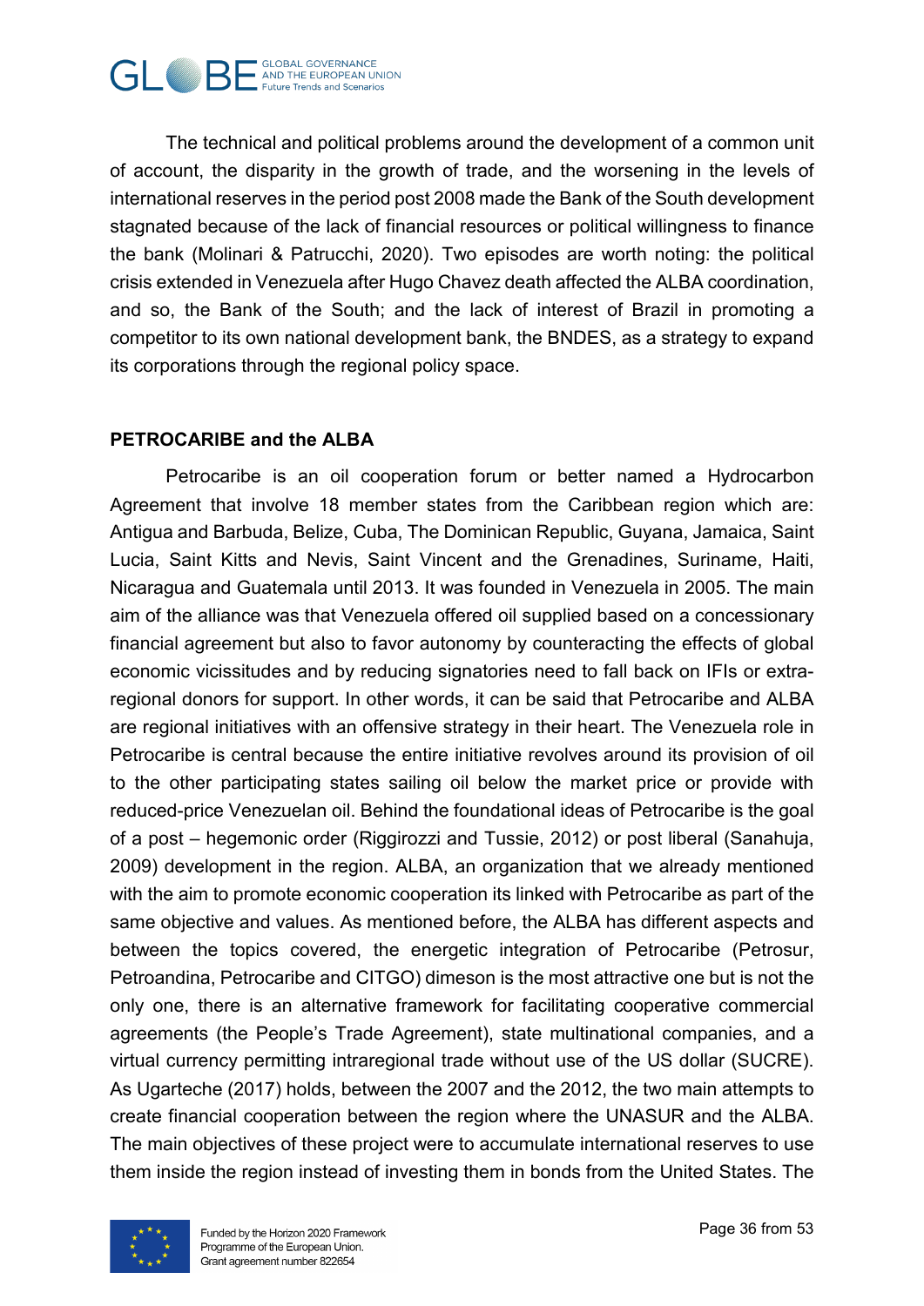The technical and political problems around the development of a common unit of account, the disparity in the growth of trade, and the worsening in the levels of international reserves in the period post 2008 made the Bank of the South development stagnated because of the lack of financial resources or political willingness to finance the bank (Molinari & Patrucchi, 2020). Two episodes are worth noting: the political crisis extended in Venezuela after Hugo Chavez death affected the ALBA coordination, and so, the Bank of the South; and the lack of interest of Brazil in promoting a competitor to its own national development bank, the BNDES, as a strategy to expand its corporations through the regional policy space.

**PETROCARIBE and the ALBA**

Petrocaribe is an oil cooperation forum or better named a Hydrocarbon Agreement that involve 18 member states from the Caribbean region which are: Antigua and Barbuda, Belize, Cuba, The Dominican Republic, Guyana, Jamaica, Saint Lucia, Saint Kitts and Nevis, Saint Vincent and the Grenadines, Suriname, Haiti, Nicaragua and Guatemala until 2013. It was founded in Venezuela in 2005. The main aim of the alliance was that Venezuela offered oil supplied based on a concessionary financial agreement but also to favor autonomy by counteracting the effects of global economic vicissitudes and by reducing signatories need to fall back on IFIs or extra-regional donors for support. In other words, it can be said that Petrocaribe and ALBA are regional initiatives with an offensive strategy in their heart. The Venezuela role in Petrocaribe is central because the entire initiative revolves around its provision of oil to the other participating states sailing oil below the market price or provide with reduced-price Venezuelan oil. Behind the foundational ideas of Petrocaribe is the goal of a post – hegemonic order (Riggirozzi and Tussie, 2012) or post liberal (Sanahuja, 2009) development in the region. ALBA, an organization that we already mentioned with the aim to promote economic cooperation its linked with Petrocaribe as part of the same objective and values. As mentioned before, the ALBA has different aspects and between the topics covered, the energetic integration of Petrocaribe (Petrosur, Petroandina, Petrocaribe and CITGO) dimeson is the most attractive one but is not the only one, there is an alternative framework for facilitating cooperative commercial agreements (the People's Trade Agreement), state multinational companies, and a virtual currency permitting intraregional trade without use of the US dollar (SUCRE). As Ugarteche (2017) holds, between the 2007 and the 2012, the two main attempts to create financial cooperation between the region where the UNASUR and the ALBA. The main objectives of these project were to accumulate international reserves to use them inside the region instead of investing them in bonds from the United States. The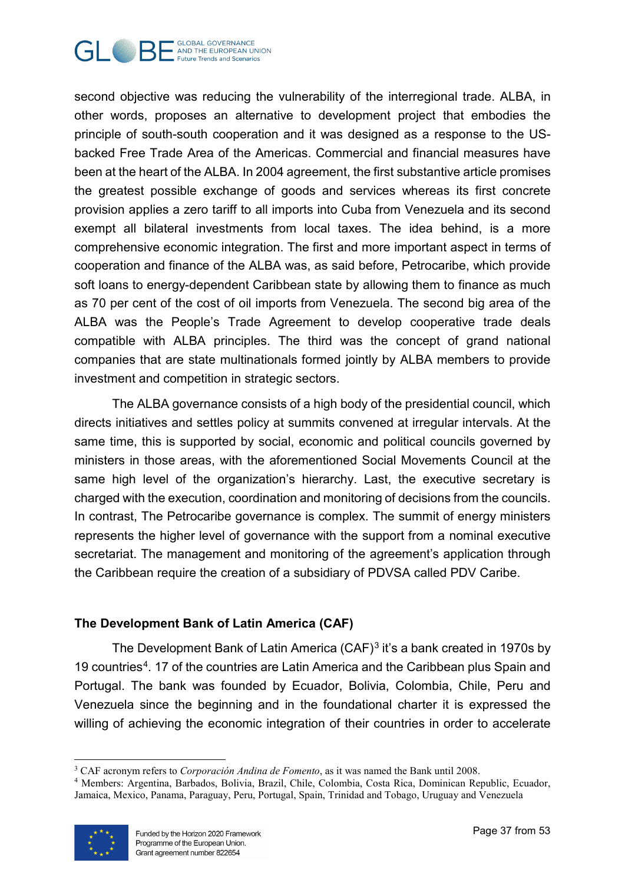second objective was reducing the vulnerability of the interregional trade. ALBA, in other words, proposes an alternative to development project that embodies the principle of south-south cooperation and it was designed as a response to the US-backed Free Trade Area of the Americas. Commercial and financial measures have been at the heart of the ALBA. In 2004 agreement, the first substantive article promises the greatest possible exchange of goods and services whereas its first concrete provision applies a zero tariff to all imports into Cuba from Venezuela and its second exempt all bilateral investments from local taxes. The idea behind, is a more comprehensive economic integration. The first and more important aspect in terms of cooperation and finance of the ALBA was, as said before, Petrocaribe, which provide soft loans to energy-dependent Caribbean state by allowing them to finance as much as 70 per cent of the cost of oil imports from Venezuela. The second big area of the ALBA was the People's Trade Agreement to develop cooperative trade deals compatible with ALBA principles. The third was the concept of grand national companies that are state multinationals formed jointly by ALBA members to provide investment and competition in strategic sectors.

The ALBA governance consists of a high body of the presidential council, which directs initiatives and settles policy at summits convened at irregular intervals. At the same time, this is supported by social, economic and political councils governed by ministers in those areas, with the aforementioned Social Movements Council at the same high level of the organization's hierarchy. Last, the executive secretary is charged with the execution, coordination and monitoring of decisions from the councils. In contrast, The Petrocaribe governance is complex. The summit of energy ministers represents the higher level of governance with the support from a nominal executive secretariat. The management and monitoring of the agreement's application through the Caribbean require the creation of a subsidiary of PDVSA called PDV Caribe.

**The Development Bank of Latin America (CAF)**

The Development Bank of Latin America (CAF)[3] it's a bank created in 1970s by 19 countries[4]. 17 of the countries are Latin America and the Caribbean plus Spain and Portugal. The bank was founded by Ecuador, Bolivia, Colombia, Chile, Peru and Venezuela since the beginning and in the foundational charter it is expressed the willing of achieving the economic integration of their countries in order to accelerate

---

[3] CAF acronym refers to *Corporación Andina de Fomento*, as it was named the Bank until 2008.

[4] Members: Argentina, Barbados, Bolivia, Brazil, Chile, Colombia, Costa Rica, Dominican Republic, Ecuador, Jamaica, Mexico, Panama, Paraguay, Peru, Portugal, Spain, Trinidad and Tobago, Uruguay and Venezuela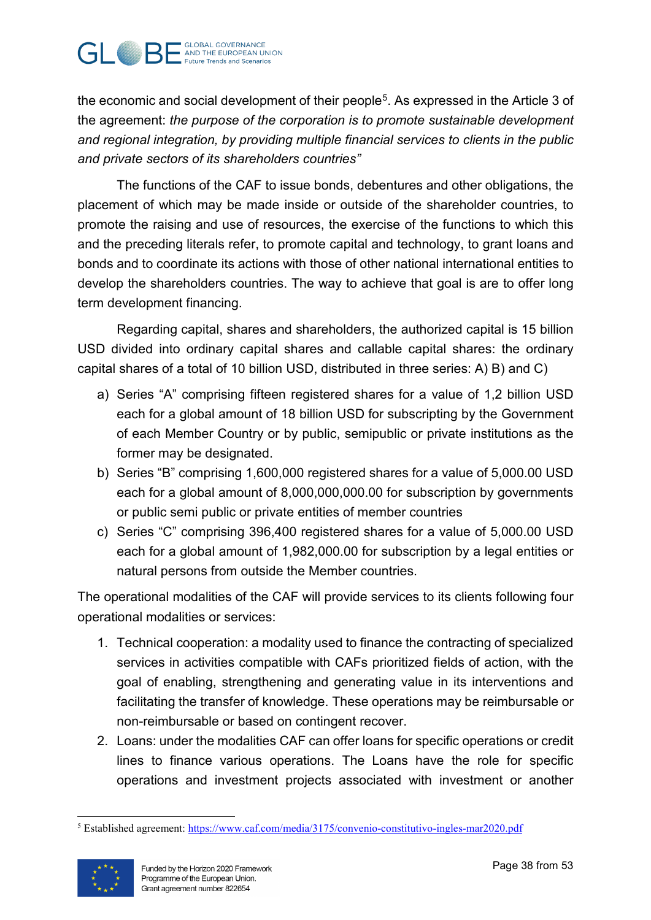the economic and social development of their people[5]. As expressed in the Article 3 of the agreement: *the purpose of the corporation is to promote sustainable development and regional integration, by providing multiple financial services to clients in the public and private sectors of its shareholders countries"*

The functions of the CAF to issue bonds, debentures and other obligations, the placement of which may be made inside or outside of the shareholder countries, to promote the raising and use of resources, the exercise of the functions to which this and the preceding literals refer, to promote capital and technology, to grant loans and bonds and to coordinate its actions with those of other national international entities to develop the shareholders countries. The way to achieve that goal is are to offer long term development financing.

Regarding capital, shares and shareholders, the authorized capital is 15 billion USD divided into ordinary capital shares and callable capital shares: the ordinary capital shares of a total of 10 billion USD, distributed in three series: A) B) and C)

a) Series "A" comprising fifteen registered shares for a value of 1,2 billion USD each for a global amount of 18 billion USD for subscripting by the Government of each Member Country or by public, semipublic or private institutions as the former may be designated.
b) Series "B" comprising 1,600,000 registered shares for a value of 5,000.00 USD each for a global amount of 8,000,000,000.00 for subscription by governments or public semi public or private entities of member countries
c) Series "C" comprising 396,400 registered shares for a value of 5,000.00 USD each for a global amount of 1,982,000.00 for subscription by a legal entities or natural persons from outside the Member countries.

The operational modalities of the CAF will provide services to its clients following four operational modalities or services:

1. Technical cooperation: a modality used to finance the contracting of specialized services in activities compatible with CAFs prioritized fields of action, with the goal of enabling, strengthening and generating value in its interventions and facilitating the transfer of knowledge. These operations may be reimbursable or non-reimbursable or based on contingent recover.
2. Loans: under the modalities CAF can offer loans for specific operations or credit lines to finance various operations. The Loans have the role for specific operations and investment projects associated with investment or another

[5] Established agreement: https://www.caf.com/media/3175/convenio-constitutivo-ingles-mar2020.pdf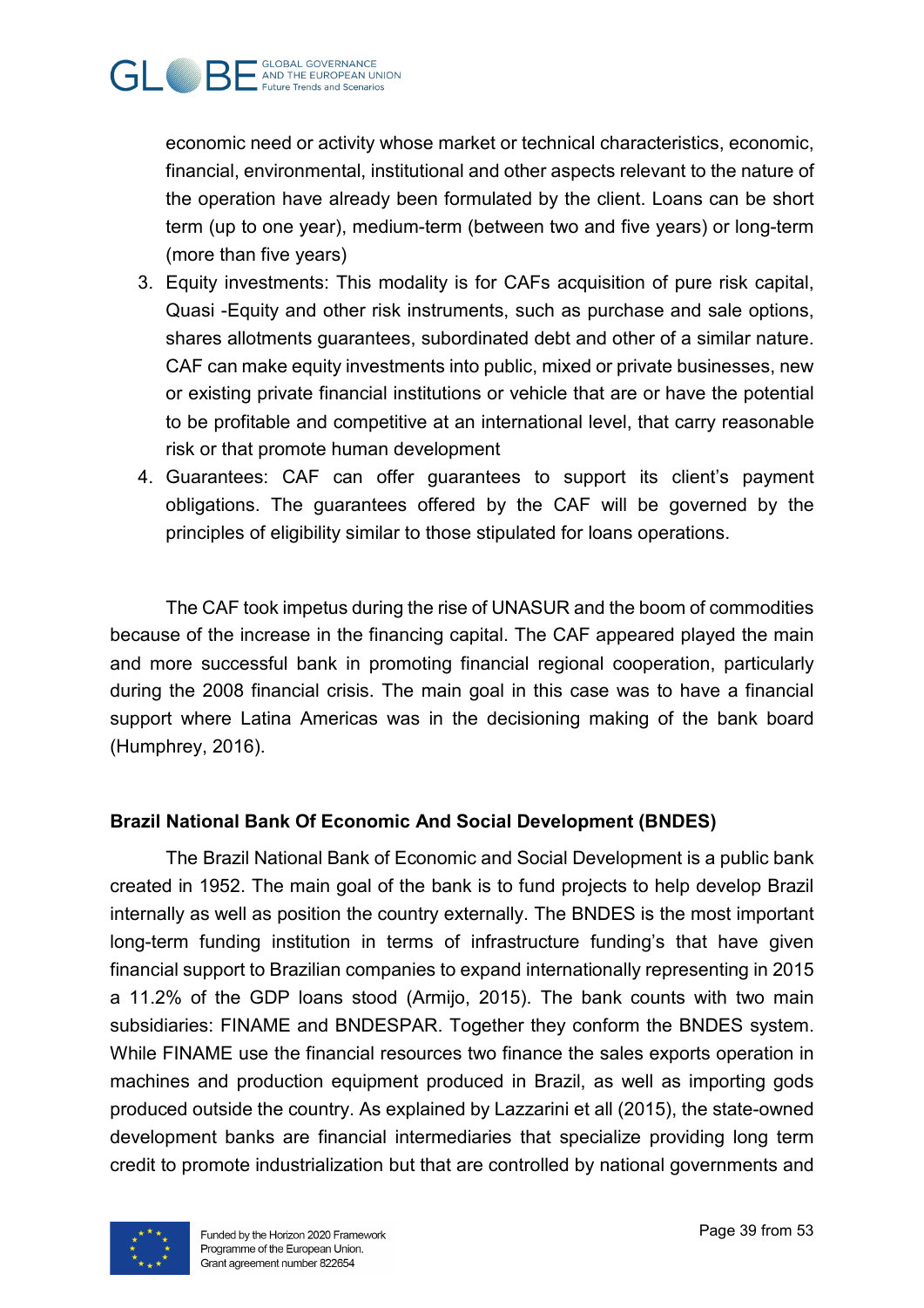economic need or activity whose market or technical characteristics, economic, financial, environmental, institutional and other aspects relevant to the nature of the operation have already been formulated by the client. Loans can be short term (up to one year), medium-term (between two and five years) or long-term (more than five years)

3. Equity investments: This modality is for CAFs acquisition of pure risk capital, Quasi -Equity and other risk instruments, such as purchase and sale options, shares allotments guarantees, subordinated debt and other of a similar nature. CAF can make equity investments into public, mixed or private businesses, new or existing private financial institutions or vehicle that are or have the potential to be profitable and competitive at an international level, that carry reasonable risk or that promote human development
4. Guarantees: CAF can offer guarantees to support its client's payment obligations. The guarantees offered by the CAF will be governed by the principles of eligibility similar to those stipulated for loans operations.

The CAF took impetus during the rise of UNASUR and the boom of commodities because of the increase in the financing capital. The CAF appeared played the main and more successful bank in promoting financial regional cooperation, particularly during the 2008 financial crisis. The main goal in this case was to have a financial support where Latina Americas was in the decisioning making of the bank board (Humphrey, 2016).

**Brazil National Bank Of Economic And Social Development (BNDES)**

The Brazil National Bank of Economic and Social Development is a public bank created in 1952. The main goal of the bank is to fund projects to help develop Brazil internally as well as position the country externally. The BNDES is the most important long-term funding institution in terms of infrastructure funding's that have given financial support to Brazilian companies to expand internationally representing in 2015 a 11.2% of the GDP loans stood (Armijo, 2015). The bank counts with two main subsidiaries: FINAME and BNDESPAR. Together they conform the BNDES system. While FINAME use the financial resources two finance the sales exports operation in machines and production equipment produced in Brazil, as well as importing gods produced outside the country. As explained by Lazzarini et all (2015), the state-owned development banks are financial intermediaries that specialize providing long term credit to promote industrialization but that are controlled by national governments and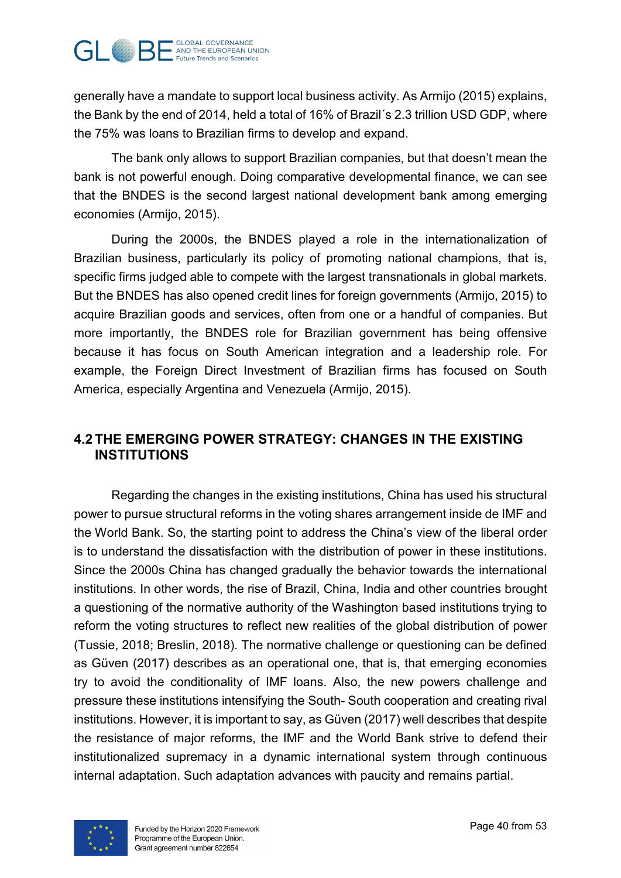generally have a mandate to support local business activity. As Armijo (2015) explains, the Bank by the end of 2014, held a total of 16% of Brazil´s 2.3 trillion USD GDP, where the 75% was loans to Brazilian firms to develop and expand.

The bank only allows to support Brazilian companies, but that doesn't mean the bank is not powerful enough. Doing comparative developmental finance, we can see that the BNDES is the second largest national development bank among emerging economies (Armijo, 2015).

During the 2000s, the BNDES played a role in the internationalization of Brazilian business, particularly its policy of promoting national champions, that is, specific firms judged able to compete with the largest transnationals in global markets. But the BNDES has also opened credit lines for foreign governments (Armijo, 2015) to acquire Brazilian goods and services, often from one or a handful of companies. But more importantly, the BNDES role for Brazilian government has being offensive because it has focus on South American integration and a leadership role. For example, the Foreign Direct Investment of Brazilian firms has focused on South America, especially Argentina and Venezuela (Armijo, 2015).

## 4.2 THE EMERGING POWER STRATEGY: CHANGES IN THE EXISTING INSTITUTIONS

Regarding the changes in the existing institutions, China has used his structural power to pursue structural reforms in the voting shares arrangement inside de IMF and the World Bank. So, the starting point to address the China's view of the liberal order is to understand the dissatisfaction with the distribution of power in these institutions. Since the 2000s China has changed gradually the behavior towards the international institutions. In other words, the rise of Brazil, China, India and other countries brought a questioning of the normative authority of the Washington based institutions trying to reform the voting structures to reflect new realities of the global distribution of power (Tussie, 2018; Breslin, 2018). The normative challenge or questioning can be defined as Güven (2017) describes as an operational one, that is, that emerging economies try to avoid the conditionality of IMF loans. Also, the new powers challenge and pressure these institutions intensifying the South- South cooperation and creating rival institutions. However, it is important to say, as Güven (2017) well describes that despite the resistance of major reforms, the IMF and the World Bank strive to defend their institutionalized supremacy in a dynamic international system through continuous internal adaptation. Such adaptation advances with paucity and remains partial.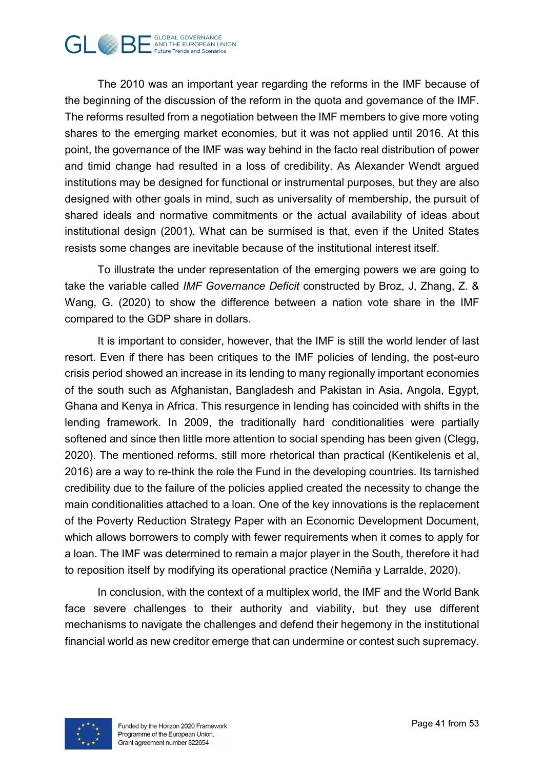The 2010 was an important year regarding the reforms in the IMF because of the beginning of the discussion of the reform in the quota and governance of the IMF. The reforms resulted from a negotiation between the IMF members to give more voting shares to the emerging market economies, but it was not applied until 2016. At this point, the governance of the IMF was way behind in the facto real distribution of power and timid change had resulted in a loss of credibility. As Alexander Wendt argued institutions may be designed for functional or instrumental purposes, but they are also designed with other goals in mind, such as universality of membership, the pursuit of shared ideals and normative commitments or the actual availability of ideas about institutional design (2001). What can be surmised is that, even if the United States resists some changes are inevitable because of the institutional interest itself.

To illustrate the under representation of the emerging powers we are going to take the variable called *IMF Governance Deficit* constructed by Broz, J, Zhang, Z. & Wang, G. (2020) to show the difference between a nation vote share in the IMF compared to the GDP share in dollars.

It is important to consider, however, that the IMF is still the world lender of last resort. Even if there has been critiques to the IMF policies of lending, the post-euro crisis period showed an increase in its lending to many regionally important economies of the south such as Afghanistan, Bangladesh and Pakistan in Asia, Angola, Egypt, Ghana and Kenya in Africa. This resurgence in lending has coincided with shifts in the lending framework. In 2009, the traditionally hard conditionalities were partially softened and since then little more attention to social spending has been given (Clegg, 2020). The mentioned reforms, still more rhetorical than practical (Kentikelenis et al, 2016) are a way to re-think the role the Fund in the developing countries. Its tarnished credibility due to the failure of the policies applied created the necessity to change the main conditionalities attached to a loan. One of the key innovations is the replacement of the Poverty Reduction Strategy Paper with an Economic Development Document, which allows borrowers to comply with fewer requirements when it comes to apply for a loan. The IMF was determined to remain a major player in the South, therefore it had to reposition itself by modifying its operational practice (Nemiña y Larralde, 2020).

In conclusion, with the context of a multiplex world, the IMF and the World Bank face severe challenges to their authority and viability, but they use different mechanisms to navigate the challenges and defend their hegemony in the institutional financial world as new creditor emerge that can undermine or contest such supremacy.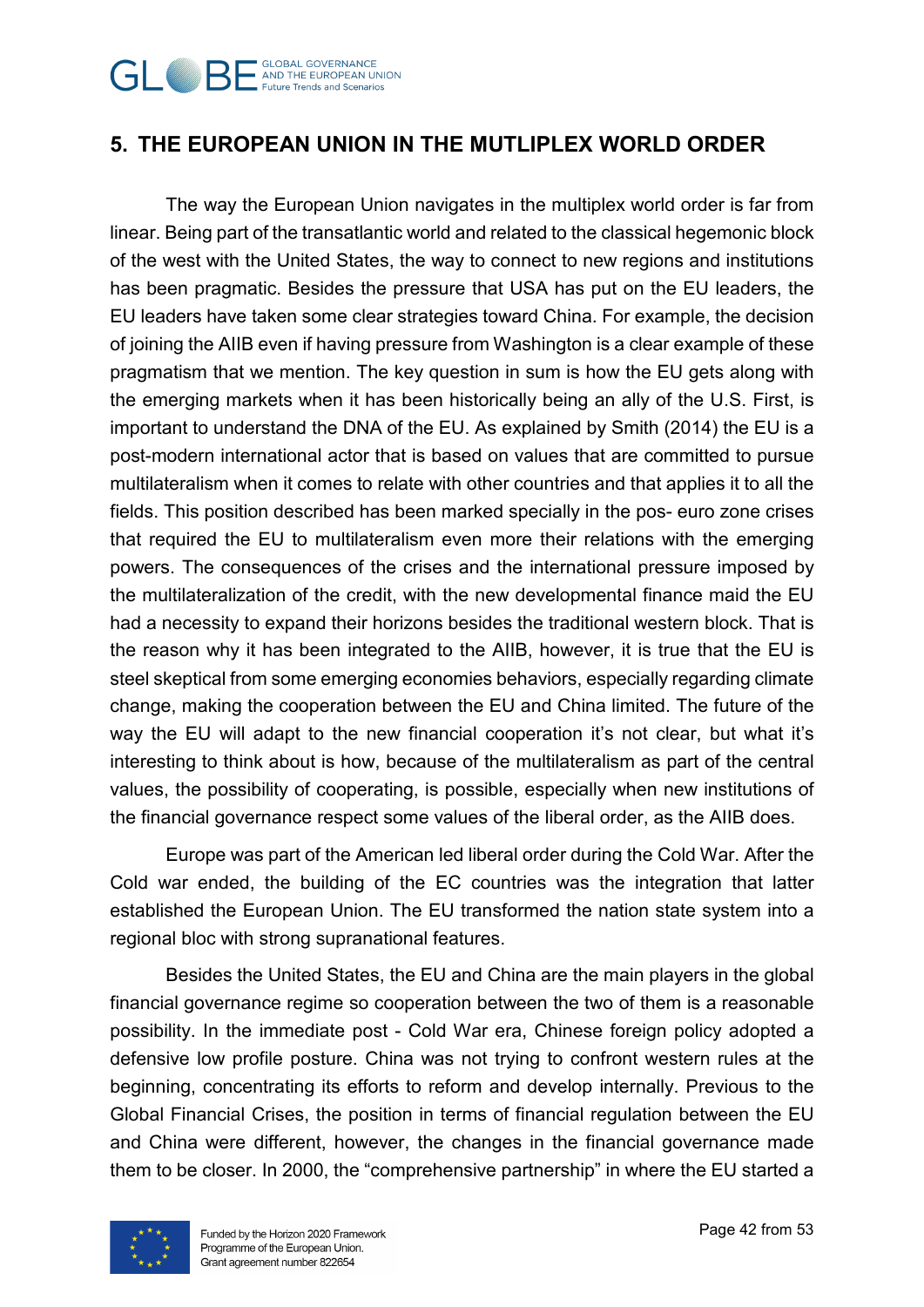## 5. THE EUROPEAN UNION IN THE MUTLIPLEX WORLD ORDER

The way the European Union navigates in the multiplex world order is far from linear. Being part of the transatlantic world and related to the classical hegemonic block of the west with the United States, the way to connect to new regions and institutions has been pragmatic. Besides the pressure that USA has put on the EU leaders, the EU leaders have taken some clear strategies toward China. For example, the decision of joining the AIIB even if having pressure from Washington is a clear example of these pragmatism that we mention. The key question in sum is how the EU gets along with the emerging markets when it has been historically being an ally of the U.S. First, is important to understand the DNA of the EU. As explained by Smith (2014) the EU is a post-modern international actor that is based on values that are committed to pursue multilateralism when it comes to relate with other countries and that applies it to all the fields. This position described has been marked specially in the pos- euro zone crises that required the EU to multilateralism even more their relations with the emerging powers. The consequences of the crises and the international pressure imposed by the multilateralization of the credit, with the new developmental finance maid the EU had a necessity to expand their horizons besides the traditional western block. That is the reason why it has been integrated to the AIIB, however, it is true that the EU is steel skeptical from some emerging economies behaviors, especially regarding climate change, making the cooperation between the EU and China limited. The future of the way the EU will adapt to the new financial cooperation it's not clear, but what it's interesting to think about is how, because of the multilateralism as part of the central values, the possibility of cooperating, is possible, especially when new institutions of the financial governance respect some values of the liberal order, as the AIIB does.

Europe was part of the American led liberal order during the Cold War. After the Cold war ended, the building of the EC countries was the integration that latter established the European Union. The EU transformed the nation state system into a regional bloc with strong supranational features.

Besides the United States, the EU and China are the main players in the global financial governance regime so cooperation between the two of them is a reasonable possibility. In the immediate post - Cold War era, Chinese foreign policy adopted a defensive low profile posture. China was not trying to confront western rules at the beginning, concentrating its efforts to reform and develop internally. Previous to the Global Financial Crises, the position in terms of financial regulation between the EU and China were different, however, the changes in the financial governance made them to be closer. In 2000, the "comprehensive partnership" in where the EU started a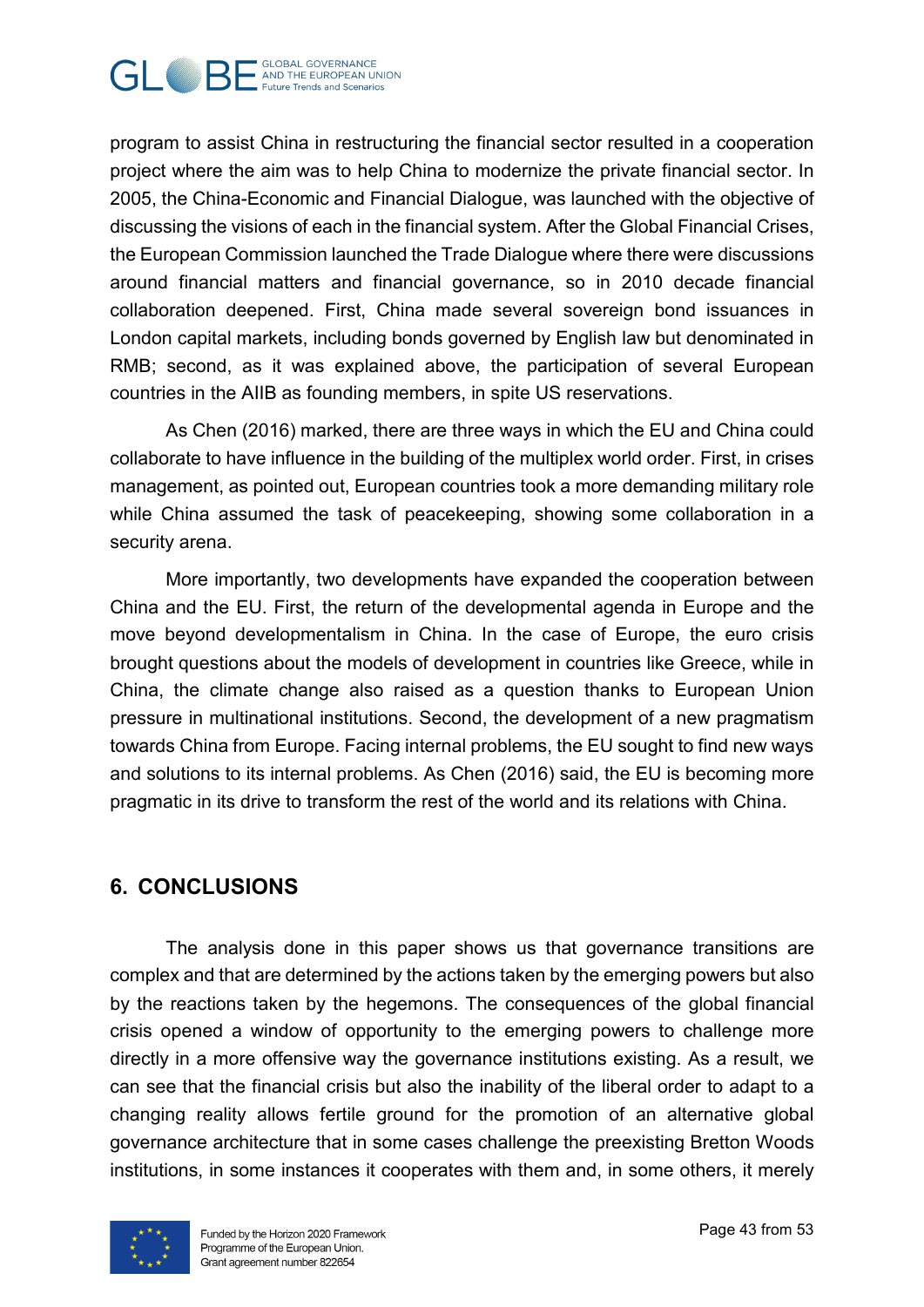program to assist China in restructuring the financial sector resulted in a cooperation project where the aim was to help China to modernize the private financial sector. In 2005, the China-Economic and Financial Dialogue, was launched with the objective of discussing the visions of each in the financial system. After the Global Financial Crises, the European Commission launched the Trade Dialogue where there were discussions around financial matters and financial governance, so in 2010 decade financial collaboration deepened. First, China made several sovereign bond issuances in London capital markets, including bonds governed by English law but denominated in RMB; second, as it was explained above, the participation of several European countries in the AIIB as founding members, in spite US reservations.

As Chen (2016) marked, there are three ways in which the EU and China could collaborate to have influence in the building of the multiplex world order. First, in crises management, as pointed out, European countries took a more demanding military role while China assumed the task of peacekeeping, showing some collaboration in a security arena.

More importantly, two developments have expanded the cooperation between China and the EU. First, the return of the developmental agenda in Europe and the move beyond developmentalism in China. In the case of Europe, the euro crisis brought questions about the models of development in countries like Greece, while in China, the climate change also raised as a question thanks to European Union pressure in multinational institutions. Second, the development of a new pragmatism towards China from Europe. Facing internal problems, the EU sought to find new ways and solutions to its internal problems. As Chen (2016) said, the EU is becoming more pragmatic in its drive to transform the rest of the world and its relations with China.

## 6. CONCLUSIONS

The analysis done in this paper shows us that governance transitions are complex and that are determined by the actions taken by the emerging powers but also by the reactions taken by the hegemons. The consequences of the global financial crisis opened a window of opportunity to the emerging powers to challenge more directly in a more offensive way the governance institutions existing. As a result, we can see that the financial crisis but also the inability of the liberal order to adapt to a changing reality allows fertile ground for the promotion of an alternative global governance architecture that in some cases challenge the preexisting Bretton Woods institutions, in some instances it cooperates with them and, in some others, it merely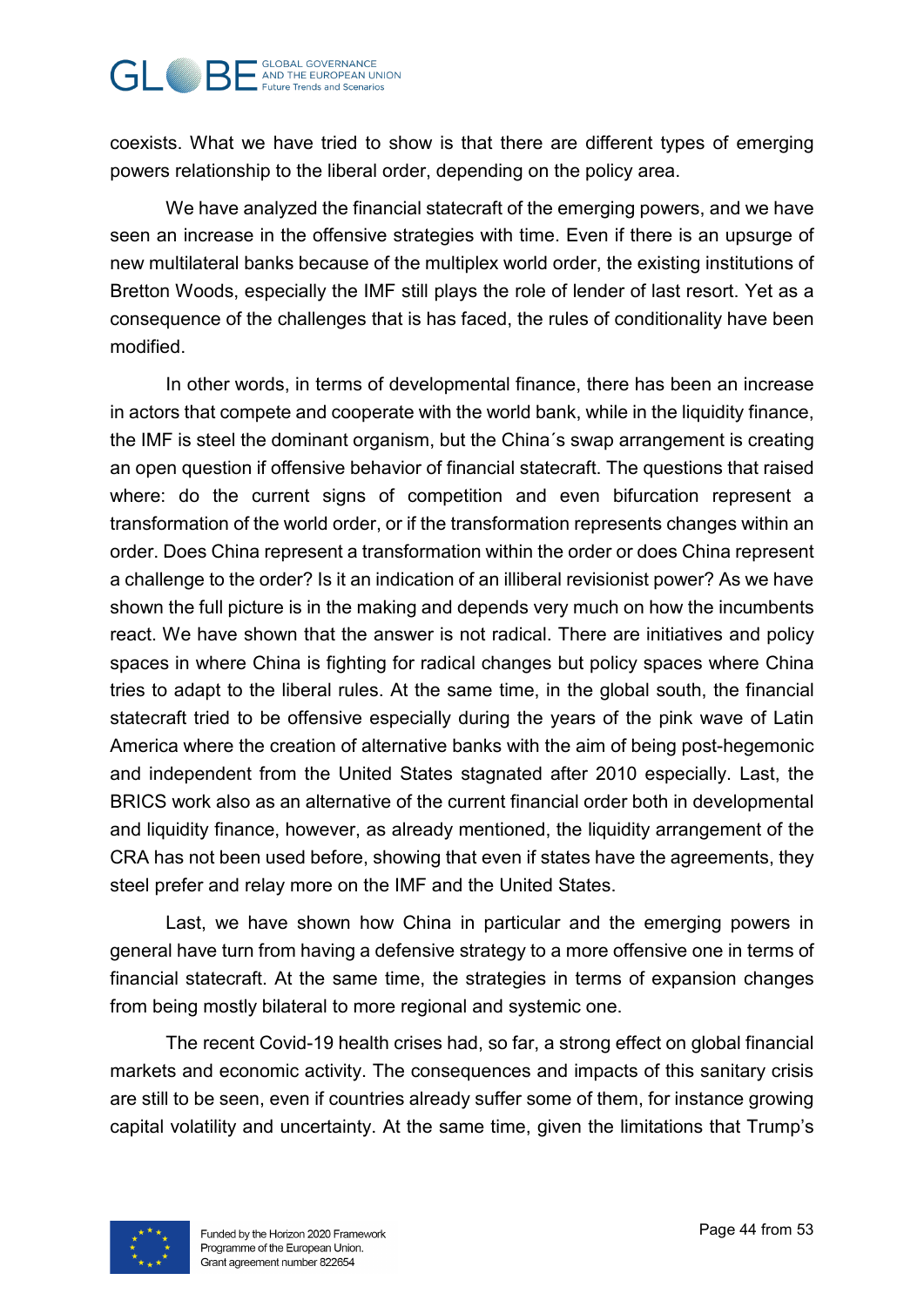coexists. What we have tried to show is that there are different types of emerging powers relationship to the liberal order, depending on the policy area.

We have analyzed the financial statecraft of the emerging powers, and we have seen an increase in the offensive strategies with time. Even if there is an upsurge of new multilateral banks because of the multiplex world order, the existing institutions of Bretton Woods, especially the IMF still plays the role of lender of last resort. Yet as a consequence of the challenges that is has faced, the rules of conditionality have been modified.

In other words, in terms of developmental finance, there has been an increase in actors that compete and cooperate with the world bank, while in the liquidity finance, the IMF is steel the dominant organism, but the China´s swap arrangement is creating an open question if offensive behavior of financial statecraft. The questions that raised where: do the current signs of competition and even bifurcation represent a transformation of the world order, or if the transformation represents changes within an order. Does China represent a transformation within the order or does China represent a challenge to the order? Is it an indication of an illiberal revisionist power? As we have shown the full picture is in the making and depends very much on how the incumbents react. We have shown that the answer is not radical. There are initiatives and policy spaces in where China is fighting for radical changes but policy spaces where China tries to adapt to the liberal rules. At the same time, in the global south, the financial statecraft tried to be offensive especially during the years of the pink wave of Latin America where the creation of alternative banks with the aim of being post-hegemonic and independent from the United States stagnated after 2010 especially. Last, the BRICS work also as an alternative of the current financial order both in developmental and liquidity finance, however, as already mentioned, the liquidity arrangement of the CRA has not been used before, showing that even if states have the agreements, they steel prefer and relay more on the IMF and the United States.

Last, we have shown how China in particular and the emerging powers in general have turn from having a defensive strategy to a more offensive one in terms of financial statecraft. At the same time, the strategies in terms of expansion changes from being mostly bilateral to more regional and systemic one.

The recent Covid-19 health crises had, so far, a strong effect on global financial markets and economic activity. The consequences and impacts of this sanitary crisis are still to be seen, even if countries already suffer some of them, for instance growing capital volatility and uncertainty. At the same time, given the limitations that Trump's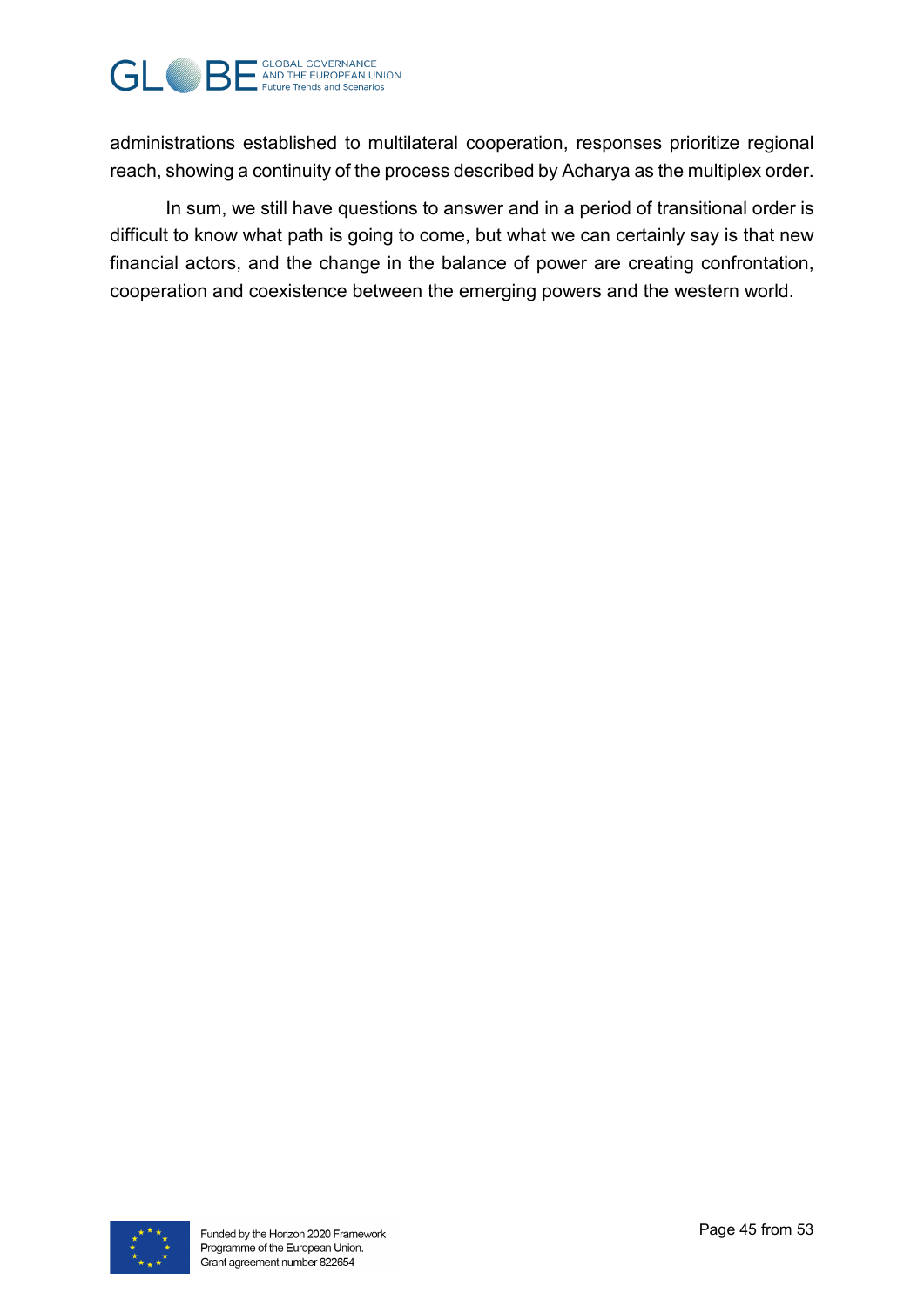administrations established to multilateral cooperation, responses prioritize regional reach, showing a continuity of the process described by Acharya as the multiplex order.

In sum, we still have questions to answer and in a period of transitional order is difficult to know what path is going to come, but what we can certainly say is that new financial actors, and the change in the balance of power are creating confrontation, cooperation and coexistence between the emerging powers and the western world.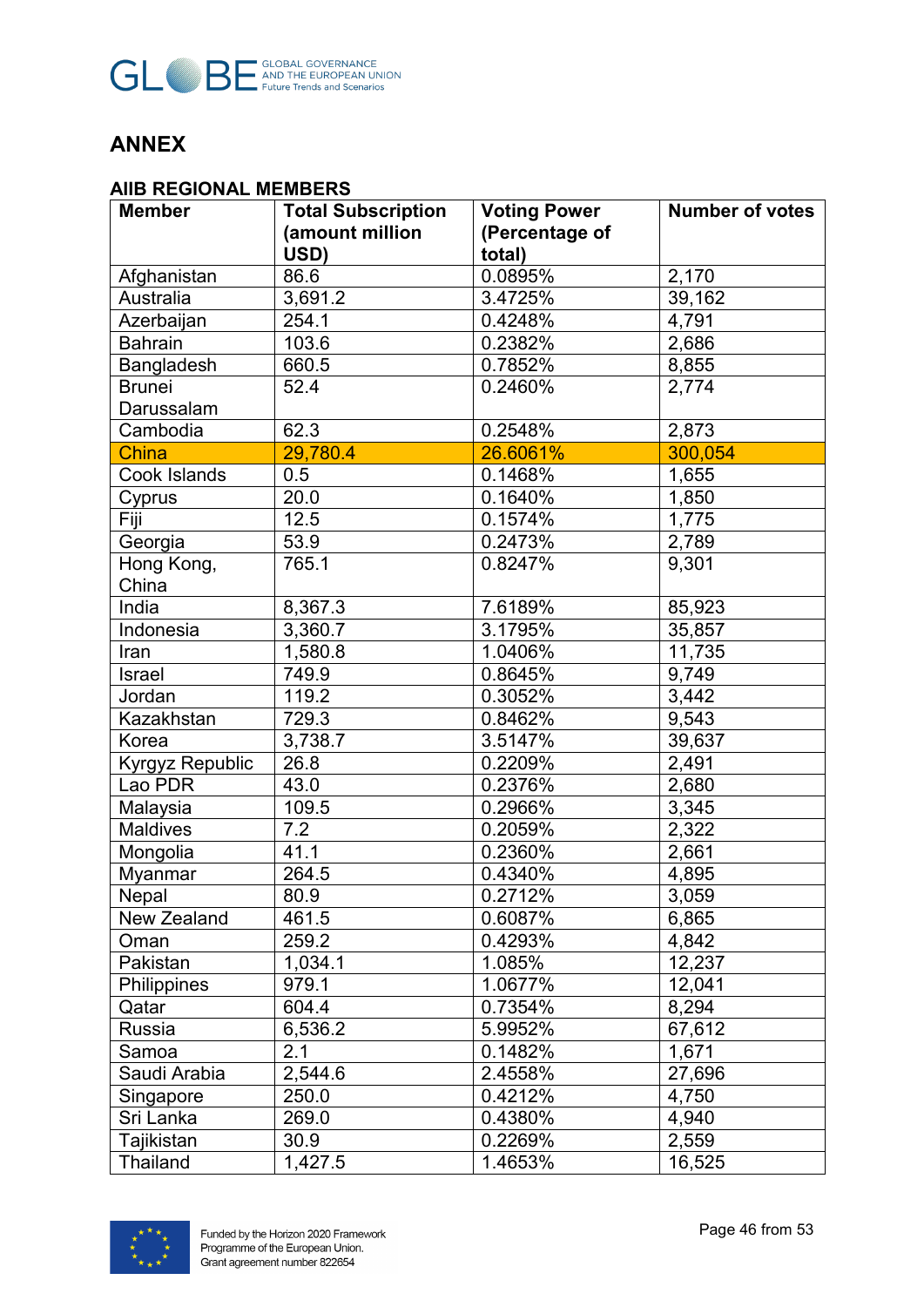## ANNEX

### AIIB REGIONAL MEMBERS

| Member | Total Subscription (amount million USD) | Voting Power (Percentage of total) | Number of votes |
|---|---|---|---|
| Afghanistan | 86.6 | 0.0895% | 2,170 |
| Australia | 3,691.2 | 3.4725% | 39,162 |
| Azerbaijan | 254.1 | 0.4248% | 4,791 |
| Bahrain | 103.6 | 0.2382% | 2,686 |
| Bangladesh | 660.5 | 0.7852% | 8,855 |
| Brunei Darussalam | 52.4 | 0.2460% | 2,774 |
| Cambodia | 62.3 | 0.2548% | 2,873 |
| China | 29,780.4 | 26.6061% | 300,054 |
| Cook Islands | 0.5 | 0.1468% | 1,655 |
| Cyprus | 20.0 | 0.1640% | 1,850 |
| Fiji | 12.5 | 0.1574% | 1,775 |
| Georgia | 53.9 | 0.2473% | 2,789 |
| Hong Kong, China | 765.1 | 0.8247% | 9,301 |
| India | 8,367.3 | 7.6189% | 85,923 |
| Indonesia | 3,360.7 | 3.1795% | 35,857 |
| Iran | 1,580.8 | 1.0406% | 11,735 |
| Israel | 749.9 | 0.8645% | 9,749 |
| Jordan | 119.2 | 0.3052% | 3,442 |
| Kazakhstan | 729.3 | 0.8462% | 9,543 |
| Korea | 3,738.7 | 3.5147% | 39,637 |
| Kyrgyz Republic | 26.8 | 0.2209% | 2,491 |
| Lao PDR | 43.0 | 0.2376% | 2,680 |
| Malaysia | 109.5 | 0.2966% | 3,345 |
| Maldives | 7.2 | 0.2059% | 2,322 |
| Mongolia | 41.1 | 0.2360% | 2,661 |
| Myanmar | 264.5 | 0.4340% | 4,895 |
| Nepal | 80.9 | 0.2712% | 3,059 |
| New Zealand | 461.5 | 0.6087% | 6,865 |
| Oman | 259.2 | 0.4293% | 4,842 |
| Pakistan | 1,034.1 | 1.085% | 12,237 |
| Philippines | 979.1 | 1.0677% | 12,041 |
| Qatar | 604.4 | 0.7354% | 8,294 |
| Russia | 6,536.2 | 5.9952% | 67,612 |
| Samoa | 2.1 | 0.1482% | 1,671 |
| Saudi Arabia | 2,544.6 | 2.4558% | 27,696 |
| Singapore | 250.0 | 0.4212% | 4,750 |
| Sri Lanka | 269.0 | 0.4380% | 4,940 |
| Tajikistan | 30.9 | 0.2269% | 2,559 |
| Thailand | 1,427.5 | 1.4653% | 16,525 |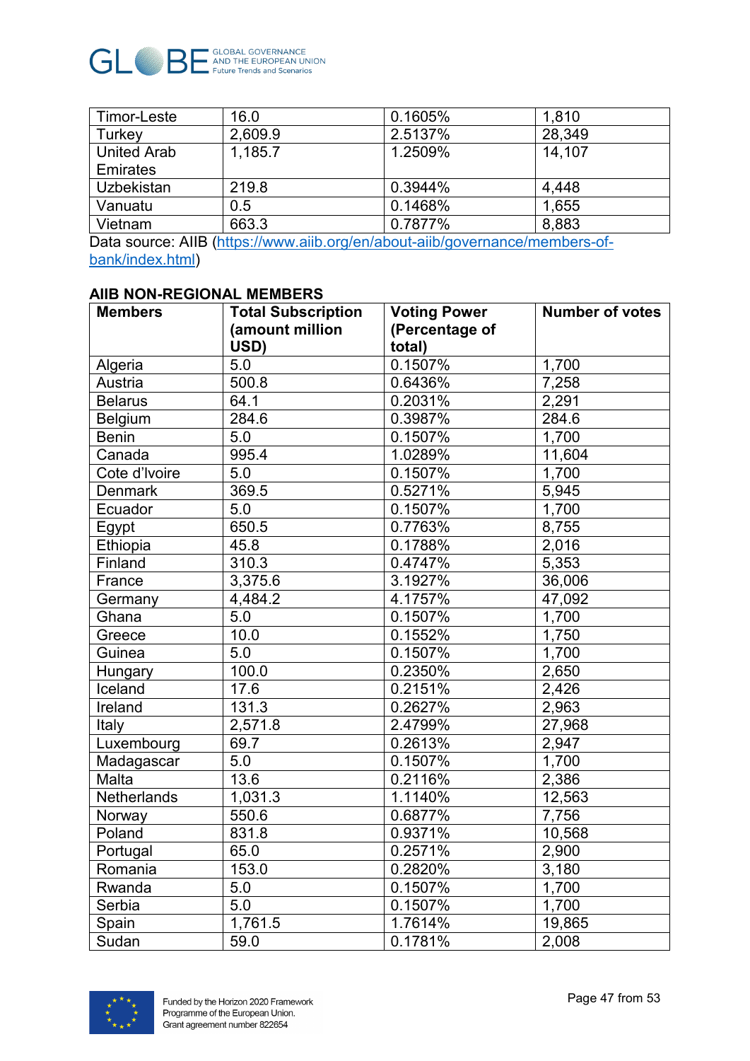| Timor-Leste | 16.0 | 0.1605% | 1,810 |
|---|---|---|---|
| Turkey | 2,609.9 | 2.5137% | 28,349 |
| United Arab Emirates | 1,185.7 | 1.2509% | 14,107 |
| Uzbekistan | 219.8 | 0.3944% | 4,448 |
| Vanuatu | 0.5 | 0.1468% | 1,655 |
| Vietnam | 663.3 | 0.7877% | 8,883 |

Data source: AIIB (https://www.aiib.org/en/about-aiib/governance/members-of-bank/index.html)

**AIIB NON-REGIONAL MEMBERS**

| **Members** | **Total Subscription (amount million USD)** | **Voting Power (Percentage of total)** | **Number of votes** |
|---|---|---|---|
| Algeria | 5.0 | 0.1507% | 1,700 |
| Austria | 500.8 | 0.6436% | 7,258 |
| Belarus | 64.1 | 0.2031% | 2,291 |
| Belgium | 284.6 | 0.3987% | 284.6 |
| Benin | 5.0 | 0.1507% | 1,700 |
| Canada | 995.4 | 1.0289% | 11,604 |
| Cote d'Ivoire | 5.0 | 0.1507% | 1,700 |
| Denmark | 369.5 | 0.5271% | 5,945 |
| Ecuador | 5.0 | 0.1507% | 1,700 |
| Egypt | 650.5 | 0.7763% | 8,755 |
| Ethiopia | 45.8 | 0.1788% | 2,016 |
| Finland | 310.3 | 0.4747% | 5,353 |
| France | 3,375.6 | 3.1927% | 36,006 |
| Germany | 4,484.2 | 4.1757% | 47,092 |
| Ghana | 5.0 | 0.1507% | 1,700 |
| Greece | 10.0 | 0.1552% | 1,750 |
| Guinea | 5.0 | 0.1507% | 1,700 |
| Hungary | 100.0 | 0.2350% | 2,650 |
| Iceland | 17.6 | 0.2151% | 2,426 |
| Ireland | 131.3 | 0.2627% | 2,963 |
| Italy | 2,571.8 | 2.4799% | 27,968 |
| Luxembourg | 69.7 | 0.2613% | 2,947 |
| Madagascar | 5.0 | 0.1507% | 1,700 |
| Malta | 13.6 | 0.2116% | 2,386 |
| Netherlands | 1,031.3 | 1.1140% | 12,563 |
| Norway | 550.6 | 0.6877% | 7,756 |
| Poland | 831.8 | 0.9371% | 10,568 |
| Portugal | 65.0 | 0.2571% | 2,900 |
| Romania | 153.0 | 0.2820% | 3,180 |
| Rwanda | 5.0 | 0.1507% | 1,700 |
| Serbia | 5.0 | 0.1507% | 1,700 |
| Spain | 1,761.5 | 1.7614% | 19,865 |
| Sudan | 59.0 | 0.1781% | 2,008 |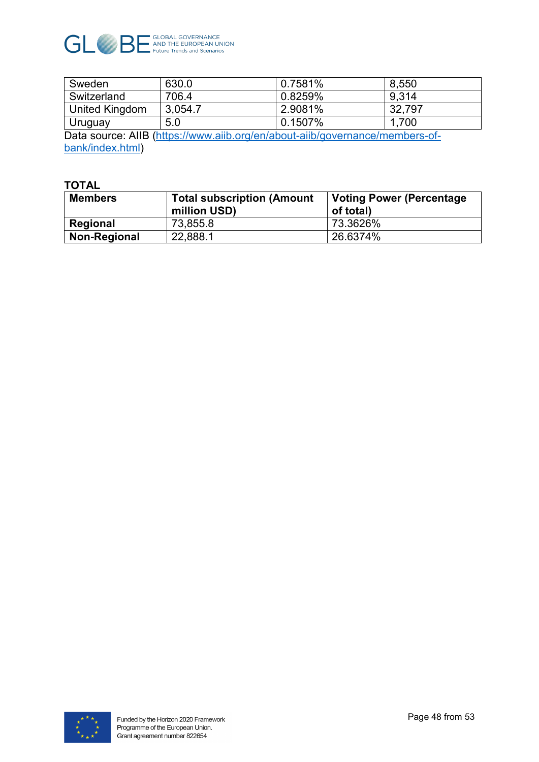| Sweden | 630.0 | 0.7581% | 8,550 |
|---|---|---|---|
| Switzerland | 706.4 | 0.8259% | 9,314 |
| United Kingdom | 3,054.7 | 2.9081% | 32,797 |
| Uruguay | 5.0 | 0.1507% | 1,700 |

Data source: AIIB (https://www.aiib.org/en/about-aiib/governance/members-of-bank/index.html)

**TOTAL**

| Members | Total subscription (Amount million USD) | Voting Power (Percentage of total) |
|---|---|---|
| **Regional** | 73,855.8 | 73.3626% |
| **Non-Regional** | 22,888.1 | 26.6374% |

Funded by the Horizon 2020 Framework Programme of the European Union. Grant agreement number 822654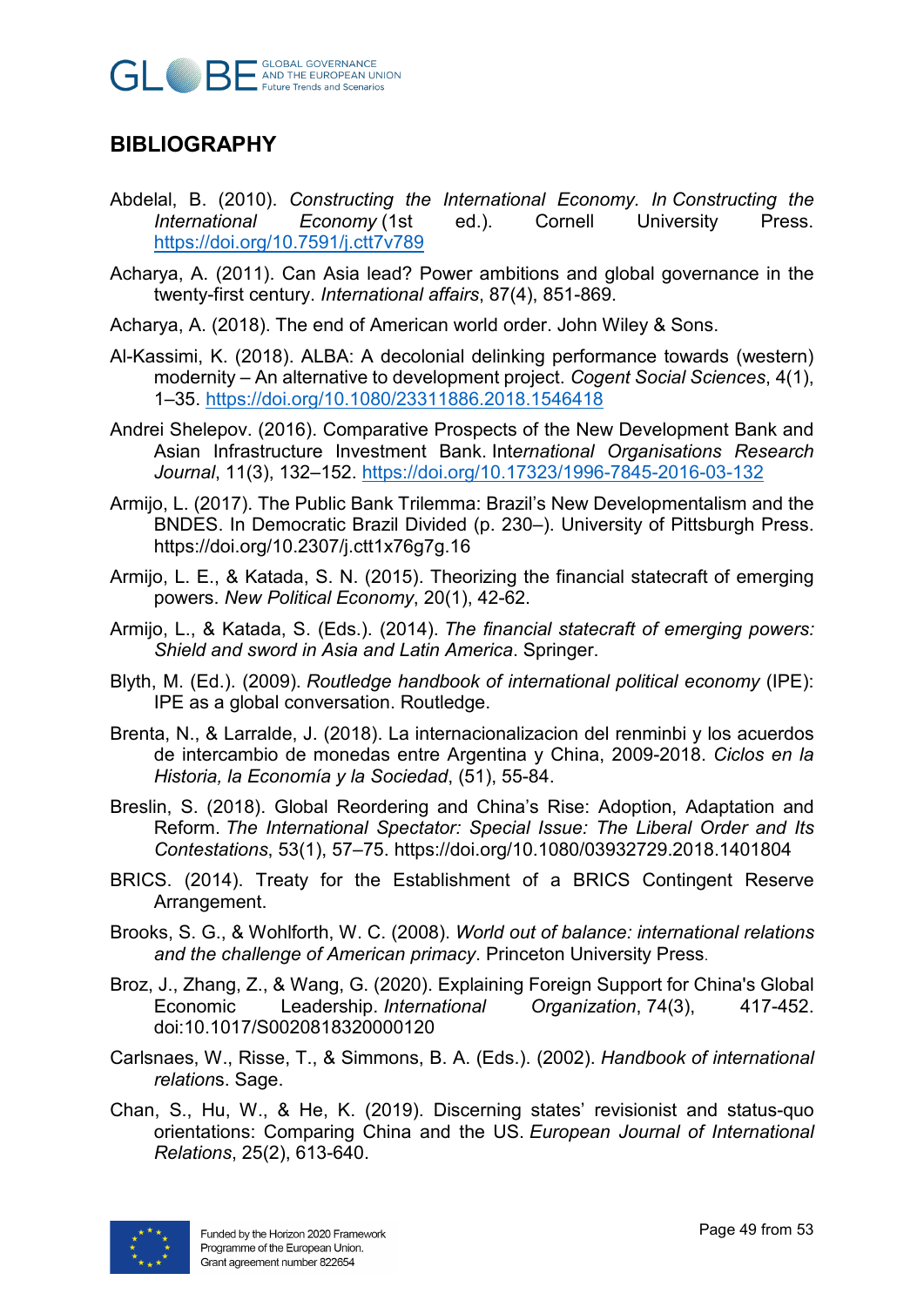## BIBLIOGRAPHY

Abdelal, B. (2010). *Constructing the International Economy*. *In Constructing the International Economy* (1st ed.). Cornell University Press. https://doi.org/10.7591/j.ctt7v789

Acharya, A. (2011). Can Asia lead? Power ambitions and global governance in the twenty-first century. *International affairs*, 87(4), 851-869.

Acharya, A. (2018). The end of American world order. John Wiley & Sons.

Al-Kassimi, K. (2018). ALBA: A decolonial delinking performance towards (western) modernity – An alternative to development project. *Cogent Social Sciences*, 4(1), 1–35. https://doi.org/10.1080/23311886.2018.1546418

Andrei Shelepov. (2016). Comparative Prospects of the New Development Bank and Asian Infrastructure Investment Bank. Int*ernational Organisations Research Journal*, 11(3), 132–152. https://doi.org/10.17323/1996-7845-2016-03-132

Armijo, L. (2017). The Public Bank Trilemma: Brazil's New Developmentalism and the BNDES. In Democratic Brazil Divided (p. 230–). University of Pittsburgh Press. https://doi.org/10.2307/j.ctt1x76g7g.16

Armijo, L. E., & Katada, S. N. (2015). Theorizing the financial statecraft of emerging powers. *New Political Economy*, 20(1), 42-62.

Armijo, L., & Katada, S. (Eds.). (2014). *The financial statecraft of emerging powers: Shield and sword in Asia and Latin America*. Springer.

Blyth, M. (Ed.). (2009). *Routledge handbook of international political economy* (IPE): IPE as a global conversation. Routledge.

Brenta, N., & Larralde, J. (2018). La internacionalizacion del renminbi y los acuerdos de intercambio de monedas entre Argentina y China, 2009-2018. *Ciclos en la Historia, la Economía y la Sociedad*, (51), 55-84.

Breslin, S. (2018). Global Reordering and China's Rise: Adoption, Adaptation and Reform. *The International Spectator: Special Issue: The Liberal Order and Its Contestations*, 53(1), 57–75. https://doi.org/10.1080/03932729.2018.1401804

BRICS. (2014). Treaty for the Establishment of a BRICS Contingent Reserve Arrangement.

Brooks, S. G., & Wohlforth, W. C. (2008). *World out of balance: international relations and the challenge of American primacy*. Princeton University Press.

Broz, J., Zhang, Z., & Wang, G. (2020). Explaining Foreign Support for China's Global Economic Leadership. *International Organization*, 74(3), 417-452. doi:10.1017/S0020818320000120

Carlsnaes, W., Risse, T., & Simmons, B. A. (Eds.). (2002). *Handbook of international relation*s. Sage.

Chan, S., Hu, W., & He, K. (2019). Discerning states' revisionist and status-quo orientations: Comparing China and the US. *European Journal of International Relations*, 25(2), 613-640.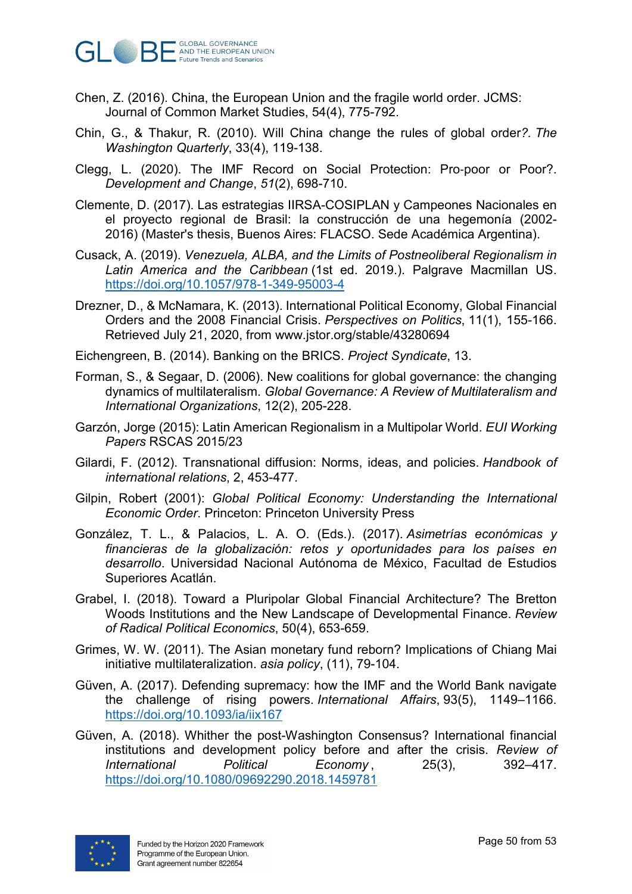Chen, Z. (2016). China, the European Union and the fragile world order. JCMS: Journal of Common Market Studies, 54(4), 775-792.

Chin, G., & Thakur, R. (2010). Will China change the rules of global order*?. The Washington Quarterly*, 33(4), 119-138.

Clegg, L. (2020). The IMF Record on Social Protection: Pro-poor or Poor?. *Development and Change*, *51*(2), 698-710.

Clemente, D. (2017). Las estrategias IIRSA-COSIPLAN y Campeones Nacionales en el proyecto regional de Brasil: la construcción de una hegemonía (2002-2016) (Master's thesis, Buenos Aires: FLACSO. Sede Académica Argentina).

Cusack, A. (2019). *Venezuela, ALBA, and the Limits of Postneoliberal Regionalism in Latin America and the Caribbean* (1st ed. 2019.). Palgrave Macmillan US. https://doi.org/10.1057/978-1-349-95003-4

Drezner, D., & McNamara, K. (2013). International Political Economy, Global Financial Orders and the 2008 Financial Crisis. *Perspectives on Politics*, 11(1), 155-166. Retrieved July 21, 2020, from www.jstor.org/stable/43280694

Eichengreen, B. (2014). Banking on the BRICS. *Project Syndicate*, 13.

Forman, S., & Segaar, D. (2006). New coalitions for global governance: the changing dynamics of multilateralism. *Global Governance: A Review of Multilateralism and International Organizations*, 12(2), 205-228.

Garzón, Jorge (2015): Latin American Regionalism in a Multipolar World. *EUI Working Papers* RSCAS 2015/23

Gilardi, F. (2012). Transnational diffusion: Norms, ideas, and policies. *Handbook of international relations*, 2, 453-477.

Gilpin, Robert (2001): *Global Political Economy: Understanding the International Economic Order*. Princeton: Princeton University Press

González, T. L., & Palacios, L. A. O. (Eds.). (2017). *Asimetrías económicas y financieras de la globalización: retos y oportunidades para los países en desarrollo*. Universidad Nacional Autónoma de México, Facultad de Estudios Superiores Acatlán.

Grabel, I. (2018). Toward a Pluripolar Global Financial Architecture? The Bretton Woods Institutions and the New Landscape of Developmental Finance. *Review of Radical Political Economics*, 50(4), 653-659.

Grimes, W. W. (2011). The Asian monetary fund reborn? Implications of Chiang Mai initiative multilateralization. *asia policy*, (11), 79-104.

Güven, A. (2017). Defending supremacy: how the IMF and the World Bank navigate the challenge of rising powers. *International Affairs*, 93(5), 1149–1166. https://doi.org/10.1093/ia/iix167

Güven, A. (2018). Whither the post-Washington Consensus? International financial institutions and development policy before and after the crisis. *Review of International Political Economy*, 25(3), 392–417. https://doi.org/10.1080/09692290.2018.1459781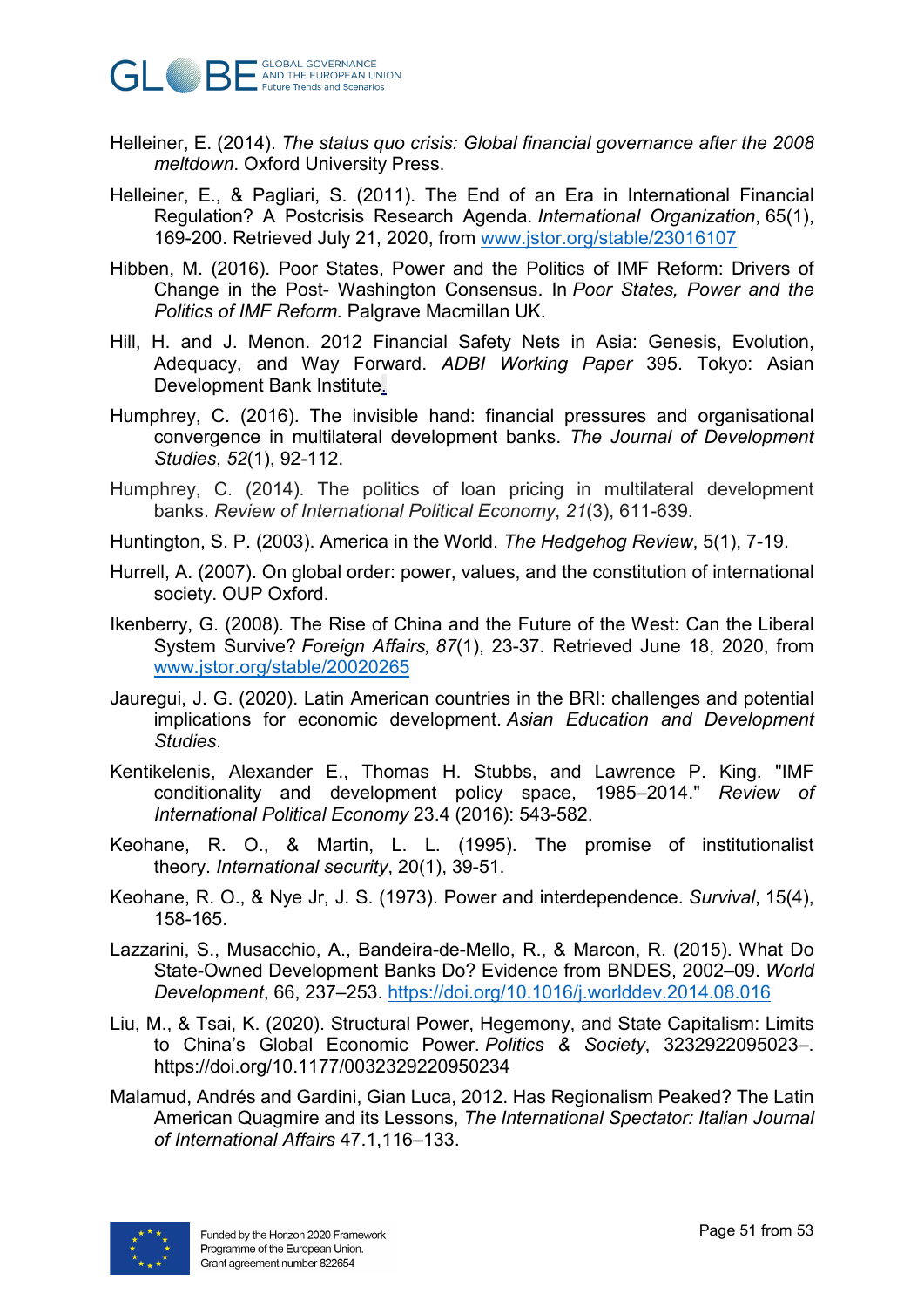Helleiner, E. (2014). *The status quo crisis: Global financial governance after the 2008 meltdown*. Oxford University Press.

Helleiner, E., & Pagliari, S. (2011). The End of an Era in International Financial Regulation? A Postcrisis Research Agenda. *International Organization*, 65(1), 169-200. Retrieved July 21, 2020, from www.jstor.org/stable/23016107

Hibben, M. (2016). Poor States, Power and the Politics of IMF Reform: Drivers of Change in the Post- Washington Consensus. In *Poor States, Power and the Politics of IMF Reform*. Palgrave Macmillan UK.

Hill, H. and J. Menon. 2012 Financial Safety Nets in Asia: Genesis, Evolution, Adequacy, and Way Forward. *ADBI Working Paper* 395. Tokyo: Asian Development Bank Institute.

Humphrey, C. (2016). The invisible hand: financial pressures and organisational convergence in multilateral development banks. *The Journal of Development Studies*, *52*(1), 92-112.

Humphrey, C. (2014). The politics of loan pricing in multilateral development banks. *Review of International Political Economy*, *21*(3), 611-639.

Huntington, S. P. (2003). America in the World. *The Hedgehog Review*, 5(1), 7-19.

Hurrell, A. (2007). On global order: power, values, and the constitution of international society. OUP Oxford.

Ikenberry, G. (2008). The Rise of China and the Future of the West: Can the Liberal System Survive? *Foreign Affairs, 87*(1), 23-37. Retrieved June 18, 2020, from www.jstor.org/stable/20020265

Jauregui, J. G. (2020). Latin American countries in the BRI: challenges and potential implications for economic development. *Asian Education and Development Studies*.

Kentikelenis, Alexander E., Thomas H. Stubbs, and Lawrence P. King. "IMF conditionality and development policy space, 1985–2014." *Review of International Political Economy* 23.4 (2016): 543-582.

Keohane, R. O., & Martin, L. L. (1995). The promise of institutionalist theory. *International security*, 20(1), 39-51.

Keohane, R. O., & Nye Jr, J. S. (1973). Power and interdependence. *Survival*, 15(4), 158-165.

Lazzarini, S., Musacchio, A., Bandeira-de-Mello, R., & Marcon, R. (2015). What Do State-Owned Development Banks Do? Evidence from BNDES, 2002–09. *World Development*, 66, 237–253. https://doi.org/10.1016/j.worlddev.2014.08.016

Liu, M., & Tsai, K. (2020). Structural Power, Hegemony, and State Capitalism: Limits to China's Global Economic Power. *Politics & Society*, 3232922095023–. https://doi.org/10.1177/0032329220950234

Malamud, Andrés and Gardini, Gian Luca, 2012. Has Regionalism Peaked? The Latin American Quagmire and its Lessons, *The International Spectator: Italian Journal of International Affairs* 47.1,116–133.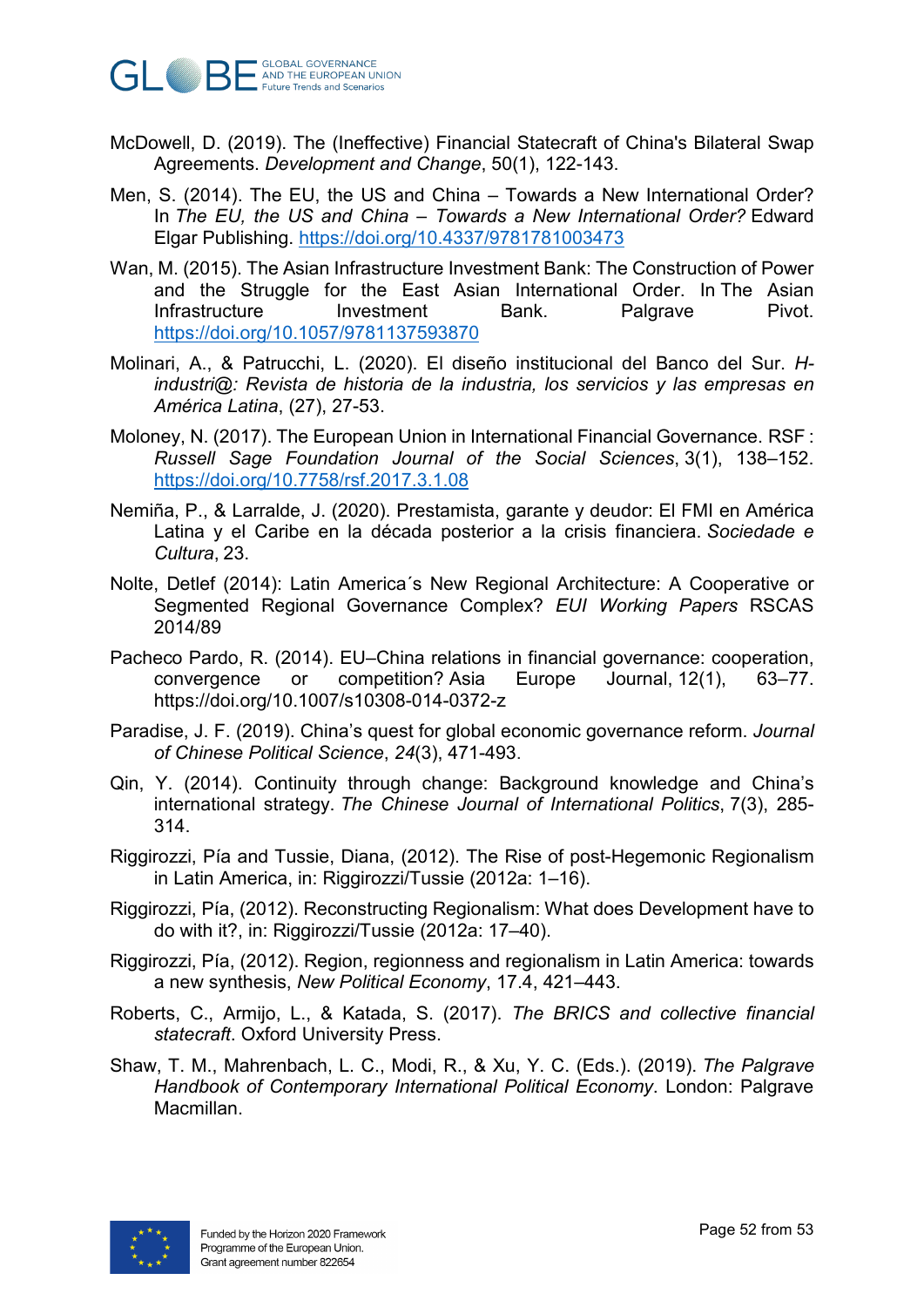McDowell, D. (2019). The (Ineffective) Financial Statecraft of China's Bilateral Swap Agreements. *Development and Change*, 50(1), 122-143.

Men, S. (2014). The EU, the US and China – Towards a New International Order? In *The EU, the US and China – Towards a New International Order?* Edward Elgar Publishing. https://doi.org/10.4337/9781781003473

Wan, M. (2015). The Asian Infrastructure Investment Bank: The Construction of Power and the Struggle for the East Asian International Order. In The Asian Infrastructure Investment Bank. Palgrave Pivot. https://doi.org/10.1057/9781137593870

Molinari, A., & Patrucchi, L. (2020). El diseño institucional del Banco del Sur. *H-industri@: Revista de historia de la industria, los servicios y las empresas en América Latina*, (27), 27-53.

Moloney, N. (2017). The European Union in International Financial Governance. RSF : *Russell Sage Foundation Journal of the Social Sciences*, 3(1), 138–152. https://doi.org/10.7758/rsf.2017.3.1.08

Nemiña, P., & Larralde, J. (2020). Prestamista, garante y deudor: El FMI en América Latina y el Caribe en la década posterior a la crisis financiera. *Sociedade e Cultura*, 23.

Nolte, Detlef (2014): Latin America´s New Regional Architecture: A Cooperative or Segmented Regional Governance Complex? *EUI Working Papers* RSCAS 2014/89

Pacheco Pardo, R. (2014). EU–China relations in financial governance: cooperation, convergence or competition? Asia Europe Journal, 12(1), 63–77. https://doi.org/10.1007/s10308-014-0372-z

Paradise, J. F. (2019). China's quest for global economic governance reform. *Journal of Chinese Political Science*, *24*(3), 471-493.

Qin, Y. (2014). Continuity through change: Background knowledge and China's international strategy. *The Chinese Journal of International Politics*, 7(3), 285-314.

Riggirozzi, Pía and Tussie, Diana, (2012). The Rise of post-Hegemonic Regionalism in Latin America, in: Riggirozzi/Tussie (2012a: 1–16).

Riggirozzi, Pía, (2012). Reconstructing Regionalism: What does Development have to do with it?, in: Riggirozzi/Tussie (2012a: 17–40).

Riggirozzi, Pía, (2012). Region, regionness and regionalism in Latin America: towards a new synthesis, *New Political Economy*, 17.4, 421–443.

Roberts, C., Armijo, L., & Katada, S. (2017). *The BRICS and collective financial statecraft*. Oxford University Press.

Shaw, T. M., Mahrenbach, L. C., Modi, R., & Xu, Y. C. (Eds.). (2019). *The Palgrave Handbook of Contemporary International Political Economy*. London: Palgrave Macmillan.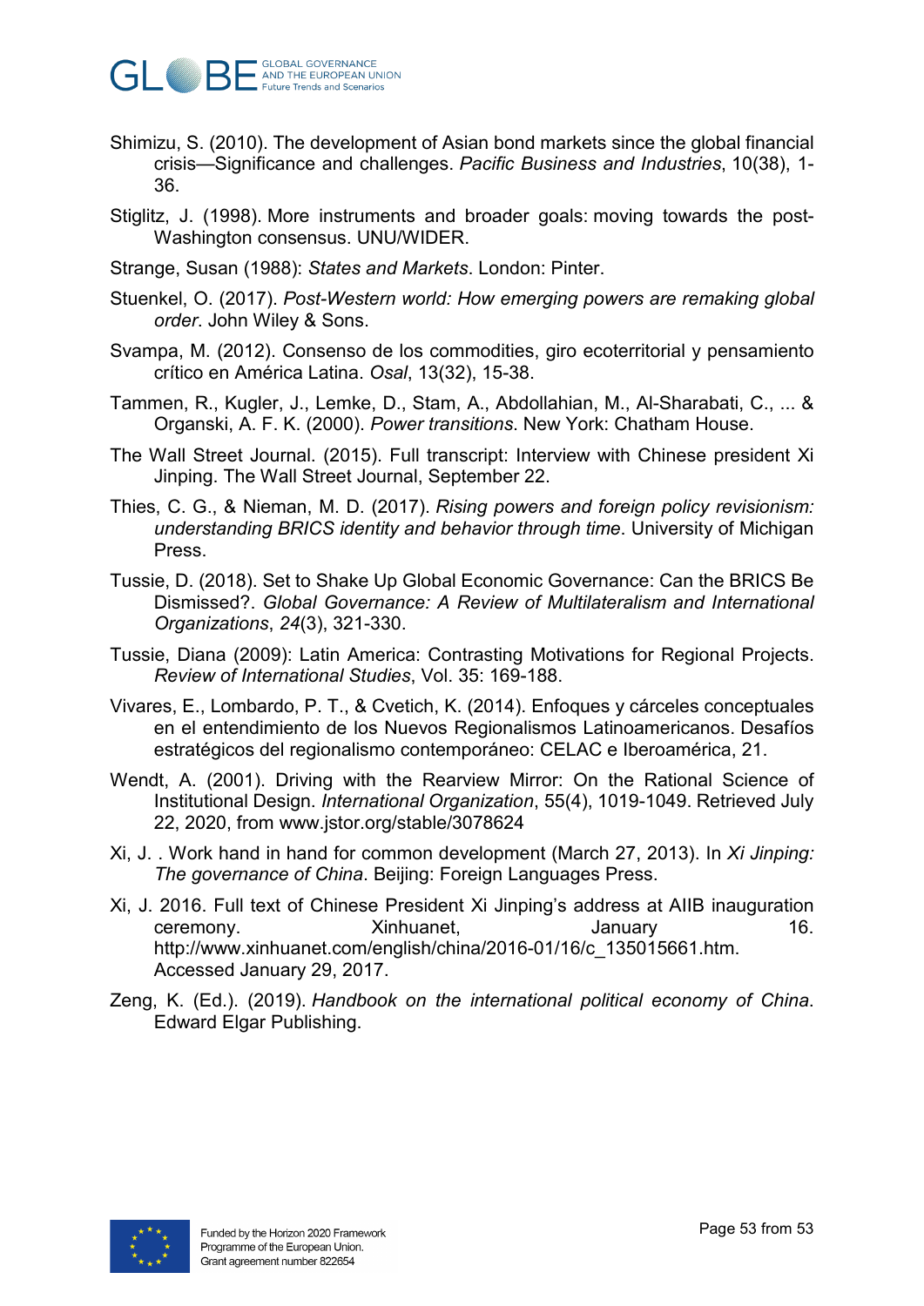Shimizu, S. (2010). The development of Asian bond markets since the global financial crisis—Significance and challenges. *Pacific Business and Industries*, 10(38), 1-36.

Stiglitz, J. (1998). More instruments and broader goals: moving towards the post-Washington consensus. UNU/WIDER.

Strange, Susan (1988): *States and Markets*. London: Pinter.

Stuenkel, O. (2017). *Post-Western world: How emerging powers are remaking global order*. John Wiley & Sons.

Svampa, M. (2012). Consenso de los commodities, giro ecoterritorial y pensamiento crítico en América Latina. *Osal*, 13(32), 15-38.

Tammen, R., Kugler, J., Lemke, D., Stam, A., Abdollahian, M., Al-Sharabati, C., ... & Organski, A. F. K. (2000). *Power transitions*. New York: Chatham House.

The Wall Street Journal. (2015). Full transcript: Interview with Chinese president Xi Jinping. The Wall Street Journal, September 22.

Thies, C. G., & Nieman, M. D. (2017). *Rising powers and foreign policy revisionism: understanding BRICS identity and behavior through time*. University of Michigan Press.

Tussie, D. (2018). Set to Shake Up Global Economic Governance: Can the BRICS Be Dismissed?. *Global Governance: A Review of Multilateralism and International Organizations*, *24*(3), 321-330.

Tussie, Diana (2009): Latin America: Contrasting Motivations for Regional Projects. *Review of International Studies*, Vol. 35: 169-188.

Vivares, E., Lombardo, P. T., & Cvetich, K. (2014). Enfoques y cárceles conceptuales en el entendimiento de los Nuevos Regionalismos Latinoamericanos. Desafíos estratégicos del regionalismo contemporáneo: CELAC e Iberoamérica, 21.

Wendt, A. (2001). Driving with the Rearview Mirror: On the Rational Science of Institutional Design. *International Organization*, 55(4), 1019-1049. Retrieved July 22, 2020, from www.jstor.org/stable/3078624

Xi, J. . Work hand in hand for common development (March 27, 2013). In *Xi Jinping: The governance of China*. Beijing: Foreign Languages Press.

Xi, J. 2016. Full text of Chinese President Xi Jinping's address at AIIB inauguration ceremony. Xinhuanet, January 16. http://www.xinhuanet.com/english/china/2016-01/16/c_135015661.htm. Accessed January 29, 2017.

Zeng, K. (Ed.). (2019). *Handbook on the international political economy of China*. Edward Elgar Publishing.